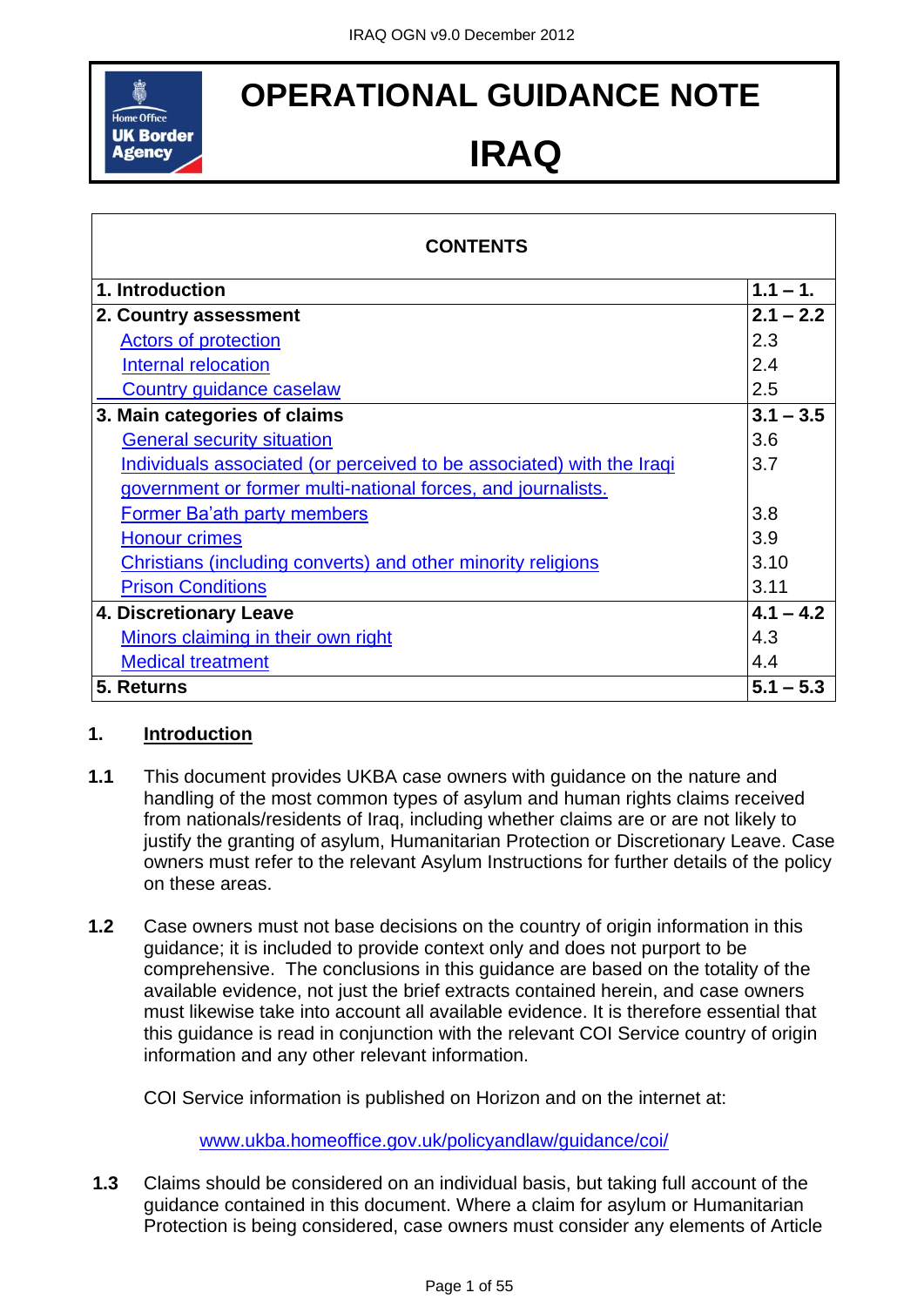# OPERATIONAL GUIDANCE NOTE

# IRAQ

| CONTENTS | |
|---|---|
| **1. Introduction** | **1.1 – 1.** |
| **2. Country assessment** | **2.1 – 2.2** |
| Actors of protection | 2.3 |
| Internal relocation | 2.4 |
| Country guidance caselaw | 2.5 |
| **3. Main categories of claims** | **3.1 – 3.5** |
| General security situation | 3.6 |
| Individuals associated (or perceived to be associated) with the Iraqi government or former multi-national forces, and journalists. | 3.7 |
| Former Ba'ath party members | 3.8 |
| Honour crimes | 3.9 |
| Christians (including converts) and other minority religions | 3.10 |
| Prison Conditions | 3.11 |
| **4. Discretionary Leave** | **4.1 – 4.2** |
| Minors claiming in their own right | 4.3 |
| Medical treatment | 4.4 |
| **5. Returns** | **5.1 – 5.3** |

## 1. Introduction

**1.1** This document provides UKBA case owners with guidance on the nature and handling of the most common types of asylum and human rights claims received from nationals/residents of Iraq, including whether claims are or are not likely to justify the granting of asylum, Humanitarian Protection or Discretionary Leave. Case owners must refer to the relevant Asylum Instructions for further details of the policy on these areas.

**1.2** Case owners must not base decisions on the country of origin information in this guidance; it is included to provide context only and does not purport to be comprehensive. The conclusions in this guidance are based on the totality of the available evidence, not just the brief extracts contained herein, and case owners must likewise take into account all available evidence. It is therefore essential that this guidance is read in conjunction with the relevant COI Service country of origin information and any other relevant information.

COI Service information is published on Horizon and on the internet at:

www.ukba.homeoffice.gov.uk/policyandlaw/guidance/coi/

**1.3** Claims should be considered on an individual basis, but taking full account of the guidance contained in this document. Where a claim for asylum or Humanitarian Protection is being considered, case owners must consider any elements of Article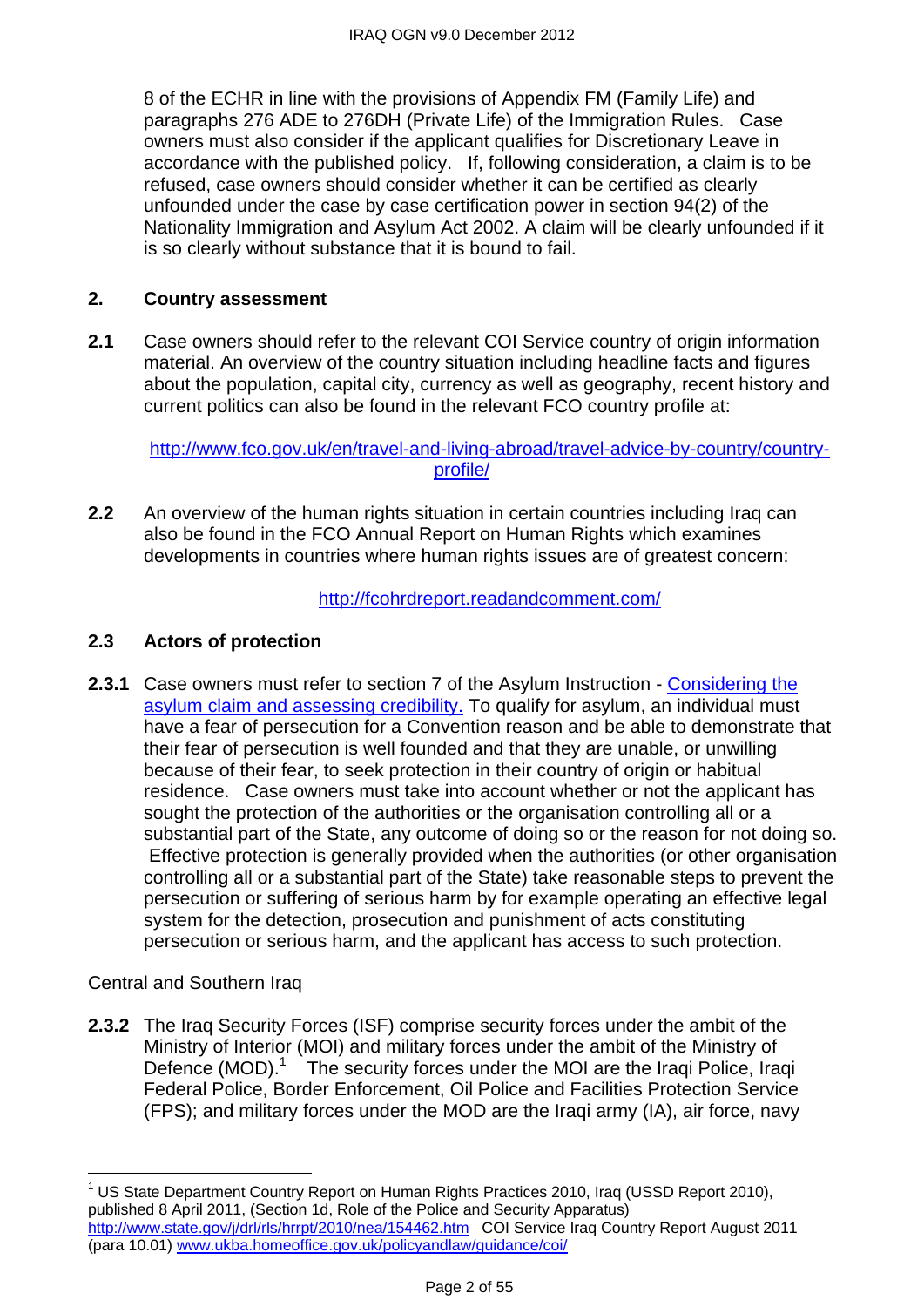8 of the ECHR in line with the provisions of Appendix FM (Family Life) and paragraphs 276 ADE to 276DH (Private Life) of the Immigration Rules. Case owners must also consider if the applicant qualifies for Discretionary Leave in accordance with the published policy. If, following consideration, a claim is to be refused, case owners should consider whether it can be certified as clearly unfounded under the case by case certification power in section 94(2) of the Nationality Immigration and Asylum Act 2002. A claim will be clearly unfounded if it is so clearly without substance that it is bound to fail.

## 2. Country assessment

**2.1** Case owners should refer to the relevant COI Service country of origin information material. An overview of the country situation including headline facts and figures about the population, capital city, currency as well as geography, recent history and current politics can also be found in the relevant FCO country profile at:

http://www.fco.gov.uk/en/travel-and-living-abroad/travel-advice-by-country/country-profile/

**2.2** An overview of the human rights situation in certain countries including Iraq can also be found in the FCO Annual Report on Human Rights which examines developments in countries where human rights issues are of greatest concern:

http://fcohrdreport.readandcomment.com/

### 2.3 Actors of protection

**2.3.1** Case owners must refer to section 7 of the Asylum Instruction - Considering the asylum claim and assessing credibility. To qualify for asylum, an individual must have a fear of persecution for a Convention reason and be able to demonstrate that their fear of persecution is well founded and that they are unable, or unwilling because of their fear, to seek protection in their country of origin or habitual residence. Case owners must take into account whether or not the applicant has sought the protection of the authorities or the organisation controlling all or a substantial part of the State, any outcome of doing so or the reason for not doing so. Effective protection is generally provided when the authorities (or other organisation controlling all or a substantial part of the State) take reasonable steps to prevent the persecution or suffering of serious harm by for example operating an effective legal system for the detection, prosecution and punishment of acts constituting persecution or serious harm, and the applicant has access to such protection.

Central and Southern Iraq

**2.3.2** The Iraq Security Forces (ISF) comprise security forces under the ambit of the Ministry of Interior (MOI) and military forces under the ambit of the Ministry of Defence (MOD).[1] The security forces under the MOI are the Iraqi Police, Iraqi Federal Police, Border Enforcement, Oil Police and Facilities Protection Service (FPS); and military forces under the MOD are the Iraqi army (IA), air force, navy

[1] US State Department Country Report on Human Rights Practices 2010, Iraq (USSD Report 2010), published 8 April 2011, (Section 1d, Role of the Police and Security Apparatus) http://www.state.gov/j/drl/rls/hrrpt/2010/nea/154462.htm COI Service Iraq Country Report August 2011 (para 10.01) www.ukba.homeoffice.gov.uk/policyandlaw/guidance/coi/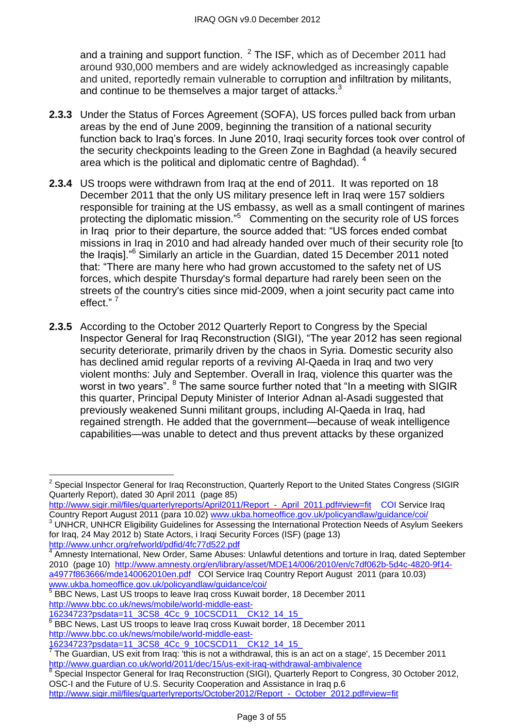and a training and support function. [2] The ISF, which as of December 2011 had around 930,000 members and are widely acknowledged as increasingly capable and united, reportedly remain vulnerable to corruption and infiltration by militants, and continue to be themselves a major target of attacks.[3]

**2.3.3** Under the Status of Forces Agreement (SOFA), US forces pulled back from urban areas by the end of June 2009, beginning the transition of a national security function back to Iraq's forces. In June 2010, Iraqi security forces took over control of the security checkpoints leading to the Green Zone in Baghdad (a heavily secured area which is the political and diplomatic centre of Baghdad). [4]

**2.3.4** US troops were withdrawn from Iraq at the end of 2011. It was reported on 18 December 2011 that the only US military presence left in Iraq were 157 soldiers responsible for training at the US embassy, as well as a small contingent of marines protecting the diplomatic mission."[5] Commenting on the security role of US forces in Iraq prior to their departure, the source added that: "US forces ended combat missions in Iraq in 2010 and had already handed over much of their security role [to the Iraqis]."[6] Similarly an article in the Guardian, dated 15 December 2011 noted that: "There are many here who had grown accustomed to the safety net of US forces, which despite Thursday's formal departure had rarely been seen on the streets of the country's cities since mid-2009, when a joint security pact came into effect." [7]

**2.3.5** According to the October 2012 Quarterly Report to Congress by the Special Inspector General for Iraq Reconstruction (SIGI), "The year 2012 has seen regional security deteriorate, primarily driven by the chaos in Syria. Domestic security also has declined amid regular reports of a reviving Al-Qaeda in Iraq and two very violent months: July and September. Overall in Iraq, violence this quarter was the worst in two years". [8] The same source further noted that "In a meeting with SIGIR this quarter, Principal Deputy Minister of Interior Adnan al-Asadi suggested that previously weakened Sunni militant groups, including Al-Qaeda in Iraq, had regained strength. He added that the government—because of weak intelligence capabilities—was unable to detect and thus prevent attacks by these organized

---

[2] Special Inspector General for Iraq Reconstruction, Quarterly Report to the United States Congress (SIGIR Quarterly Report), dated 30 April 2011 (page 85) http://www.sigir.mil/files/quarterlyreports/April2011/Report_-_April_2011.pdf#view=fit COI Service Iraq Country Report August 2011 (para 10.02) www.ukba.homeoffice.gov.uk/policyandlaw/guidance/coi/

[3] UNHCR, UNHCR Eligibility Guidelines for Assessing the International Protection Needs of Asylum Seekers for Iraq, 24 May 2012 b) State Actors, i Iraqi Security Forces (ISF) (page 13) http://www.unhcr.org/refworld/pdfid/4fc77d522.pdf

[4] Amnesty International, New Order, Same Abuses: Unlawful detentions and torture in Iraq, dated September 2010 (page 10) http://www.amnesty.org/en/library/asset/MDE14/006/2010/en/c7df062b-5d4c-4820-9f14-a4977f863666/mde140062010en.pdf COI Service Iraq Country Report August 2011 (para 10.03) www.ukba.homeoffice.gov.uk/policyandlaw/guidance/coi/

[5] BBC News, Last US troops to leave Iraq cross Kuwait border, 18 December 2011 http://www.bbc.co.uk/news/mobile/world-middle-east-16234723?psdata=11_3CS8_4Cc_9_10CSCD11__CK12_14_15_

[6] BBC News, Last US troops to leave Iraq cross Kuwait border, 18 December 2011 http://www.bbc.co.uk/news/mobile/world-middle-east-16234723?psdata=11_3CS8_4Cc_9_10CSCD11__CK12_14_15_

[7] The Guardian, US exit from Iraq: 'this is not a withdrawal, this is an act on a stage', 15 December 2011 http://www.guardian.co.uk/world/2011/dec/15/us-exit-iraq-withdrawal-ambivalence

[8] Special Inspector General for Iraq Reconstruction (SIGI), Quarterly Report to Congress, 30 October 2012, OSC-I and the Future of U.S. Security Cooperation and Assistance in Iraq p.6 http://www.sigir.mil/files/quarterlyreports/October2012/Report_-_October_2012.pdf#view=fit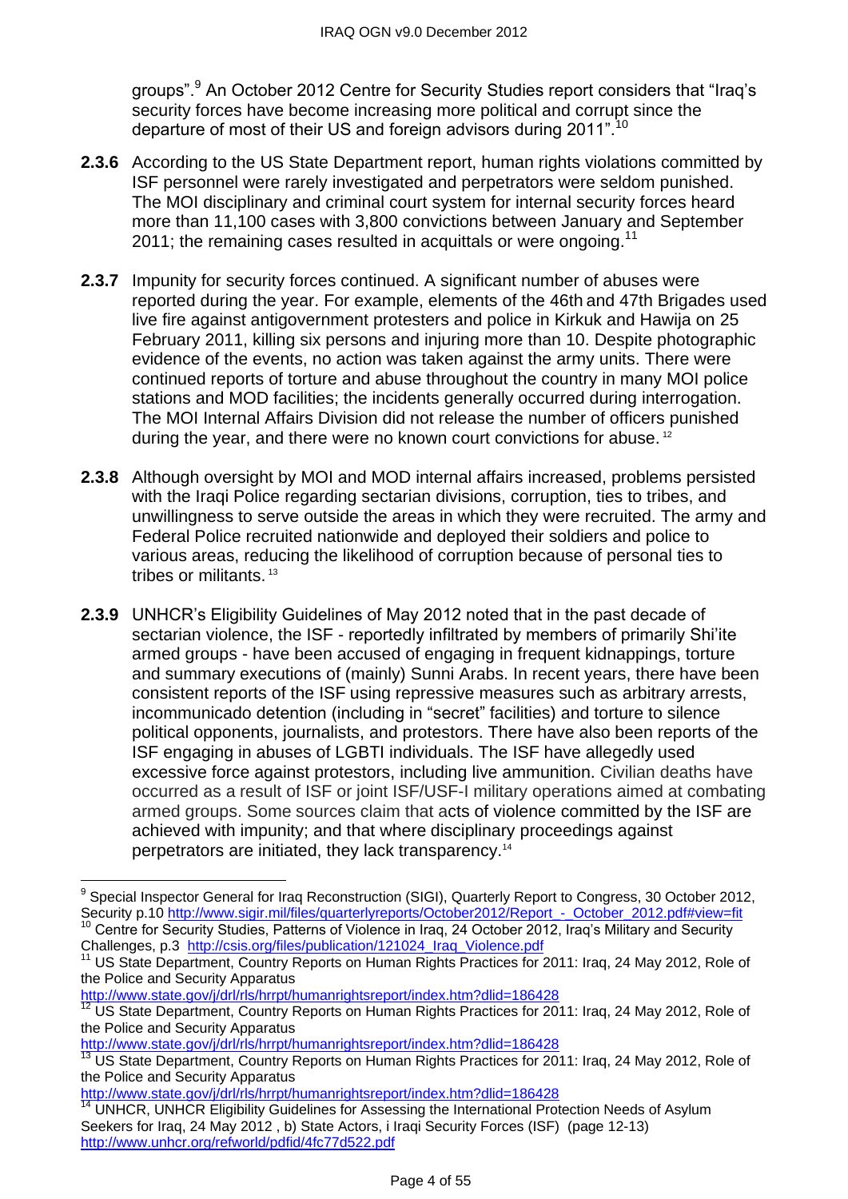groups".[9] An October 2012 Centre for Security Studies report considers that "Iraq's security forces have become increasing more political and corrupt since the departure of most of their US and foreign advisors during 2011".[10]

**2.3.6** According to the US State Department report, human rights violations committed by ISF personnel were rarely investigated and perpetrators were seldom punished. The MOI disciplinary and criminal court system for internal security forces heard more than 11,100 cases with 3,800 convictions between January and September 2011; the remaining cases resulted in acquittals or were ongoing.[11]

**2.3.7** Impunity for security forces continued. A significant number of abuses were reported during the year. For example, elements of the 46th and 47th Brigades used live fire against antigovernment protesters and police in Kirkuk and Hawija on 25 February 2011, killing six persons and injuring more than 10. Despite photographic evidence of the events, no action was taken against the army units. There were continued reports of torture and abuse throughout the country in many MOI police stations and MOD facilities; the incidents generally occurred during interrogation. The MOI Internal Affairs Division did not release the number of officers punished during the year, and there were no known court convictions for abuse.[12]

**2.3.8** Although oversight by MOI and MOD internal affairs increased, problems persisted with the Iraqi Police regarding sectarian divisions, corruption, ties to tribes, and unwillingness to serve outside the areas in which they were recruited. The army and Federal Police recruited nationwide and deployed their soldiers and police to various areas, reducing the likelihood of corruption because of personal ties to tribes or militants.[13]

**2.3.9** UNHCR's Eligibility Guidelines of May 2012 noted that in the past decade of sectarian violence, the ISF - reportedly infiltrated by members of primarily Shi'ite armed groups - have been accused of engaging in frequent kidnappings, torture and summary executions of (mainly) Sunni Arabs. In recent years, there have been consistent reports of the ISF using repressive measures such as arbitrary arrests, incommunicado detention (including in "secret" facilities) and torture to silence political opponents, journalists, and protestors. There have also been reports of the ISF engaging in abuses of LGBTI individuals. The ISF have allegedly used excessive force against protestors, including live ammunition. Civilian deaths have occurred as a result of ISF or joint ISF/USF-I military operations aimed at combating armed groups. Some sources claim that acts of violence committed by the ISF are achieved with impunity; and that where disciplinary proceedings against perpetrators are initiated, they lack transparency.[14]

---

[9] Special Inspector General for Iraq Reconstruction (SIGI), Quarterly Report to Congress, 30 October 2012, Security p.10 http://www.sigir.mil/files/quarterlyreports/October2012/Report_-_October_2012.pdf#view=fit

[10] Centre for Security Studies, Patterns of Violence in Iraq, 24 October 2012, Iraq's Military and Security Challenges, p.3 http://csis.org/files/publication/121024_Iraq_Violence.pdf

[11] US State Department, Country Reports on Human Rights Practices for 2011: Iraq, 24 May 2012, Role of the Police and Security Apparatus http://www.state.gov/j/drl/rls/hrrpt/humanrightsreport/index.htm?dlid=186428

[12] US State Department, Country Reports on Human Rights Practices for 2011: Iraq, 24 May 2012, Role of the Police and Security Apparatus http://www.state.gov/j/drl/rls/hrrpt/humanrightsreport/index.htm?dlid=186428

[13] US State Department, Country Reports on Human Rights Practices for 2011: Iraq, 24 May 2012, Role of the Police and Security Apparatus http://www.state.gov/j/drl/rls/hrrpt/humanrightsreport/index.htm?dlid=186428

[14] UNHCR, UNHCR Eligibility Guidelines for Assessing the International Protection Needs of Asylum Seekers for Iraq, 24 May 2012 , b) State Actors, i Iraqi Security Forces (ISF) (page 12-13) http://www.unhcr.org/refworld/pdfid/4fc77d522.pdf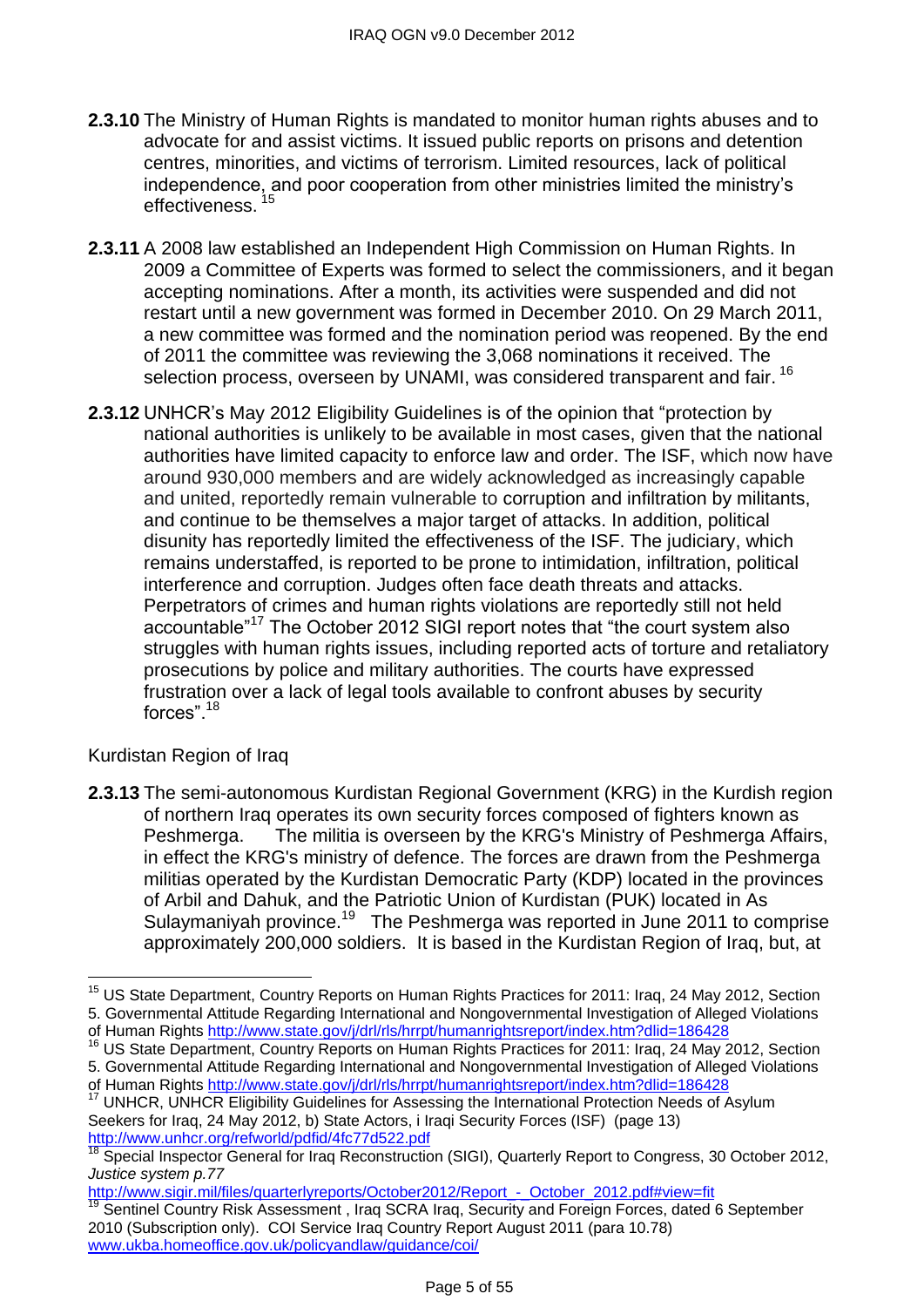**2.3.10** The Ministry of Human Rights is mandated to monitor human rights abuses and to advocate for and assist victims. It issued public reports on prisons and detention centres, minorities, and victims of terrorism. Limited resources, lack of political independence, and poor cooperation from other ministries limited the ministry's effectiveness. [15]

**2.3.11** A 2008 law established an Independent High Commission on Human Rights. In 2009 a Committee of Experts was formed to select the commissioners, and it began accepting nominations. After a month, its activities were suspended and did not restart until a new government was formed in December 2010. On 29 March 2011, a new committee was formed and the nomination period was reopened. By the end of 2011 the committee was reviewing the 3,068 nominations it received. The selection process, overseen by UNAMI, was considered transparent and fair. [16]

**2.3.12** UNHCR's May 2012 Eligibility Guidelines is of the opinion that "protection by national authorities is unlikely to be available in most cases, given that the national authorities have limited capacity to enforce law and order. The ISF, which now have around 930,000 members and are widely acknowledged as increasingly capable and united, reportedly remain vulnerable to corruption and infiltration by militants, and continue to be themselves a major target of attacks. In addition, political disunity has reportedly limited the effectiveness of the ISF. The judiciary, which remains understaffed, is reported to be prone to intimidation, infiltration, political interference and corruption. Judges often face death threats and attacks. Perpetrators of crimes and human rights violations are reportedly still not held accountable"[17] The October 2012 SIGI report notes that "the court system also struggles with human rights issues, including reported acts of torture and retaliatory prosecutions by police and military authorities. The courts have expressed frustration over a lack of legal tools available to confront abuses by security forces".[18]

Kurdistan Region of Iraq

**2.3.13** The semi-autonomous Kurdistan Regional Government (KRG) in the Kurdish region of northern Iraq operates its own security forces composed of fighters known as Peshmerga. The militia is overseen by the KRG's Ministry of Peshmerga Affairs, in effect the KRG's ministry of defence. The forces are drawn from the Peshmerga militias operated by the Kurdistan Democratic Party (KDP) located in the provinces of Arbil and Dahuk, and the Patriotic Union of Kurdistan (PUK) located in As Sulaymaniyah province.[19] The Peshmerga was reported in June 2011 to comprise approximately 200,000 soldiers. It is based in the Kurdistan Region of Iraq, but, at

---

[15] US State Department, Country Reports on Human Rights Practices for 2011: Iraq, 24 May 2012, Section 5. Governmental Attitude Regarding International and Nongovernmental Investigation of Alleged Violations of Human Rights http://www.state.gov/j/drl/rls/hrrpt/humanrightsreport/index.htm?dlid=186428

[16] US State Department, Country Reports on Human Rights Practices for 2011: Iraq, 24 May 2012, Section 5. Governmental Attitude Regarding International and Nongovernmental Investigation of Alleged Violations of Human Rights http://www.state.gov/j/drl/rls/hrrpt/humanrightsreport/index.htm?dlid=186428

[17] UNHCR, UNHCR Eligibility Guidelines for Assessing the International Protection Needs of Asylum Seekers for Iraq, 24 May 2012, b) State Actors, i Iraqi Security Forces (ISF) (page 13) http://www.unhcr.org/refworld/pdfid/4fc77d522.pdf

[18] Special Inspector General for Iraq Reconstruction (SIGI), Quarterly Report to Congress, 30 October 2012, *Justice system p.77* http://www.sigir.mil/files/quarterlyreports/October2012/Report_-_October_2012.pdf#view=fit

[19] Sentinel Country Risk Assessment , Iraq SCRA Iraq, Security and Foreign Forces, dated 6 September 2010 (Subscription only). COI Service Iraq Country Report August 2011 (para 10.78) www.ukba.homeoffice.gov.uk/policyandlaw/guidance/coi/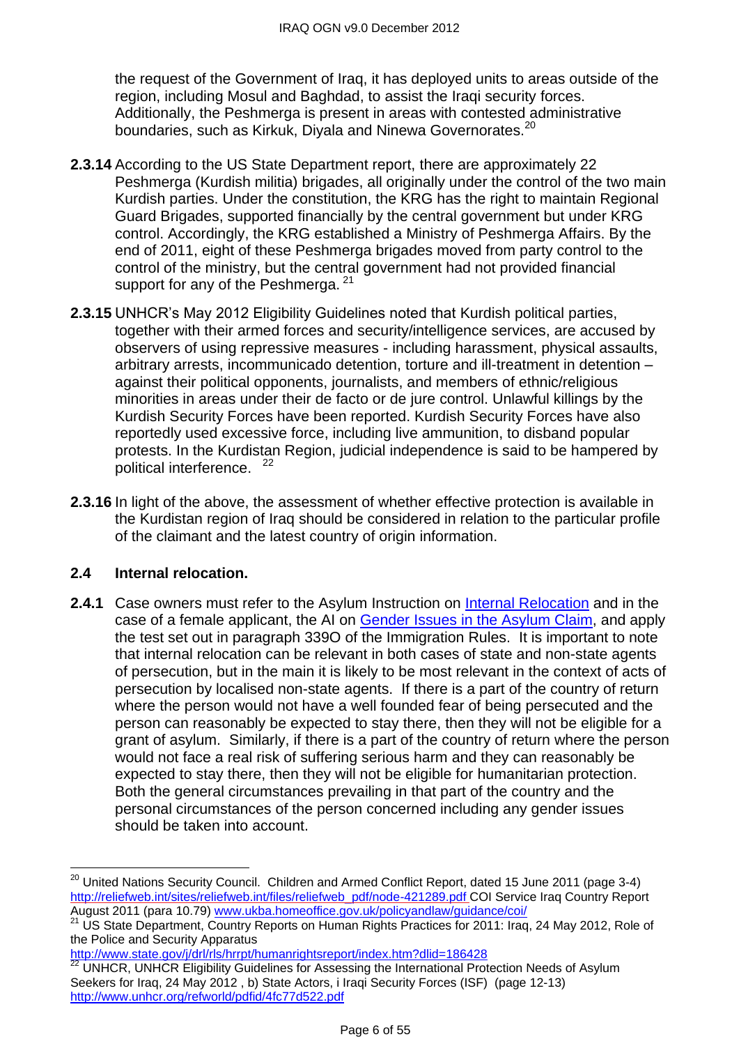the request of the Government of Iraq, it has deployed units to areas outside of the region, including Mosul and Baghdad, to assist the Iraqi security forces. Additionally, the Peshmerga is present in areas with contested administrative boundaries, such as Kirkuk, Diyala and Ninewa Governorates.[20]

**2.3.14** According to the US State Department report, there are approximately 22 Peshmerga (Kurdish militia) brigades, all originally under the control of the two main Kurdish parties. Under the constitution, the KRG has the right to maintain Regional Guard Brigades, supported financially by the central government but under KRG control. Accordingly, the KRG established a Ministry of Peshmerga Affairs. By the end of 2011, eight of these Peshmerga brigades moved from party control to the control of the ministry, but the central government had not provided financial support for any of the Peshmerga. [21]

**2.3.15** UNHCR's May 2012 Eligibility Guidelines noted that Kurdish political parties, together with their armed forces and security/intelligence services, are accused by observers of using repressive measures - including harassment, physical assaults, arbitrary arrests, incommunicado detention, torture and ill-treatment in detention – against their political opponents, journalists, and members of ethnic/religious minorities in areas under their de facto or de jure control. Unlawful killings by the Kurdish Security Forces have been reported. Kurdish Security Forces have also reportedly used excessive force, including live ammunition, to disband popular protests. In the Kurdistan Region, judicial independence is said to be hampered by political interference. [22]

**2.3.16** In light of the above, the assessment of whether effective protection is available in the Kurdistan region of Iraq should be considered in relation to the particular profile of the claimant and the latest country of origin information.

## 2.4 Internal relocation.

**2.4.1** Case owners must refer to the Asylum Instruction on Internal Relocation and in the case of a female applicant, the AI on Gender Issues in the Asylum Claim, and apply the test set out in paragraph 339O of the Immigration Rules. It is important to note that internal relocation can be relevant in both cases of state and non-state agents of persecution, but in the main it is likely to be most relevant in the context of acts of persecution by localised non-state agents. If there is a part of the country of return where the person would not have a well founded fear of being persecuted and the person can reasonably be expected to stay there, then they will not be eligible for a grant of asylum. Similarly, if there is a part of the country of return where the person would not face a real risk of suffering serious harm and they can reasonably be expected to stay there, then they will not be eligible for humanitarian protection. Both the general circumstances prevailing in that part of the country and the personal circumstances of the person concerned including any gender issues should be taken into account.

---

[20] United Nations Security Council. Children and Armed Conflict Report, dated 15 June 2011 (page 3-4) http://reliefweb.int/sites/reliefweb.int/files/reliefweb_pdf/node-421289.pdf COI Service Iraq Country Report August 2011 (para 10.79) www.ukba.homeoffice.gov.uk/policyandlaw/guidance/coi/

[21] US State Department, Country Reports on Human Rights Practices for 2011: Iraq, 24 May 2012, Role of the Police and Security Apparatus http://www.state.gov/j/drl/rls/hrrpt/humanrightsreport/index.htm?dlid=186428

[22] UNHCR, UNHCR Eligibility Guidelines for Assessing the International Protection Needs of Asylum Seekers for Iraq, 24 May 2012 , b) State Actors, i Iraqi Security Forces (ISF) (page 12-13) http://www.unhcr.org/refworld/pdfid/4fc77d522.pdf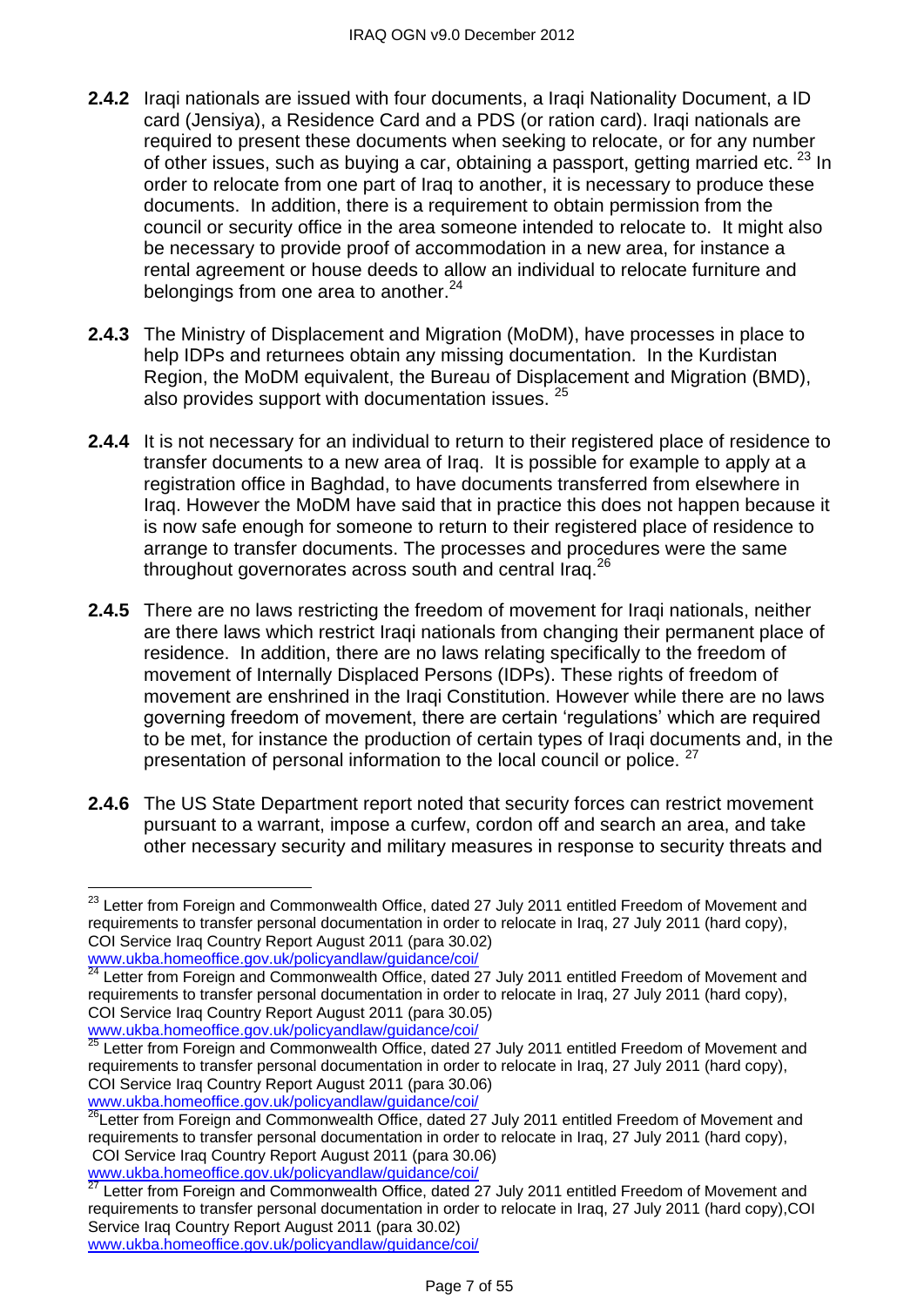**2.4.2** Iraqi nationals are issued with four documents, a Iraqi Nationality Document, a ID card (Jensiya), a Residence Card and a PDS (or ration card). Iraqi nationals are required to present these documents when seeking to relocate, or for any number of other issues, such as buying a car, obtaining a passport, getting married etc. [23] In order to relocate from one part of Iraq to another, it is necessary to produce these documents. In addition, there is a requirement to obtain permission from the council or security office in the area someone intended to relocate to. It might also be necessary to provide proof of accommodation in a new area, for instance a rental agreement or house deeds to allow an individual to relocate furniture and belongings from one area to another.[24]

**2.4.3** The Ministry of Displacement and Migration (MoDM), have processes in place to help IDPs and returnees obtain any missing documentation. In the Kurdistan Region, the MoDM equivalent, the Bureau of Displacement and Migration (BMD), also provides support with documentation issues. [25]

**2.4.4** It is not necessary for an individual to return to their registered place of residence to transfer documents to a new area of Iraq. It is possible for example to apply at a registration office in Baghdad, to have documents transferred from elsewhere in Iraq. However the MoDM have said that in practice this does not happen because it is now safe enough for someone to return to their registered place of residence to arrange to transfer documents. The processes and procedures were the same throughout governorates across south and central Iraq.[26]

**2.4.5** There are no laws restricting the freedom of movement for Iraqi nationals, neither are there laws which restrict Iraqi nationals from changing their permanent place of residence. In addition, there are no laws relating specifically to the freedom of movement of Internally Displaced Persons (IDPs). These rights of freedom of movement are enshrined in the Iraqi Constitution. However while there are no laws governing freedom of movement, there are certain 'regulations' which are required to be met, for instance the production of certain types of Iraqi documents and, in the presentation of personal information to the local council or police. [27]

**2.4.6** The US State Department report noted that security forces can restrict movement pursuant to a warrant, impose a curfew, cordon off and search an area, and take other necessary security and military measures in response to security threats and

---

[23] Letter from Foreign and Commonwealth Office, dated 27 July 2011 entitled Freedom of Movement and requirements to transfer personal documentation in order to relocate in Iraq, 27 July 2011 (hard copy), COI Service Iraq Country Report August 2011 (para 30.02) www.ukba.homeoffice.gov.uk/policyandlaw/guidance/coi/

[24] Letter from Foreign and Commonwealth Office, dated 27 July 2011 entitled Freedom of Movement and requirements to transfer personal documentation in order to relocate in Iraq, 27 July 2011 (hard copy), COI Service Iraq Country Report August 2011 (para 30.05) www.ukba.homeoffice.gov.uk/policyandlaw/guidance/coi/

[25] Letter from Foreign and Commonwealth Office, dated 27 July 2011 entitled Freedom of Movement and requirements to transfer personal documentation in order to relocate in Iraq, 27 July 2011 (hard copy), COI Service Iraq Country Report August 2011 (para 30.06) www.ukba.homeoffice.gov.uk/policyandlaw/guidance/coi/

[26] Letter from Foreign and Commonwealth Office, dated 27 July 2011 entitled Freedom of Movement and requirements to transfer personal documentation in order to relocate in Iraq, 27 July 2011 (hard copy), COI Service Iraq Country Report August 2011 (para 30.06) www.ukba.homeoffice.gov.uk/policyandlaw/guidance/coi/

[27] Letter from Foreign and Commonwealth Office, dated 27 July 2011 entitled Freedom of Movement and requirements to transfer personal documentation in order to relocate in Iraq, 27 July 2011 (hard copy),COI Service Iraq Country Report August 2011 (para 30.02) www.ukba.homeoffice.gov.uk/policyandlaw/guidance/coi/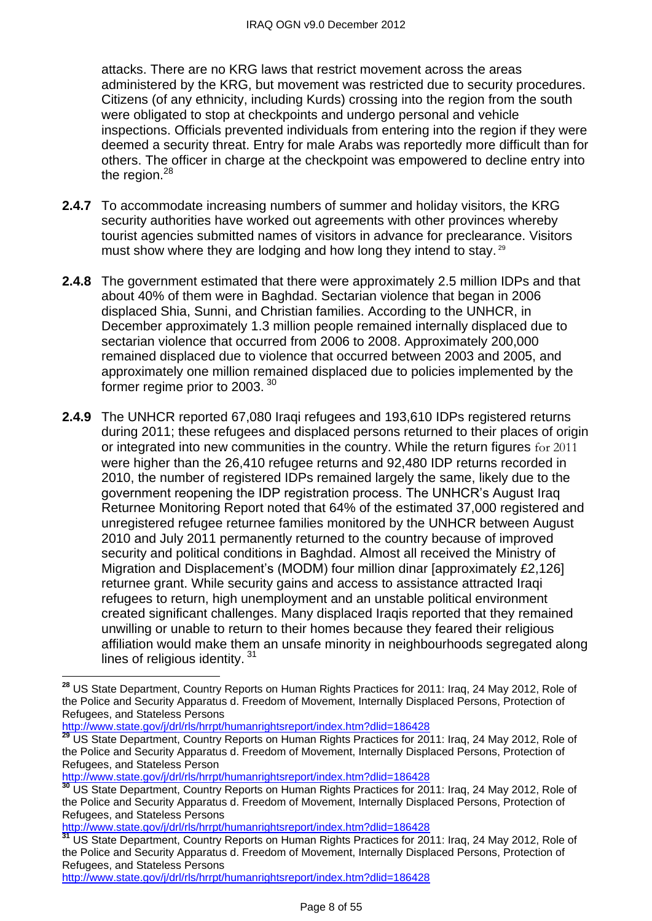attacks. There are no KRG laws that restrict movement across the areas administered by the KRG, but movement was restricted due to security procedures. Citizens (of any ethnicity, including Kurds) crossing into the region from the south were obligated to stop at checkpoints and undergo personal and vehicle inspections. Officials prevented individuals from entering into the region if they were deemed a security threat. Entry for male Arabs was reportedly more difficult than for others. The officer in charge at the checkpoint was empowered to decline entry into the region.[28]

**2.4.7** To accommodate increasing numbers of summer and holiday visitors, the KRG security authorities have worked out agreements with other provinces whereby tourist agencies submitted names of visitors in advance for preclearance. Visitors must show where they are lodging and how long they intend to stay.[29]

**2.4.8** The government estimated that there were approximately 2.5 million IDPs and that about 40% of them were in Baghdad. Sectarian violence that began in 2006 displaced Shia, Sunni, and Christian families. According to the UNHCR, in December approximately 1.3 million people remained internally displaced due to sectarian violence that occurred from 2006 to 2008. Approximately 200,000 remained displaced due to violence that occurred between 2003 and 2005, and approximately one million remained displaced due to policies implemented by the former regime prior to 2003.[30]

**2.4.9** The UNHCR reported 67,080 Iraqi refugees and 193,610 IDPs registered returns during 2011; these refugees and displaced persons returned to their places of origin or integrated into new communities in the country. While the return figures for 2011 were higher than the 26,410 refugee returns and 92,480 IDP returns recorded in 2010, the number of registered IDPs remained largely the same, likely due to the government reopening the IDP registration process. The UNHCR's August Iraq Returnee Monitoring Report noted that 64% of the estimated 37,000 registered and unregistered refugee returnee families monitored by the UNHCR between August 2010 and July 2011 permanently returned to the country because of improved security and political conditions in Baghdad. Almost all received the Ministry of Migration and Displacement's (MODM) four million dinar [approximately £2,126] returnee grant. While security gains and access to assistance attracted Iraqi refugees to return, high unemployment and an unstable political environment created significant challenges. Many displaced Iraqis reported that they remained unwilling or unable to return to their homes because they feared their religious affiliation would make them an unsafe minority in neighbourhoods segregated along lines of religious identity.[31]

---

[28] US State Department, Country Reports on Human Rights Practices for 2011: Iraq, 24 May 2012, Role of the Police and Security Apparatus d. Freedom of Movement, Internally Displaced Persons, Protection of Refugees, and Stateless Persons http://www.state.gov/j/drl/rls/hrrpt/humanrightsreport/index.htm?dlid=186428

[29] US State Department, Country Reports on Human Rights Practices for 2011: Iraq, 24 May 2012, Role of the Police and Security Apparatus d. Freedom of Movement, Internally Displaced Persons, Protection of Refugees, and Stateless Person http://www.state.gov/j/drl/rls/hrrpt/humanrightsreport/index.htm?dlid=186428

[30] US State Department, Country Reports on Human Rights Practices for 2011: Iraq, 24 May 2012, Role of the Police and Security Apparatus d. Freedom of Movement, Internally Displaced Persons, Protection of Refugees, and Stateless Persons http://www.state.gov/j/drl/rls/hrrpt/humanrightsreport/index.htm?dlid=186428

[31] US State Department, Country Reports on Human Rights Practices for 2011: Iraq, 24 May 2012, Role of the Police and Security Apparatus d. Freedom of Movement, Internally Displaced Persons, Protection of Refugees, and Stateless Persons http://www.state.gov/j/drl/rls/hrrpt/humanrightsreport/index.htm?dlid=186428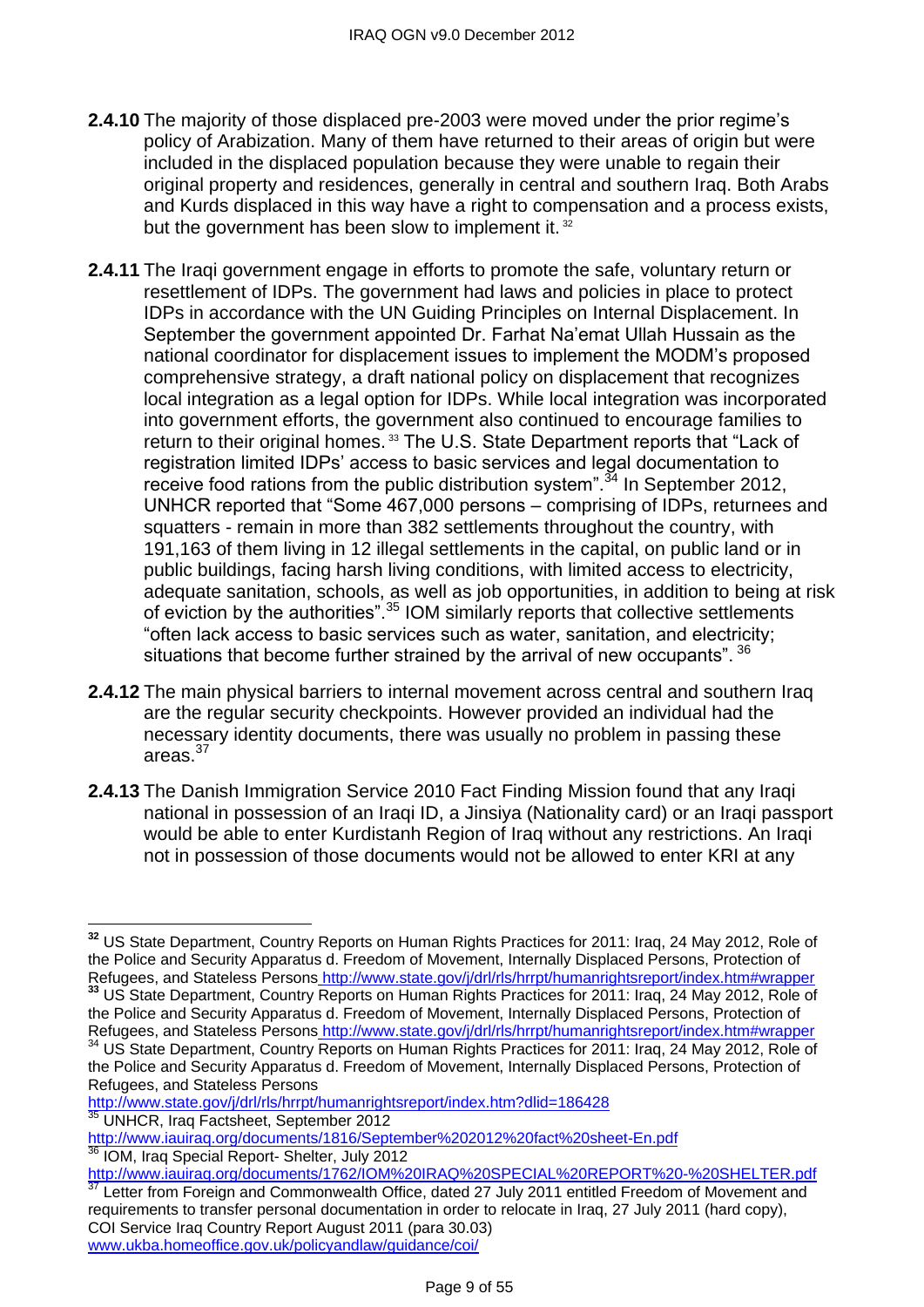**2.4.10** The majority of those displaced pre-2003 were moved under the prior regime's policy of Arabization. Many of them have returned to their areas of origin but were included in the displaced population because they were unable to regain their original property and residences, generally in central and southern Iraq. Both Arabs and Kurds displaced in this way have a right to compensation and a process exists, but the government has been slow to implement it.[32]

**2.4.11** The Iraqi government engage in efforts to promote the safe, voluntary return or resettlement of IDPs. The government had laws and policies in place to protect IDPs in accordance with the UN Guiding Principles on Internal Displacement. In September the government appointed Dr. Farhat Na'emat Ullah Hussain as the national coordinator for displacement issues to implement the MODM's proposed comprehensive strategy, a draft national policy on displacement that recognizes local integration as a legal option for IDPs. While local integration was incorporated into government efforts, the government also continued to encourage families to return to their original homes.[33] The U.S. State Department reports that "Lack of registration limited IDPs' access to basic services and legal documentation to receive food rations from the public distribution system".[34] In September 2012, UNHCR reported that "Some 467,000 persons – comprising of IDPs, returnees and squatters - remain in more than 382 settlements throughout the country, with 191,163 of them living in 12 illegal settlements in the capital, on public land or in public buildings, facing harsh living conditions, with limited access to electricity, adequate sanitation, schools, as well as job opportunities, in addition to being at risk of eviction by the authorities".[35] IOM similarly reports that collective settlements "often lack access to basic services such as water, sanitation, and electricity; situations that become further strained by the arrival of new occupants".[36]

**2.4.12** The main physical barriers to internal movement across central and southern Iraq are the regular security checkpoints. However provided an individual had the necessary identity documents, there was usually no problem in passing these areas.[37]

**2.4.13** The Danish Immigration Service 2010 Fact Finding Mission found that any Iraqi national in possession of an Iraqi ID, a Jinsiya (Nationality card) or an Iraqi passport would be able to enter Kurdistanh Region of Iraq without any restrictions. An Iraqi not in possession of those documents would not be allowed to enter KRI at any

---

[32] US State Department, Country Reports on Human Rights Practices for 2011: Iraq, 24 May 2012, Role of the Police and Security Apparatus d. Freedom of Movement, Internally Displaced Persons, Protection of Refugees, and Stateless Persons http://www.state.gov/j/drl/rls/hrrpt/humanrightsreport/index.htm#wrapper

[33] US State Department, Country Reports on Human Rights Practices for 2011: Iraq, 24 May 2012, Role of the Police and Security Apparatus d. Freedom of Movement, Internally Displaced Persons, Protection of Refugees, and Stateless Persons http://www.state.gov/j/drl/rls/hrrpt/humanrightsreport/index.htm#wrapper

[34] US State Department, Country Reports on Human Rights Practices for 2011: Iraq, 24 May 2012, Role of the Police and Security Apparatus d. Freedom of Movement, Internally Displaced Persons, Protection of Refugees, and Stateless Persons http://www.state.gov/j/drl/rls/hrrpt/humanrightsreport/index.htm?dlid=186428

[35] UNHCR, Iraq Factsheet, September 2012 http://www.iauiraq.org/documents/1816/September%202012%20fact%20sheet-En.pdf

[36] IOM, Iraq Special Report- Shelter, July 2012 http://www.iauiraq.org/documents/1762/IOM%20IRAQ%20SPECIAL%20REPORT%20-%20SHELTER.pdf

[37] Letter from Foreign and Commonwealth Office, dated 27 July 2011 entitled Freedom of Movement and requirements to transfer personal documentation in order to relocate in Iraq, 27 July 2011 (hard copy), COI Service Iraq Country Report August 2011 (para 30.03) www.ukba.homeoffice.gov.uk/policyandlaw/guidance/coi/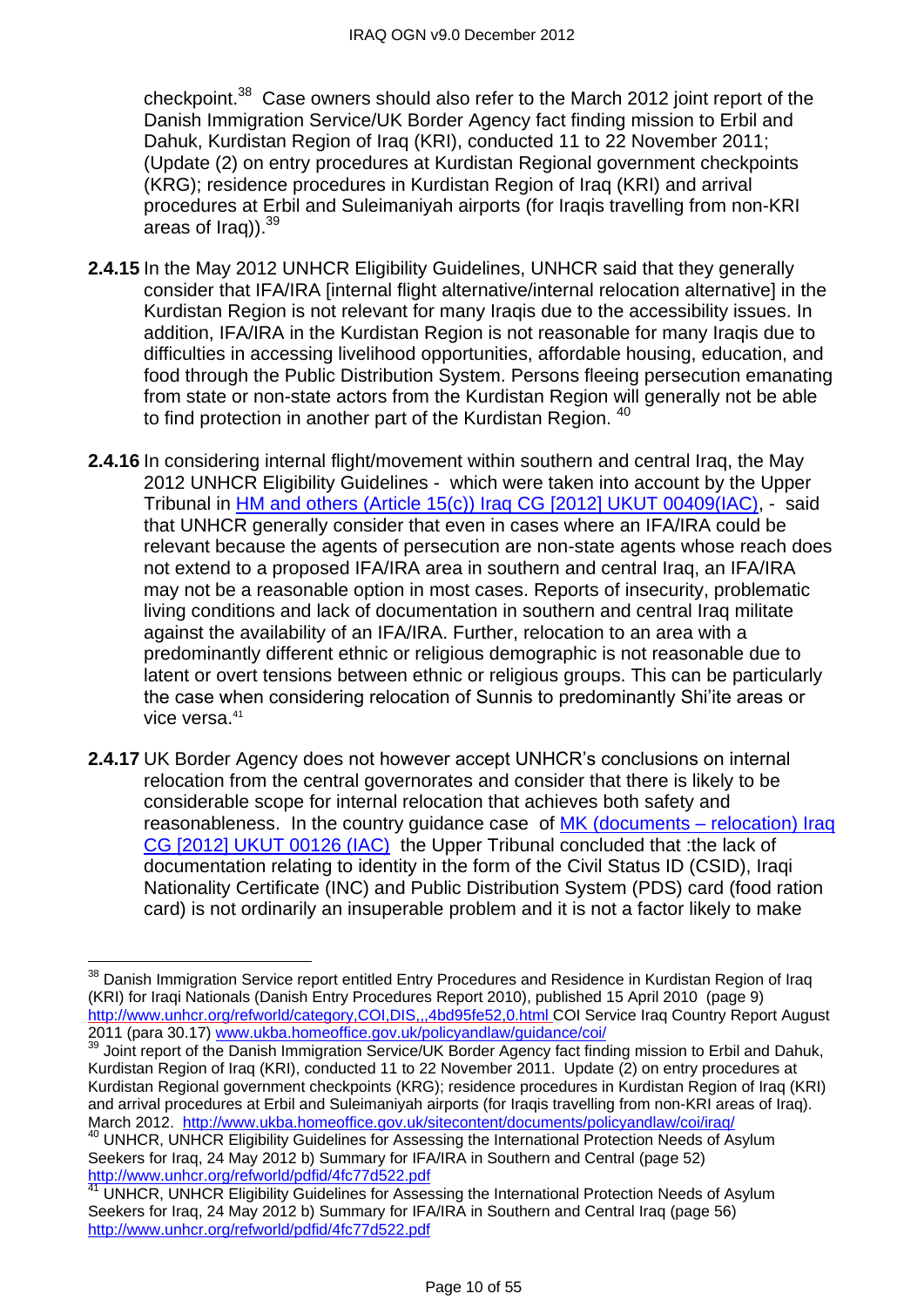checkpoint.[38] Case owners should also refer to the March 2012 joint report of the Danish Immigration Service/UK Border Agency fact finding mission to Erbil and Dahuk, Kurdistan Region of Iraq (KRI), conducted 11 to 22 November 2011; (Update (2) on entry procedures at Kurdistan Regional government checkpoints (KRG); residence procedures in Kurdistan Region of Iraq (KRI) and arrival procedures at Erbil and Suleimaniyah airports (for Iraqis travelling from non-KRI areas of Iraq)).[39]

**2.4.15** In the May 2012 UNHCR Eligibility Guidelines, UNHCR said that they generally consider that IFA/IRA [internal flight alternative/internal relocation alternative] in the Kurdistan Region is not relevant for many Iraqis due to the accessibility issues. In addition, IFA/IRA in the Kurdistan Region is not reasonable for many Iraqis due to difficulties in accessing livelihood opportunities, affordable housing, education, and food through the Public Distribution System. Persons fleeing persecution emanating from state or non-state actors from the Kurdistan Region will generally not be able to find protection in another part of the Kurdistan Region. [40]

**2.4.16** In considering internal flight/movement within southern and central Iraq, the May 2012 UNHCR Eligibility Guidelines - which were taken into account by the Upper Tribunal in [HM and others (Article 15(c)) Iraq CG [2012] UKUT 00409(IAC)](), - said that UNHCR generally consider that even in cases where an IFA/IRA could be relevant because the agents of persecution are non-state agents whose reach does not extend to a proposed IFA/IRA area in southern and central Iraq, an IFA/IRA may not be a reasonable option in most cases. Reports of insecurity, problematic living conditions and lack of documentation in southern and central Iraq militate against the availability of an IFA/IRA. Further, relocation to an area with a predominantly different ethnic or religious demographic is not reasonable due to latent or overt tensions between ethnic or religious groups. This can be particularly the case when considering relocation of Sunnis to predominantly Shi'ite areas or vice versa.[41]

**2.4.17** UK Border Agency does not however accept UNHCR's conclusions on internal relocation from the central governorates and consider that there is likely to be considerable scope for internal relocation that achieves both safety and reasonableness. In the country guidance case of [MK (documents – relocation) Iraq CG [2012] UKUT 00126 (IAC)]() the Upper Tribunal concluded that :the lack of documentation relating to identity in the form of the Civil Status ID (CSID), Iraqi Nationality Certificate (INC) and Public Distribution System (PDS) card (food ration card) is not ordinarily an insuperable problem and it is not a factor likely to make

---

[38] Danish Immigration Service report entitled Entry Procedures and Residence in Kurdistan Region of Iraq (KRI) for Iraqi Nationals (Danish Entry Procedures Report 2010), published 15 April 2010 (page 9) http://www.unhcr.org/refworld/category,COI,DIS,,,4bd95fe52,0.html COI Service Iraq Country Report August 2011 (para 30.17) www.ukba.homeoffice.gov.uk/policyandlaw/guidance/coi/

[39] Joint report of the Danish Immigration Service/UK Border Agency fact finding mission to Erbil and Dahuk, Kurdistan Region of Iraq (KRI), conducted 11 to 22 November 2011. Update (2) on entry procedures at Kurdistan Regional government checkpoints (KRG); residence procedures in Kurdistan Region of Iraq (KRI) and arrival procedures at Erbil and Suleimaniyah airports (for Iraqis travelling from non-KRI areas of Iraq). March 2012. http://www.ukba.homeoffice.gov.uk/sitecontent/documents/policyandlaw/coi/iraq/

[40] UNHCR, UNHCR Eligibility Guidelines for Assessing the International Protection Needs of Asylum Seekers for Iraq, 24 May 2012 b) Summary for IFA/IRA in Southern and Central (page 52) http://www.unhcr.org/refworld/pdfid/4fc77d522.pdf

[41] UNHCR, UNHCR Eligibility Guidelines for Assessing the International Protection Needs of Asylum Seekers for Iraq, 24 May 2012 b) Summary for IFA/IRA in Southern and Central Iraq (page 56) http://www.unhcr.org/refworld/pdfid/4fc77d522.pdf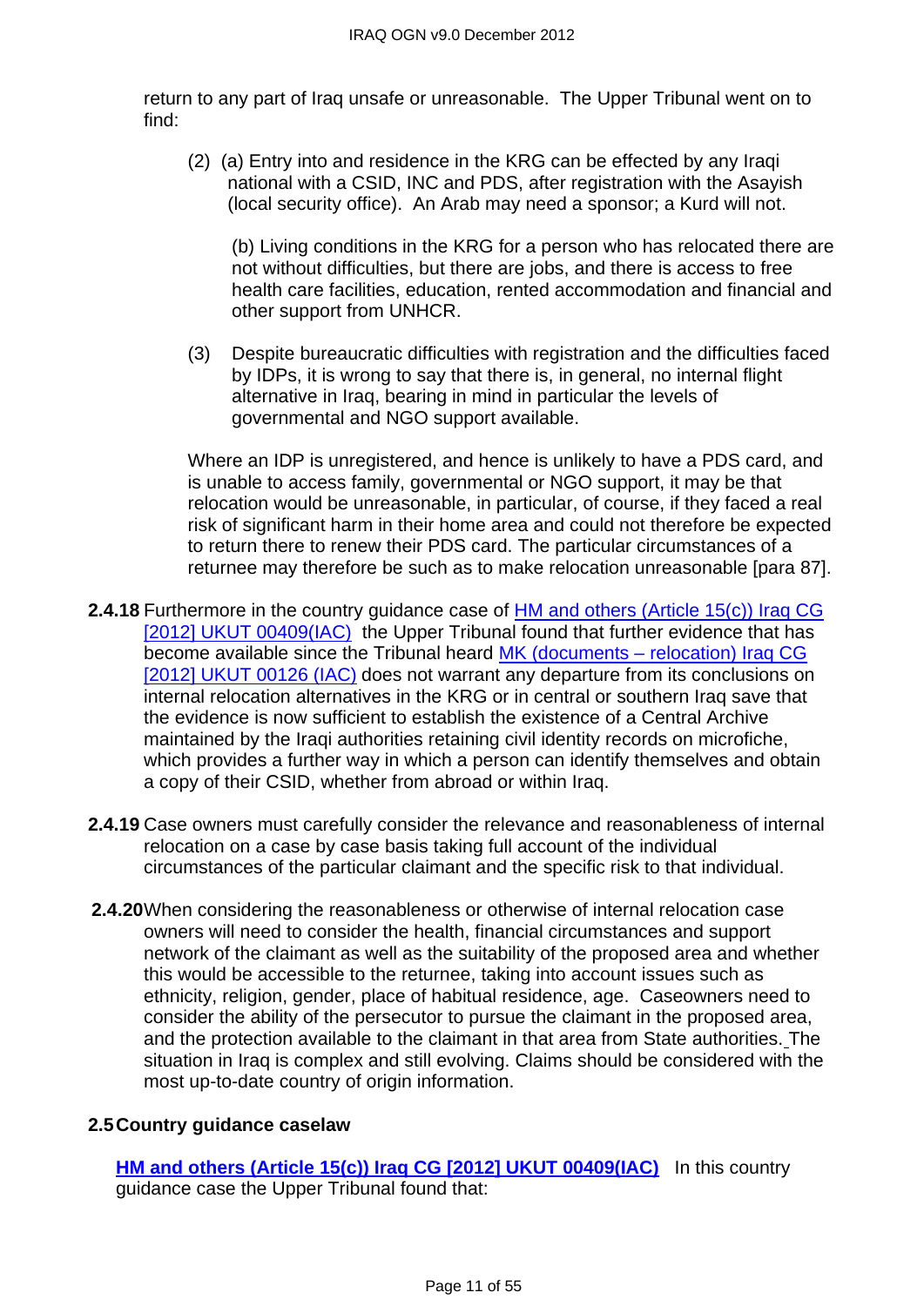return to any part of Iraq unsafe or unreasonable. The Upper Tribunal went on to find:

> (2) (a) Entry into and residence in the KRG can be effected by any Iraqi national with a CSID, INC and PDS, after registration with the Asayish (local security office). An Arab may need a sponsor; a Kurd will not.
>
> (b) Living conditions in the KRG for a person who has relocated there are not without difficulties, but there are jobs, and there is access to free health care facilities, education, rented accommodation and financial and other support from UNHCR.
>
> (3) Despite bureaucratic difficulties with registration and the difficulties faced by IDPs, it is wrong to say that there is, in general, no internal flight alternative in Iraq, bearing in mind in particular the levels of governmental and NGO support available.
>
> Where an IDP is unregistered, and hence is unlikely to have a PDS card, and is unable to access family, governmental or NGO support, it may be that relocation would be unreasonable, in particular, of course, if they faced a real risk of significant harm in their home area and could not therefore be expected to return there to renew their PDS card. The particular circumstances of a returnee may therefore be such as to make relocation unreasonable [para 87].

**2.4.18** Furthermore in the country guidance case of [HM and others (Article 15(c)) Iraq CG [2012] UKUT 00409(IAC)](#) the Upper Tribunal found that further evidence that has become available since the Tribunal heard [MK (documents – relocation) Iraq CG [2012] UKUT 00126 (IAC)](#) does not warrant any departure from its conclusions on internal relocation alternatives in the KRG or in central or southern Iraq save that the evidence is now sufficient to establish the existence of a Central Archive maintained by the Iraqi authorities retaining civil identity records on microfiche, which provides a further way in which a person can identify themselves and obtain a copy of their CSID, whether from abroad or within Iraq.

**2.4.19** Case owners must carefully consider the relevance and reasonableness of internal relocation on a case by case basis taking full account of the individual circumstances of the particular claimant and the specific risk to that individual.

**2.4.20** When considering the reasonableness or otherwise of internal relocation case owners will need to consider the health, financial circumstances and support network of the claimant as well as the suitability of the proposed area and whether this would be accessible to the returnee, taking into account issues such as ethnicity, religion, gender, place of habitual residence, age. Caseowners need to consider the ability of the persecutor to pursue the claimant in the proposed area, and the protection available to the claimant in that area from State authorities. The situation in Iraq is complex and still evolving. Claims should be considered with the most up-to-date country of origin information.

### 2.5 Country guidance caselaw

**[HM and others (Article 15(c)) Iraq CG [2012] UKUT 00409(IAC)](#)** In this country guidance case the Upper Tribunal found that: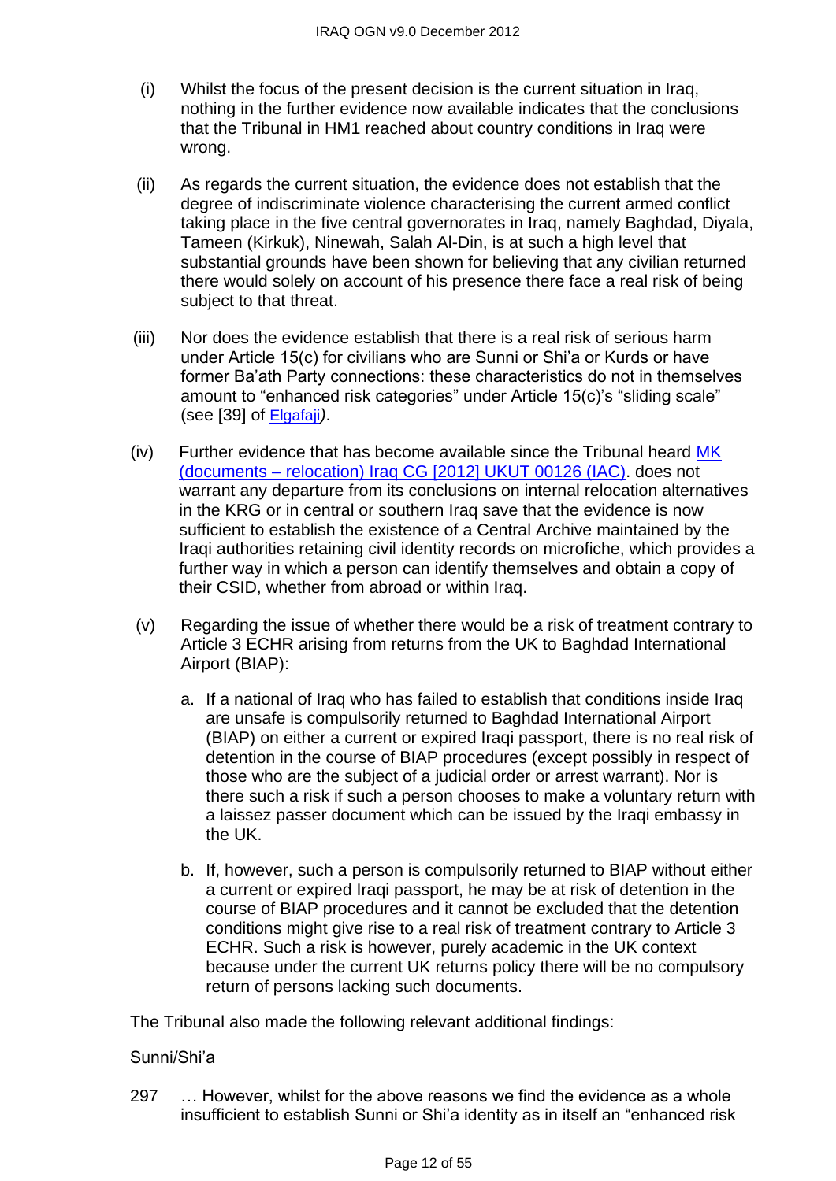(i) Whilst the focus of the present decision is the current situation in Iraq, nothing in the further evidence now available indicates that the conclusions that the Tribunal in HM1 reached about country conditions in Iraq were wrong.

(ii) As regards the current situation, the evidence does not establish that the degree of indiscriminate violence characterising the current armed conflict taking place in the five central governorates in Iraq, namely Baghdad, Diyala, Tameen (Kirkuk), Ninewah, Salah Al-Din, is at such a high level that substantial grounds have been shown for believing that any civilian returned there would solely on account of his presence there face a real risk of being subject to that threat.

(iii) Nor does the evidence establish that there is a real risk of serious harm under Article 15(c) for civilians who are Sunni or Shi'a or Kurds or have former Ba'ath Party connections: these characteristics do not in themselves amount to "enhanced risk categories" under Article 15(c)'s "sliding scale" (see [39] of Elgafaji).

(iv) Further evidence that has become available since the Tribunal heard MK (documents – relocation) Iraq CG [2012] UKUT 00126 (IAC). does not warrant any departure from its conclusions on internal relocation alternatives in the KRG or in central or southern Iraq save that the evidence is now sufficient to establish the existence of a Central Archive maintained by the Iraqi authorities retaining civil identity records on microfiche, which provides a further way in which a person can identify themselves and obtain a copy of their CSID, whether from abroad or within Iraq.

(v) Regarding the issue of whether there would be a risk of treatment contrary to Article 3 ECHR arising from returns from the UK to Baghdad International Airport (BIAP):

a. If a national of Iraq who has failed to establish that conditions inside Iraq are unsafe is compulsorily returned to Baghdad International Airport (BIAP) on either a current or expired Iraqi passport, there is no real risk of detention in the course of BIAP procedures (except possibly in respect of those who are the subject of a judicial order or arrest warrant). Nor is there such a risk if such a person chooses to make a voluntary return with a laissez passer document which can be issued by the Iraqi embassy in the UK.

b. If, however, such a person is compulsorily returned to BIAP without either a current or expired Iraqi passport, he may be at risk of detention in the course of BIAP procedures and it cannot be excluded that the detention conditions might give rise to a real risk of treatment contrary to Article 3 ECHR. Such a risk is however, purely academic in the UK context because under the current UK returns policy there will be no compulsory return of persons lacking such documents.

The Tribunal also made the following relevant additional findings:

Sunni/Shi'a

297 … However, whilst for the above reasons we find the evidence as a whole insufficient to establish Sunni or Shi'a identity as in itself an "enhanced risk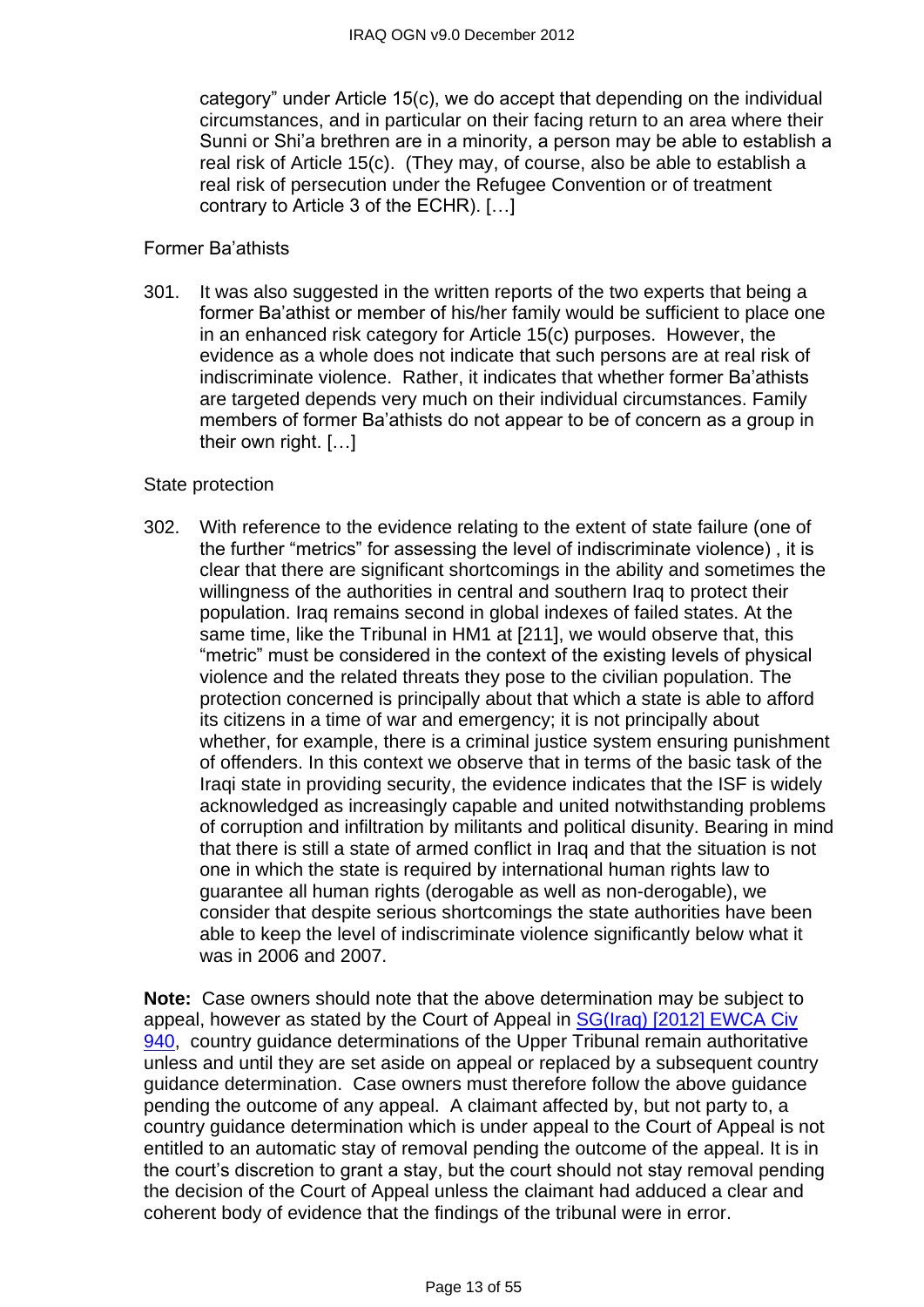category" under Article 15(c), we do accept that depending on the individual circumstances, and in particular on their facing return to an area where their Sunni or Shi'a brethren are in a minority, a person may be able to establish a real risk of Article 15(c). (They may, of course, also be able to establish a real risk of persecution under the Refugee Convention or of treatment contrary to Article 3 of the ECHR). […]

Former Ba'athists

301. It was also suggested in the written reports of the two experts that being a former Ba'athist or member of his/her family would be sufficient to place one in an enhanced risk category for Article 15(c) purposes. However, the evidence as a whole does not indicate that such persons are at real risk of indiscriminate violence. Rather, it indicates that whether former Ba'athists are targeted depends very much on their individual circumstances. Family members of former Ba'athists do not appear to be of concern as a group in their own right. […]

State protection

302. With reference to the evidence relating to the extent of state failure (one of the further "metrics" for assessing the level of indiscriminate violence) , it is clear that there are significant shortcomings in the ability and sometimes the willingness of the authorities in central and southern Iraq to protect their population. Iraq remains second in global indexes of failed states. At the same time, like the Tribunal in HM1 at [211], we would observe that, this "metric" must be considered in the context of the existing levels of physical violence and the related threats they pose to the civilian population. The protection concerned is principally about that which a state is able to afford its citizens in a time of war and emergency; it is not principally about whether, for example, there is a criminal justice system ensuring punishment of offenders. In this context we observe that in terms of the basic task of the Iraqi state in providing security, the evidence indicates that the ISF is widely acknowledged as increasingly capable and united notwithstanding problems of corruption and infiltration by militants and political disunity. Bearing in mind that there is still a state of armed conflict in Iraq and that the situation is not one in which the state is required by international human rights law to guarantee all human rights (derogable as well as non-derogable), we consider that despite serious shortcomings the state authorities have been able to keep the level of indiscriminate violence significantly below what it was in 2006 and 2007.

**Note:** Case owners should note that the above determination may be subject to appeal, however as stated by the Court of Appeal in [SG(Iraq) [2012] EWCA Civ 940](), country guidance determinations of the Upper Tribunal remain authoritative unless and until they are set aside on appeal or replaced by a subsequent country guidance determination. Case owners must therefore follow the above guidance pending the outcome of any appeal. A claimant affected by, but not party to, a country guidance determination which is under appeal to the Court of Appeal is not entitled to an automatic stay of removal pending the outcome of the appeal. It is in the court's discretion to grant a stay, but the court should not stay removal pending the decision of the Court of Appeal unless the claimant had adduced a clear and coherent body of evidence that the findings of the tribunal were in error.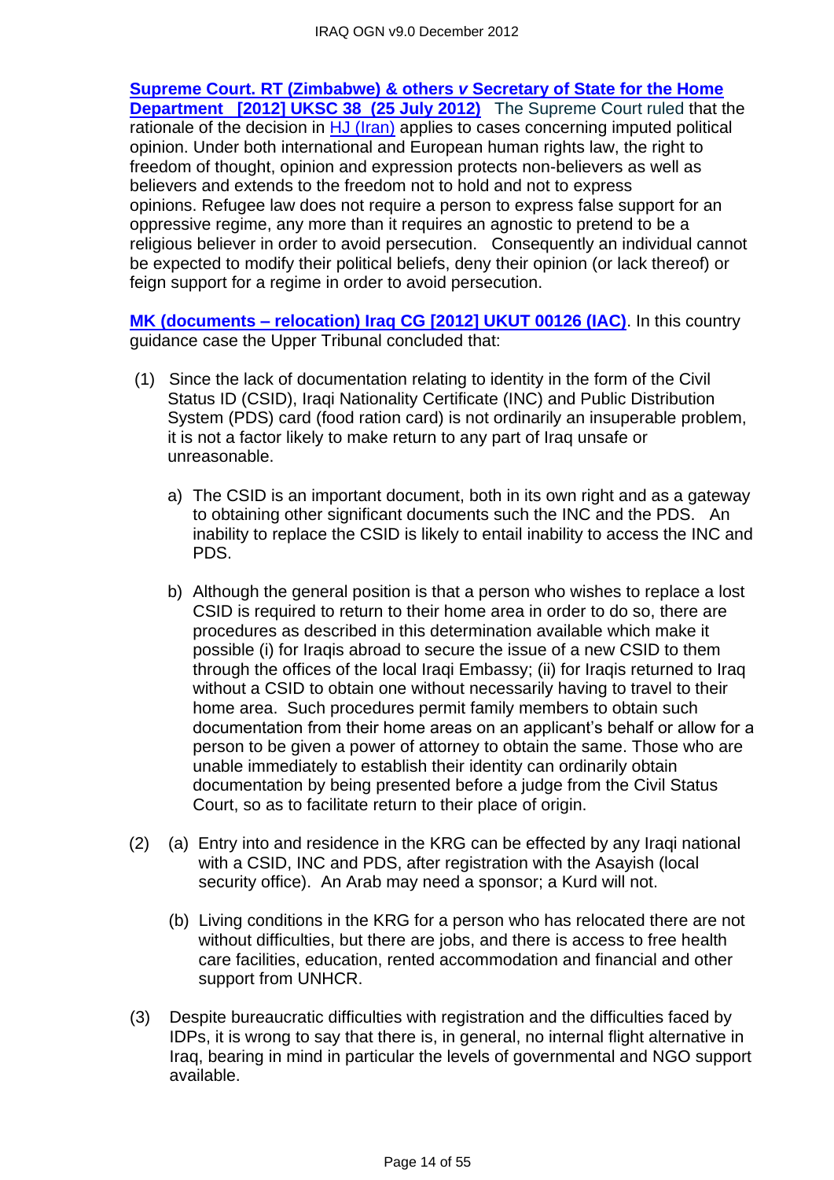**Supreme Court. RT (Zimbabwe) & others *v* Secretary of State for the Home Department [2012] UKSC 38 (25 July 2012)** The Supreme Court ruled that the rationale of the decision in HJ (Iran) applies to cases concerning imputed political opinion. Under both international and European human rights law, the right to freedom of thought, opinion and expression protects non-believers as well as believers and extends to the freedom not to hold and not to express opinions. Refugee law does not require a person to express false support for an oppressive regime, any more than it requires an agnostic to pretend to be a religious believer in order to avoid persecution. Consequently an individual cannot be expected to modify their political beliefs, deny their opinion (or lack thereof) or feign support for a regime in order to avoid persecution.

**MK (documents – relocation) Iraq CG [2012] UKUT 00126 (IAC)**. In this country guidance case the Upper Tribunal concluded that:

(1) Since the lack of documentation relating to identity in the form of the Civil Status ID (CSID), Iraqi Nationality Certificate (INC) and Public Distribution System (PDS) card (food ration card) is not ordinarily an insuperable problem, it is not a factor likely to make return to any part of Iraq unsafe or unreasonable.

   a) The CSID is an important document, both in its own right and as a gateway to obtaining other significant documents such the INC and the PDS. An inability to replace the CSID is likely to entail inability to access the INC and PDS.

   b) Although the general position is that a person who wishes to replace a lost CSID is required to return to their home area in order to do so, there are procedures as described in this determination available which make it possible (i) for Iraqis abroad to secure the issue of a new CSID to them through the offices of the local Iraqi Embassy; (ii) for Iraqis returned to Iraq without a CSID to obtain one without necessarily having to travel to their home area. Such procedures permit family members to obtain such documentation from their home areas on an applicant's behalf or allow for a person to be given a power of attorney to obtain the same. Those who are unable immediately to establish their identity can ordinarily obtain documentation by being presented before a judge from the Civil Status Court, so as to facilitate return to their place of origin.

(2) (a) Entry into and residence in the KRG can be effected by any Iraqi national with a CSID, INC and PDS, after registration with the Asayish (local security office). An Arab may need a sponsor; a Kurd will not.

   (b) Living conditions in the KRG for a person who has relocated there are not without difficulties, but there are jobs, and there is access to free health care facilities, education, rented accommodation and financial and other support from UNHCR.

(3) Despite bureaucratic difficulties with registration and the difficulties faced by IDPs, it is wrong to say that there is, in general, no internal flight alternative in Iraq, bearing in mind in particular the levels of governmental and NGO support available.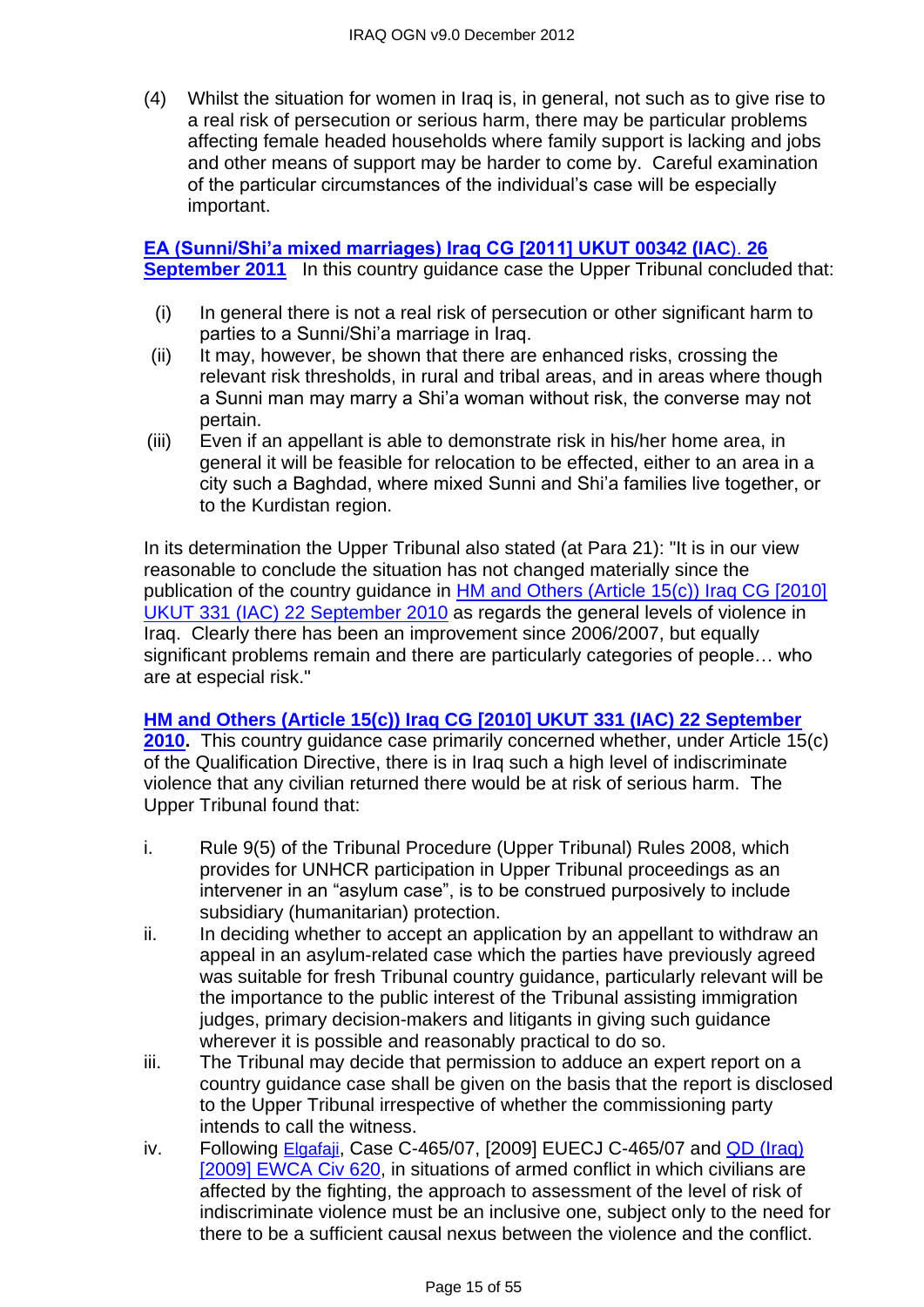(4) Whilst the situation for women in Iraq is, in general, not such as to give rise to a real risk of persecution or serious harm, there may be particular problems affecting female headed households where family support is lacking and jobs and other means of support may be harder to come by. Careful examination of the particular circumstances of the individual's case will be especially important.

**EA (Sunni/Shi'a mixed marriages) Iraq CG [2011] UKUT 00342 (IAC). 26 September 2011** In this country guidance case the Upper Tribunal concluded that:

(i) In general there is not a real risk of persecution or other significant harm to parties to a Sunni/Shi'a marriage in Iraq.
(ii) It may, however, be shown that there are enhanced risks, crossing the relevant risk thresholds, in rural and tribal areas, and in areas where though a Sunni man may marry a Shi'a woman without risk, the converse may not pertain.
(iii) Even if an appellant is able to demonstrate risk in his/her home area, in general it will be feasible for relocation to be effected, either to an area in a city such a Baghdad, where mixed Sunni and Shi'a families live together, or to the Kurdistan region.

In its determination the Upper Tribunal also stated (at Para 21): "It is in our view reasonable to conclude the situation has not changed materially since the publication of the country guidance in HM and Others (Article 15(c)) Iraq CG [2010] UKUT 331 (IAC) 22 September 2010 as regards the general levels of violence in Iraq. Clearly there has been an improvement since 2006/2007, but equally significant problems remain and there are particularly categories of people… who are at especial risk."

**HM and Others (Article 15(c)) Iraq CG [2010] UKUT 331 (IAC) 22 September 2010.** This country guidance case primarily concerned whether, under Article 15(c) of the Qualification Directive, there is in Iraq such a high level of indiscriminate violence that any civilian returned there would be at risk of serious harm. The Upper Tribunal found that:

i. Rule 9(5) of the Tribunal Procedure (Upper Tribunal) Rules 2008, which provides for UNHCR participation in Upper Tribunal proceedings as an intervener in an "asylum case", is to be construed purposively to include subsidiary (humanitarian) protection.
ii. In deciding whether to accept an application by an appellant to withdraw an appeal in an asylum-related case which the parties have previously agreed was suitable for fresh Tribunal country guidance, particularly relevant will be the importance to the public interest of the Tribunal assisting immigration judges, primary decision-makers and litigants in giving such guidance wherever it is possible and reasonably practical to do so.
iii. The Tribunal may decide that permission to adduce an expert report on a country guidance case shall be given on the basis that the report is disclosed to the Upper Tribunal irrespective of whether the commissioning party intends to call the witness.
iv. Following Elgafaji, Case C-465/07, [2009] EUECJ C-465/07 and QD (Iraq) [2009] EWCA Civ 620, in situations of armed conflict in which civilians are affected by the fighting, the approach to assessment of the level of risk of indiscriminate violence must be an inclusive one, subject only to the need for there to be a sufficient causal nexus between the violence and the conflict.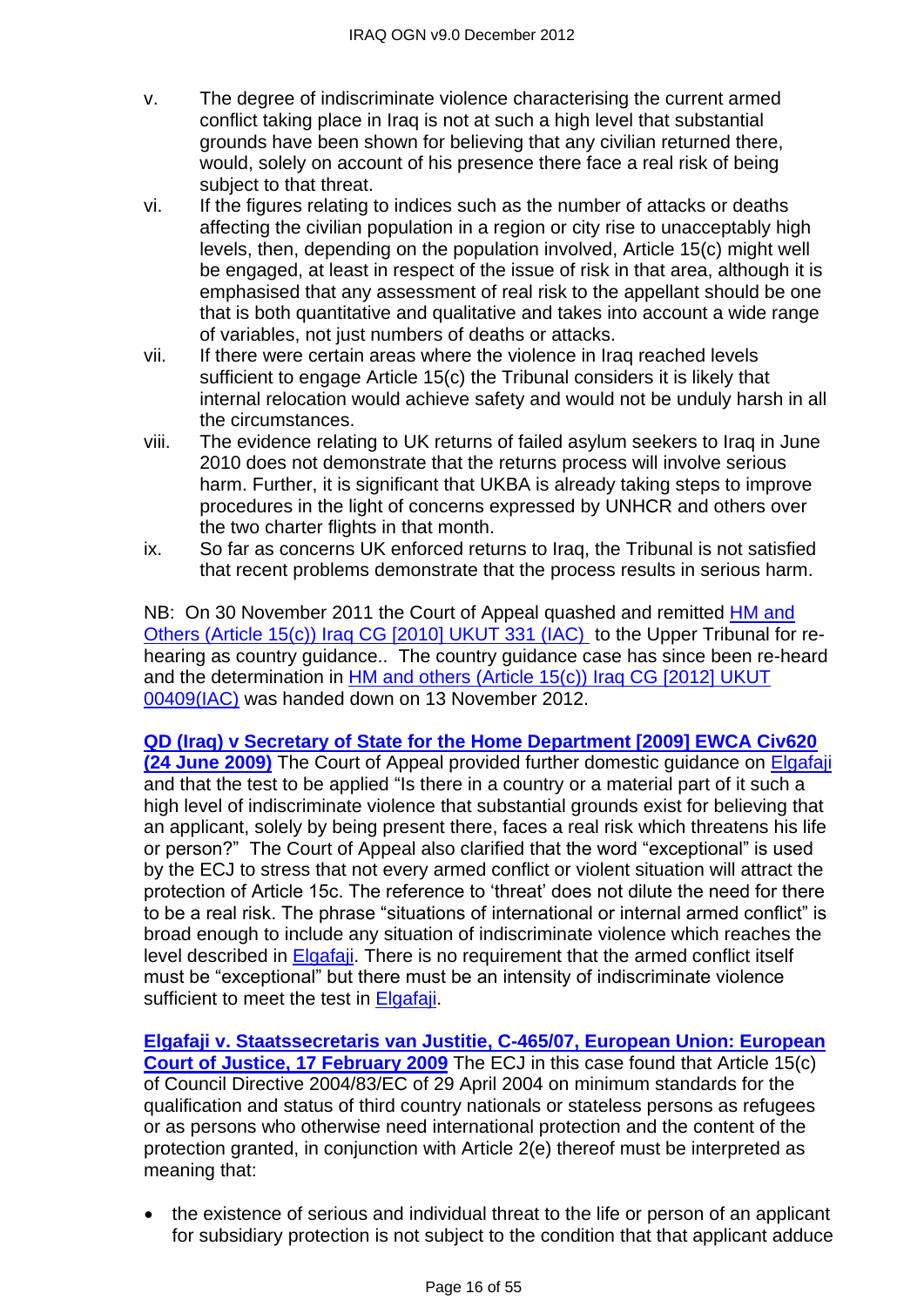v. The degree of indiscriminate violence characterising the current armed conflict taking place in Iraq is not at such a high level that substantial grounds have been shown for believing that any civilian returned there, would, solely on account of his presence there face a real risk of being subject to that threat.

vi. If the figures relating to indices such as the number of attacks or deaths affecting the civilian population in a region or city rise to unacceptably high levels, then, depending on the population involved, Article 15(c) might well be engaged, at least in respect of the issue of risk in that area, although it is emphasised that any assessment of real risk to the appellant should be one that is both quantitative and qualitative and takes into account a wide range of variables, not just numbers of deaths or attacks.

vii. If there were certain areas where the violence in Iraq reached levels sufficient to engage Article 15(c) the Tribunal considers it is likely that internal relocation would achieve safety and would not be unduly harsh in all the circumstances.

viii. The evidence relating to UK returns of failed asylum seekers to Iraq in June 2010 does not demonstrate that the returns process will involve serious harm. Further, it is significant that UKBA is already taking steps to improve procedures in the light of concerns expressed by UNHCR and others over the two charter flights in that month.

ix. So far as concerns UK enforced returns to Iraq, the Tribunal is not satisfied that recent problems demonstrate that the process results in serious harm.

NB: On 30 November 2011 the Court of Appeal quashed and remitted HM and Others (Article 15(c)) Iraq CG [2010] UKUT 331 (IAC) to the Upper Tribunal for re-hearing as country guidance.. The country guidance case has since been re-heard and the determination in HM and others (Article 15(c)) Iraq CG [2012] UKUT 00409(IAC) was handed down on 13 November 2012.

**QD (Iraq) v Secretary of State for the Home Department [2009] EWCA Civ620 (24 June 2009)** The Court of Appeal provided further domestic guidance on Elgafaji and that the test to be applied "Is there in a country or a material part of it such a high level of indiscriminate violence that substantial grounds exist for believing that an applicant, solely by being present there, faces a real risk which threatens his life or person?" The Court of Appeal also clarified that the word "exceptional" is used by the ECJ to stress that not every armed conflict or violent situation will attract the protection of Article 15c. The reference to 'threat' does not dilute the need for there to be a real risk. The phrase "situations of international or internal armed conflict" is broad enough to include any situation of indiscriminate violence which reaches the level described in Elgafaji. There is no requirement that the armed conflict itself must be "exceptional" but there must be an intensity of indiscriminate violence sufficient to meet the test in Elgafaji.

**Elgafaji v. Staatssecretaris van Justitie, C-465/07, European Union: European Court of Justice, 17 February 2009** The ECJ in this case found that Article 15(c) of Council Directive 2004/83/EC of 29 April 2004 on minimum standards for the qualification and status of third country nationals or stateless persons as refugees or as persons who otherwise need international protection and the content of the protection granted, in conjunction with Article 2(e) thereof must be interpreted as meaning that:

- the existence of serious and individual threat to the life or person of an applicant for subsidiary protection is not subject to the condition that that applicant adduce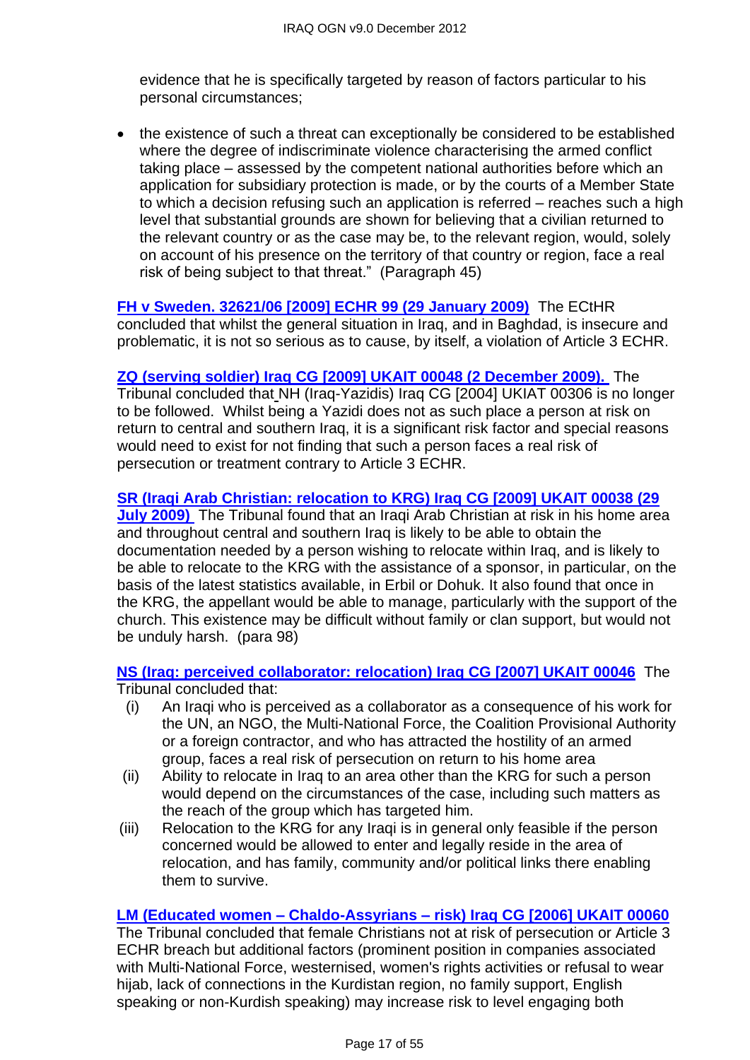evidence that he is specifically targeted by reason of factors particular to his personal circumstances;

- the existence of such a threat can exceptionally be considered to be established where the degree of indiscriminate violence characterising the armed conflict taking place – assessed by the competent national authorities before which an application for subsidiary protection is made, or by the courts of a Member State to which a decision refusing such an application is referred – reaches such a high level that substantial grounds are shown for believing that a civilian returned to the relevant country or as the case may be, to the relevant region, would, solely on account of his presence on the territory of that country or region, face a real risk of being subject to that threat." (Paragraph 45)

**FH v Sweden. 32621/06 [2009] ECHR 99 (29 January 2009)** The ECtHR concluded that whilst the general situation in Iraq, and in Baghdad, is insecure and problematic, it is not so serious as to cause, by itself, a violation of Article 3 ECHR.

**ZQ (serving soldier) Iraq CG [2009] UKAIT 00048 (2 December 2009).** The Tribunal concluded that NH (Iraq-Yazidis) Iraq CG [2004] UKIAT 00306 is no longer to be followed. Whilst being a Yazidi does not as such place a person at risk on return to central and southern Iraq, it is a significant risk factor and special reasons would need to exist for not finding that such a person faces a real risk of persecution or treatment contrary to Article 3 ECHR.

**SR (Iraqi Arab Christian: relocation to KRG) Iraq CG [2009] UKAIT 00038 (29 July 2009)** The Tribunal found that an Iraqi Arab Christian at risk in his home area and throughout central and southern Iraq is likely to be able to obtain the documentation needed by a person wishing to relocate within Iraq, and is likely to be able to relocate to the KRG with the assistance of a sponsor, in particular, on the basis of the latest statistics available, in Erbil or Dohuk. It also found that once in the KRG, the appellant would be able to manage, particularly with the support of the church. This existence may be difficult without family or clan support, but would not be unduly harsh. (para 98)

**NS (Iraq: perceived collaborator: relocation) Iraq CG [2007] UKAIT 00046** The Tribunal concluded that:

(i) An Iraqi who is perceived as a collaborator as a consequence of his work for the UN, an NGO, the Multi-National Force, the Coalition Provisional Authority or a foreign contractor, and who has attracted the hostility of an armed group, faces a real risk of persecution on return to his home area

(ii) Ability to relocate in Iraq to an area other than the KRG for such a person would depend on the circumstances of the case, including such matters as the reach of the group which has targeted him.

(iii) Relocation to the KRG for any Iraqi is in general only feasible if the person concerned would be allowed to enter and legally reside in the area of relocation, and has family, community and/or political links there enabling them to survive.

**LM (Educated women – Chaldo-Assyrians – risk) Iraq CG [2006] UKAIT 00060** The Tribunal concluded that female Christians not at risk of persecution or Article 3 ECHR breach but additional factors (prominent position in companies associated with Multi-National Force, westernised, women's rights activities or refusal to wear hijab, lack of connections in the Kurdistan region, no family support, English speaking or non-Kurdish speaking) may increase risk to level engaging both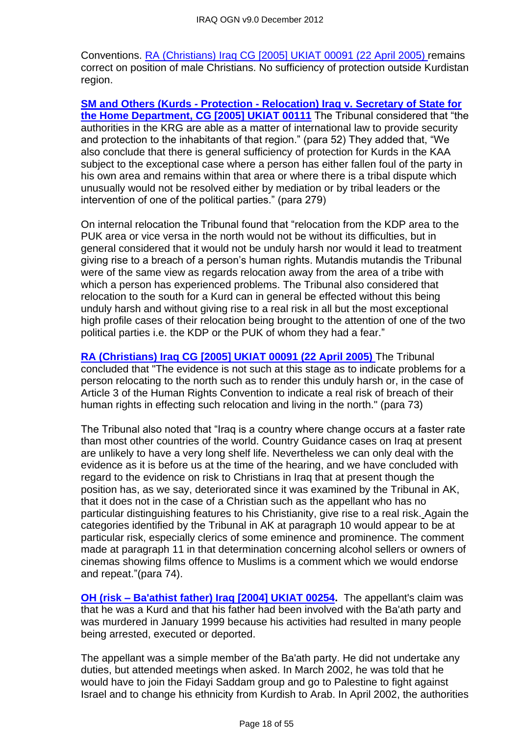Conventions. RA (Christians) Iraq CG [2005] UKIAT 00091 (22 April 2005) remains correct on position of male Christians. No sufficiency of protection outside Kurdistan region.

**SM and Others (Kurds - Protection - Relocation) Iraq v. Secretary of State for the Home Department, CG [2005] UKIAT 00111** The Tribunal considered that "the authorities in the KRG are able as a matter of international law to provide security and protection to the inhabitants of that region." (para 52) They added that, "We also conclude that there is general sufficiency of protection for Kurds in the KAA subject to the exceptional case where a person has either fallen foul of the party in his own area and remains within that area or where there is a tribal dispute which unusually would not be resolved either by mediation or by tribal leaders or the intervention of one of the political parties." (para 279)

On internal relocation the Tribunal found that "relocation from the KDP area to the PUK area or vice versa in the north would not be without its difficulties, but in general considered that it would not be unduly harsh nor would it lead to treatment giving rise to a breach of a person's human rights. Mutandis mutandis the Tribunal were of the same view as regards relocation away from the area of a tribe with which a person has experienced problems. The Tribunal also considered that relocation to the south for a Kurd can in general be effected without this being unduly harsh and without giving rise to a real risk in all but the most exceptional high profile cases of their relocation being brought to the attention of one of the two political parties i.e. the KDP or the PUK of whom they had a fear."

**RA (Christians) Iraq CG [2005] UKIAT 00091 (22 April 2005)** The Tribunal concluded that "The evidence is not such at this stage as to indicate problems for a person relocating to the north such as to render this unduly harsh or, in the case of Article 3 of the Human Rights Convention to indicate a real risk of breach of their human rights in effecting such relocation and living in the north." (para 73)

The Tribunal also noted that "Iraq is a country where change occurs at a faster rate than most other countries of the world. Country Guidance cases on Iraq at present are unlikely to have a very long shelf life. Nevertheless we can only deal with the evidence as it is before us at the time of the hearing, and we have concluded with regard to the evidence on risk to Christians in Iraq that at present though the position has, as we say, deteriorated since it was examined by the Tribunal in AK, that it does not in the case of a Christian such as the appellant who has no particular distinguishing features to his Christianity, give rise to a real risk. Again the categories identified by the Tribunal in AK at paragraph 10 would appear to be at particular risk, especially clerics of some eminence and prominence. The comment made at paragraph 11 in that determination concerning alcohol sellers or owners of cinemas showing films offence to Muslims is a comment which we would endorse and repeat."(para 74).

**OH (risk – Ba'athist father) Iraq [2004] UKIAT 00254.** The appellant's claim was that he was a Kurd and that his father had been involved with the Ba'ath party and was murdered in January 1999 because his activities had resulted in many people being arrested, executed or deported.

The appellant was a simple member of the Ba'ath party. He did not undertake any duties, but attended meetings when asked. In March 2002, he was told that he would have to join the Fidayi Saddam group and go to Palestine to fight against Israel and to change his ethnicity from Kurdish to Arab. In April 2002, the authorities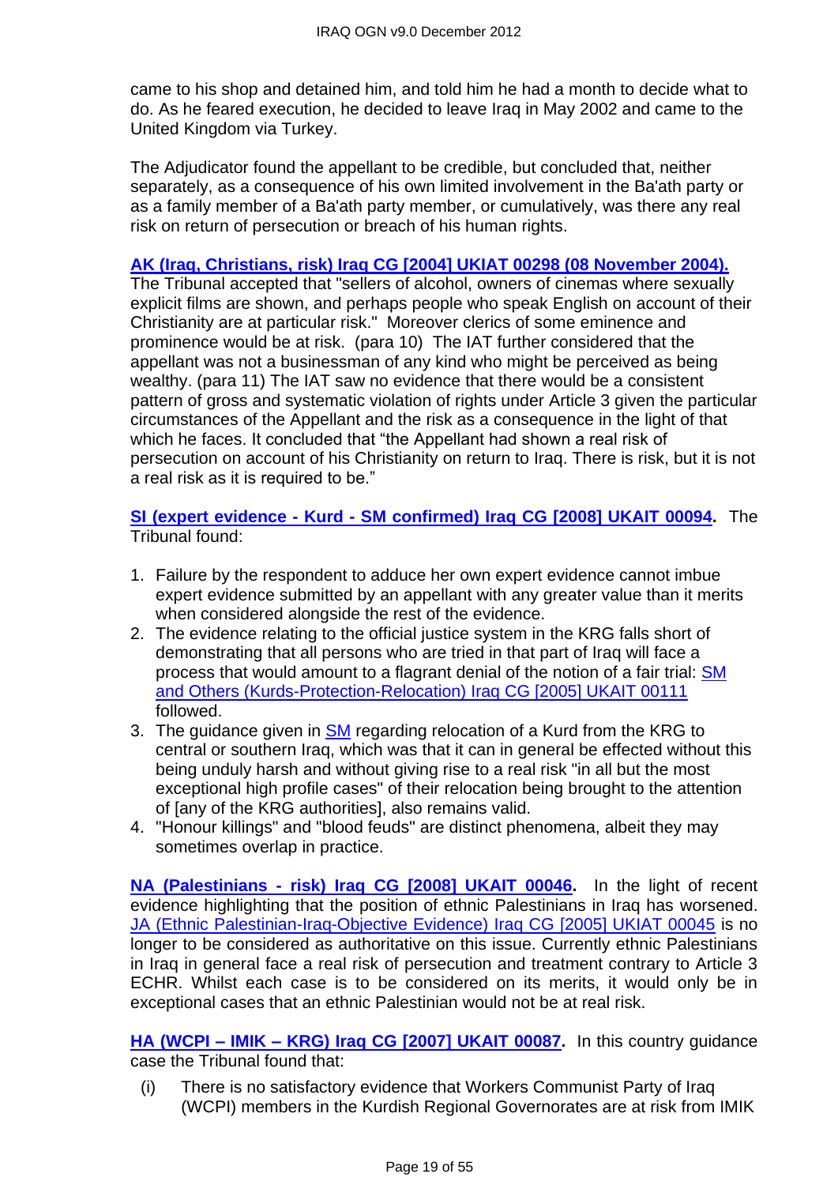came to his shop and detained him, and told him he had a month to decide what to do. As he feared execution, he decided to leave Iraq in May 2002 and came to the United Kingdom via Turkey.

The Adjudicator found the appellant to be credible, but concluded that, neither separately, as a consequence of his own limited involvement in the Ba'ath party or as a family member of a Ba'ath party member, or cumulatively, was there any real risk on return of persecution or breach of his human rights.

**AK (Iraq, Christians, risk) Iraq CG [2004] UKIAT 00298 (08 November 2004).** The Tribunal accepted that "sellers of alcohol, owners of cinemas where sexually explicit films are shown, and perhaps people who speak English on account of their Christianity are at particular risk." Moreover clerics of some eminence and prominence would be at risk. (para 10) The IAT further considered that the appellant was not a businessman of any kind who might be perceived as being wealthy. (para 11) The IAT saw no evidence that there would be a consistent pattern of gross and systematic violation of rights under Article 3 given the particular circumstances of the Appellant and the risk as a consequence in the light of that which he faces. It concluded that "the Appellant had shown a real risk of persecution on account of his Christianity on return to Iraq. There is risk, but it is not a real risk as it is required to be."

**SI (expert evidence - Kurd - SM confirmed) Iraq CG [2008] UKAIT 00094.** The Tribunal found:

1. Failure by the respondent to adduce her own expert evidence cannot imbue expert evidence submitted by an appellant with any greater value than it merits when considered alongside the rest of the evidence.
2. The evidence relating to the official justice system in the KRG falls short of demonstrating that all persons who are tried in that part of Iraq will face a process that would amount to a flagrant denial of the notion of a fair trial: SM and Others (Kurds-Protection-Relocation) Iraq CG [2005] UKAIT 00111 followed.
3. The guidance given in SM regarding relocation of a Kurd from the KRG to central or southern Iraq, which was that it can in general be effected without this being unduly harsh and without giving rise to a real risk "in all but the most exceptional high profile cases" of their relocation being brought to the attention of [any of the KRG authorities], also remains valid.
4. "Honour killings" and "blood feuds" are distinct phenomena, albeit they may sometimes overlap in practice.

**NA (Palestinians - risk) Iraq CG [2008] UKAIT 00046.** In the light of recent evidence highlighting that the position of ethnic Palestinians in Iraq has worsened. JA (Ethnic Palestinian-Iraq-Objective Evidence) Iraq CG [2005] UKIAT 00045 is no longer to be considered as authoritative on this issue. Currently ethnic Palestinians in Iraq in general face a real risk of persecution and treatment contrary to Article 3 ECHR. Whilst each case is to be considered on its merits, it would only be in exceptional cases that an ethnic Palestinian would not be at real risk.

**HA (WCPI – IMIK – KRG) Iraq CG [2007] UKAIT 00087.** In this country guidance case the Tribunal found that:

(i) There is no satisfactory evidence that Workers Communist Party of Iraq (WCPI) members in the Kurdish Regional Governorates are at risk from IMIK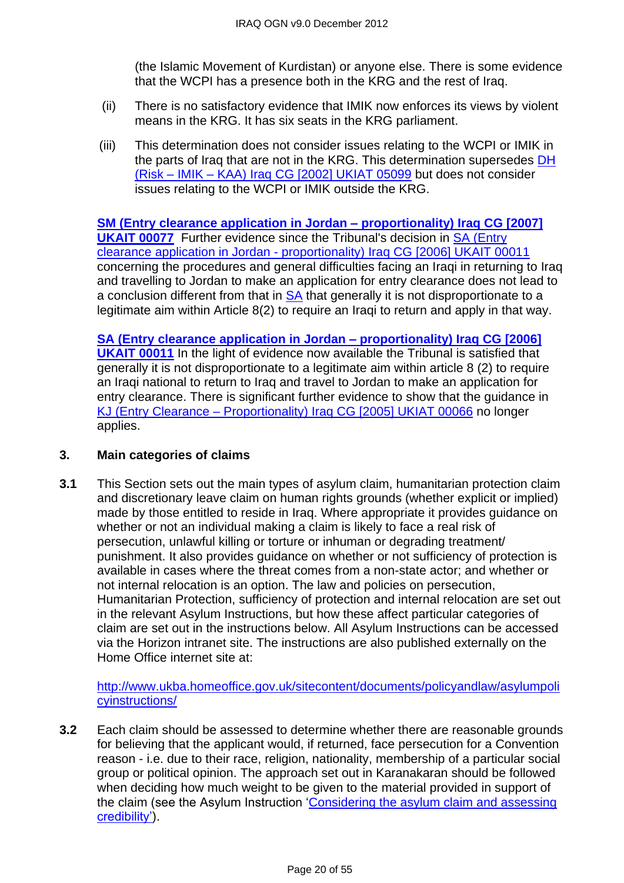(the Islamic Movement of Kurdistan) or anyone else. There is some evidence that the WCPI has a presence both in the KRG and the rest of Iraq.

(ii) There is no satisfactory evidence that IMIK now enforces its views by violent means in the KRG. It has six seats in the KRG parliament.

(iii) This determination does not consider issues relating to the WCPI or IMIK in the parts of Iraq that are not in the KRG. This determination supersedes DH (Risk – IMIK – KAA) Iraq CG [2002] UKIAT 05099 but does not consider issues relating to the WCPI or IMIK outside the KRG.

**SM (Entry clearance application in Jordan – proportionality) Iraq CG [2007] UKAIT 00077** Further evidence since the Tribunal's decision in SA (Entry clearance application in Jordan - proportionality) Iraq CG [2006] UKAIT 00011 concerning the procedures and general difficulties facing an Iraqi in returning to Iraq and travelling to Jordan to make an application for entry clearance does not lead to a conclusion different from that in SA that generally it is not disproportionate to a legitimate aim within Article 8(2) to require an Iraqi to return and apply in that way.

**SA (Entry clearance application in Jordan – proportionality) Iraq CG [2006] UKAIT 00011** In the light of evidence now available the Tribunal is satisfied that generally it is not disproportionate to a legitimate aim within article 8 (2) to require an Iraqi national to return to Iraq and travel to Jordan to make an application for entry clearance. There is significant further evidence to show that the guidance in KJ (Entry Clearance – Proportionality) Iraq CG [2005] UKIAT 00066 no longer applies.

## 3. Main categories of claims

**3.1** This Section sets out the main types of asylum claim, humanitarian protection claim and discretionary leave claim on human rights grounds (whether explicit or implied) made by those entitled to reside in Iraq. Where appropriate it provides guidance on whether or not an individual making a claim is likely to face a real risk of persecution, unlawful killing or torture or inhuman or degrading treatment/ punishment. It also provides guidance on whether or not sufficiency of protection is available in cases where the threat comes from a non-state actor; and whether or not internal relocation is an option. The law and policies on persecution, Humanitarian Protection, sufficiency of protection and internal relocation are set out in the relevant Asylum Instructions, but how these affect particular categories of claim are set out in the instructions below. All Asylum Instructions can be accessed via the Horizon intranet site. The instructions are also published externally on the Home Office internet site at:

http://www.ukba.homeoffice.gov.uk/sitecontent/documents/policyandlaw/asylumpolicyinstructions/

**3.2** Each claim should be assessed to determine whether there are reasonable grounds for believing that the applicant would, if returned, face persecution for a Convention reason - i.e. due to their race, religion, nationality, membership of a particular social group or political opinion. The approach set out in Karanakaran should be followed when deciding how much weight to be given to the material provided in support of the claim (see the Asylum Instruction 'Considering the asylum claim and assessing credibility').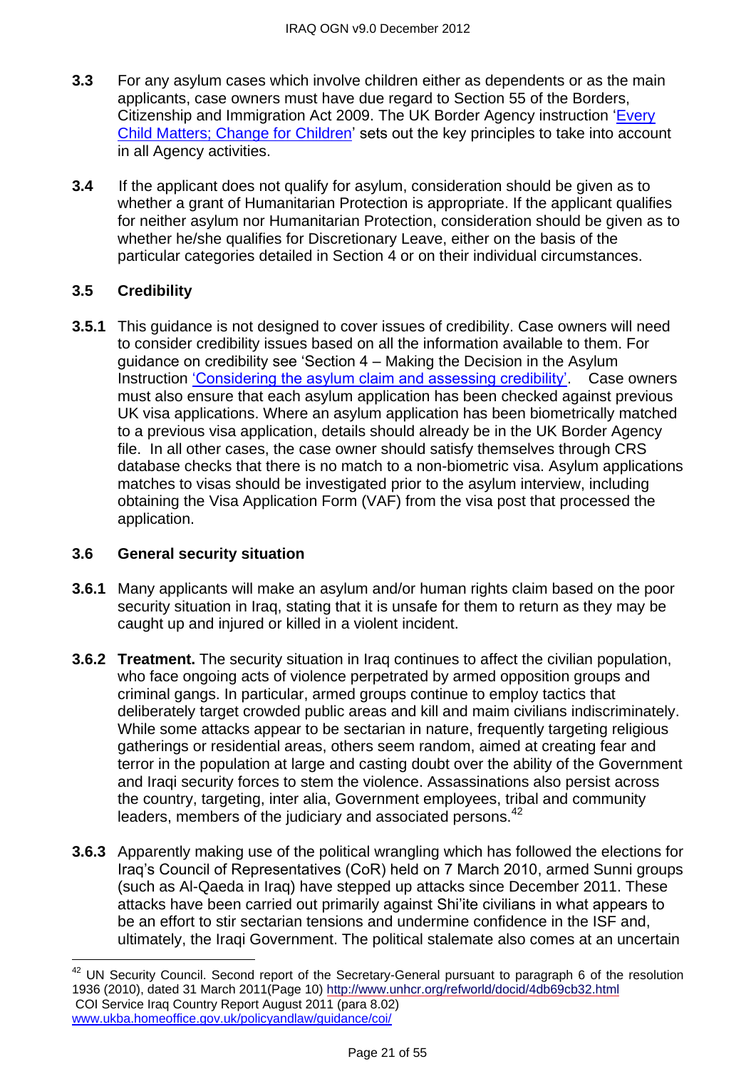**3.3** For any asylum cases which involve children either as dependents or as the main applicants, case owners must have due regard to Section 55 of the Borders, Citizenship and Immigration Act 2009. The UK Border Agency instruction 'Every Child Matters; Change for Children' sets out the key principles to take into account in all Agency activities.

**3.4** If the applicant does not qualify for asylum, consideration should be given as to whether a grant of Humanitarian Protection is appropriate. If the applicant qualifies for neither asylum nor Humanitarian Protection, consideration should be given as to whether he/she qualifies for Discretionary Leave, either on the basis of the particular categories detailed in Section 4 or on their individual circumstances.

### 3.5 Credibility

**3.5.1** This guidance is not designed to cover issues of credibility. Case owners will need to consider credibility issues based on all the information available to them. For guidance on credibility see 'Section 4 – Making the Decision in the Asylum Instruction 'Considering the asylum claim and assessing credibility'. Case owners must also ensure that each asylum application has been checked against previous UK visa applications. Where an asylum application has been biometrically matched to a previous visa application, details should already be in the UK Border Agency file. In all other cases, the case owner should satisfy themselves through CRS database checks that there is no match to a non-biometric visa. Asylum applications matches to visas should be investigated prior to the asylum interview, including obtaining the Visa Application Form (VAF) from the visa post that processed the application.

### 3.6 General security situation

**3.6.1** Many applicants will make an asylum and/or human rights claim based on the poor security situation in Iraq, stating that it is unsafe for them to return as they may be caught up and injured or killed in a violent incident.

**3.6.2** **Treatment.** The security situation in Iraq continues to affect the civilian population, who face ongoing acts of violence perpetrated by armed opposition groups and criminal gangs. In particular, armed groups continue to employ tactics that deliberately target crowded public areas and kill and maim civilians indiscriminately. While some attacks appear to be sectarian in nature, frequently targeting religious gatherings or residential areas, others seem random, aimed at creating fear and terror in the population at large and casting doubt over the ability of the Government and Iraqi security forces to stem the violence. Assassinations also persist across the country, targeting, inter alia, Government employees, tribal and community leaders, members of the judiciary and associated persons.[42]

**3.6.3** Apparently making use of the political wrangling which has followed the elections for Iraq's Council of Representatives (CoR) held on 7 March 2010, armed Sunni groups (such as Al-Qaeda in Iraq) have stepped up attacks since December 2011. These attacks have been carried out primarily against Shi'ite civilians in what appears to be an effort to stir sectarian tensions and undermine confidence in the ISF and, ultimately, the Iraqi Government. The political stalemate also comes at an uncertain

---

[42] UN Security Council. Second report of the Secretary-General pursuant to paragraph 6 of the resolution 1936 (2010), dated 31 March 2011(Page 10) http://www.unhcr.org/refworld/docid/4db69cb32.html
COI Service Iraq Country Report August 2011 (para 8.02)
www.ukba.homeoffice.gov.uk/policyandlaw/guidance/coi/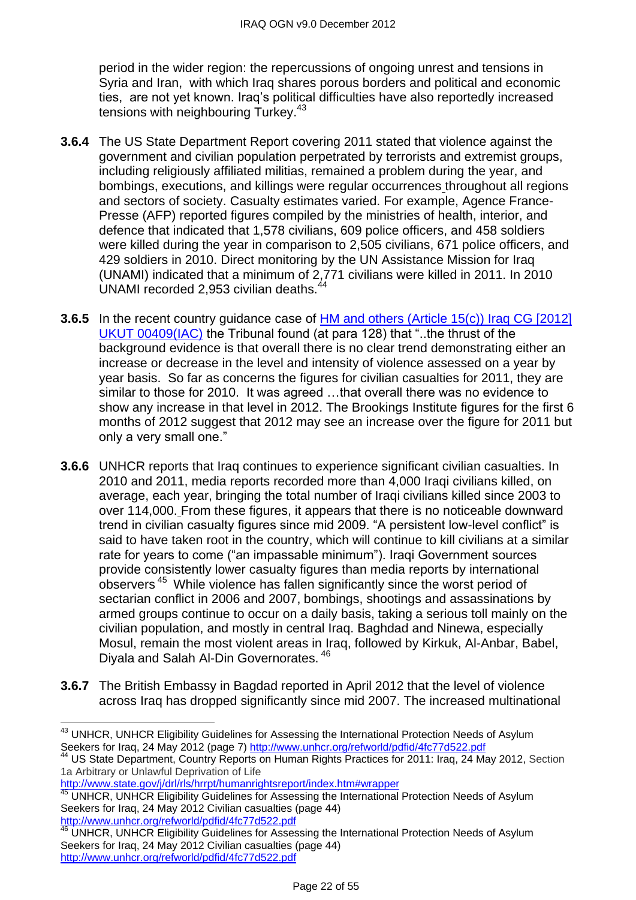period in the wider region: the repercussions of ongoing unrest and tensions in Syria and Iran, with which Iraq shares porous borders and political and economic ties, are not yet known. Iraq's political difficulties have also reportedly increased tensions with neighbouring Turkey.[43]

**3.6.4** The US State Department Report covering 2011 stated that violence against the government and civilian population perpetrated by terrorists and extremist groups, including religiously affiliated militias, remained a problem during the year, and bombings, executions, and killings were regular occurrences throughout all regions and sectors of society. Casualty estimates varied. For example, Agence France-Presse (AFP) reported figures compiled by the ministries of health, interior, and defence that indicated that 1,578 civilians, 609 police officers, and 458 soldiers were killed during the year in comparison to 2,505 civilians, 671 police officers, and 429 soldiers in 2010. Direct monitoring by the UN Assistance Mission for Iraq (UNAMI) indicated that a minimum of 2,771 civilians were killed in 2011. In 2010 UNAMI recorded 2,953 civilian deaths.[44]

**3.6.5** In the recent country guidance case of [HM and others (Article 15(c)) Iraq CG [2012] UKUT 00409(IAC)] the Tribunal found (at para 128) that "..the thrust of the background evidence is that overall there is no clear trend demonstrating either an increase or decrease in the level and intensity of violence assessed on a year by year basis. So far as concerns the figures for civilian casualties for 2011, they are similar to those for 2010. It was agreed …that overall there was no evidence to show any increase in that level in 2012. The Brookings Institute figures for the first 6 months of 2012 suggest that 2012 may see an increase over the figure for 2011 but only a very small one."

**3.6.6** UNHCR reports that Iraq continues to experience significant civilian casualties. In 2010 and 2011, media reports recorded more than 4,000 Iraqi civilians killed, on average, each year, bringing the total number of Iraqi civilians killed since 2003 to over 114,000. From these figures, it appears that there is no noticeable downward trend in civilian casualty figures since mid 2009. "A persistent low-level conflict" is said to have taken root in the country, which will continue to kill civilians at a similar rate for years to come ("an impassable minimum"). Iraqi Government sources provide consistently lower casualty figures than media reports by international observers[45] While violence has fallen significantly since the worst period of sectarian conflict in 2006 and 2007, bombings, shootings and assassinations by armed groups continue to occur on a daily basis, taking a serious toll mainly on the civilian population, and mostly in central Iraq. Baghdad and Ninewa, especially Mosul, remain the most violent areas in Iraq, followed by Kirkuk, Al-Anbar, Babel, Diyala and Salah Al-Din Governorates.[46]

**3.6.7** The British Embassy in Bagdad reported in April 2012 that the level of violence across Iraq has dropped significantly since mid 2007. The increased multinational

---

[43] UNHCR, UNHCR Eligibility Guidelines for Assessing the International Protection Needs of Asylum Seekers for Iraq, 24 May 2012 (page 7) http://www.unhcr.org/refworld/pdfid/4fc77d522.pdf

[44] US State Department, Country Reports on Human Rights Practices for 2011: Iraq, 24 May 2012, Section 1a Arbitrary or Unlawful Deprivation of Life http://www.state.gov/j/drl/rls/hrrpt/humanrightsreport/index.htm#wrapper

[45] UNHCR, UNHCR Eligibility Guidelines for Assessing the International Protection Needs of Asylum Seekers for Iraq, 24 May 2012 Civilian casualties (page 44) http://www.unhcr.org/refworld/pdfid/4fc77d522.pdf

[46] UNHCR, UNHCR Eligibility Guidelines for Assessing the International Protection Needs of Asylum Seekers for Iraq, 24 May 2012 Civilian casualties (page 44) http://www.unhcr.org/refworld/pdfid/4fc77d522.pdf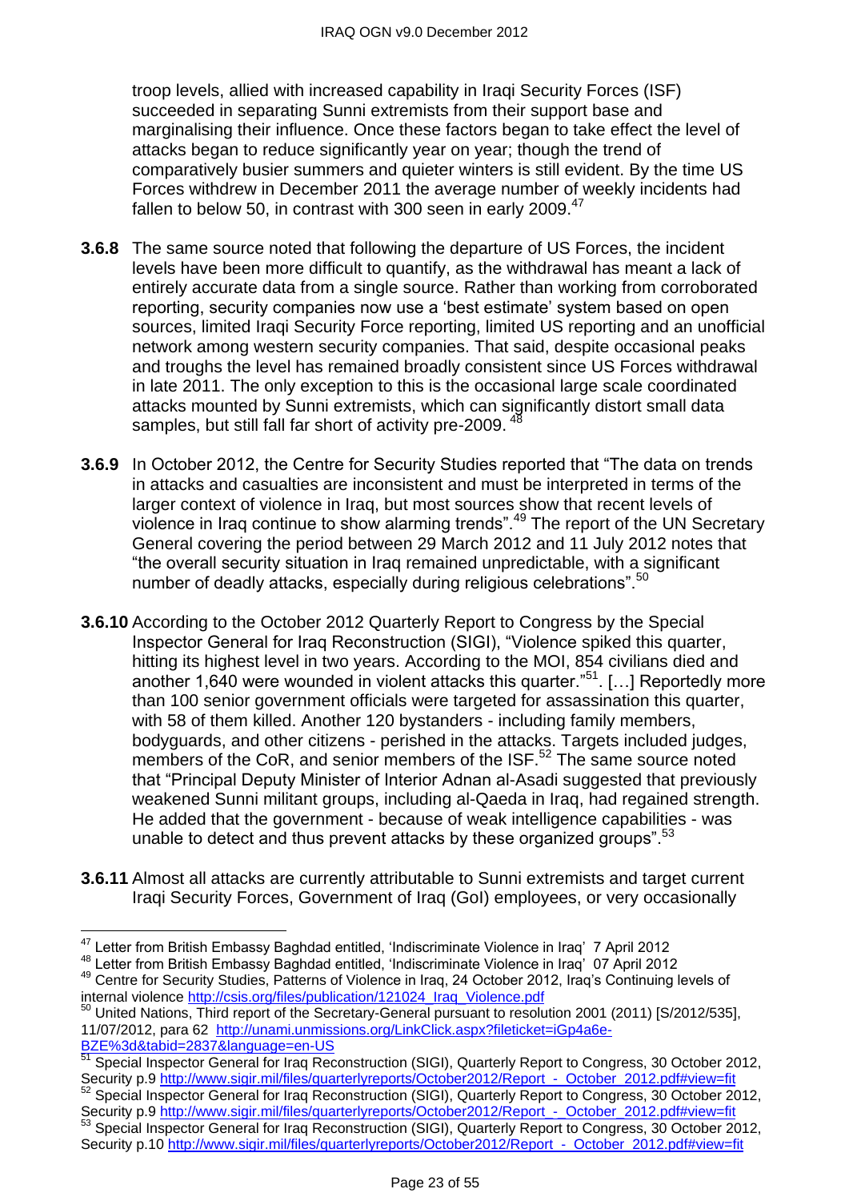troop levels, allied with increased capability in Iraqi Security Forces (ISF) succeeded in separating Sunni extremists from their support base and marginalising their influence. Once these factors began to take effect the level of attacks began to reduce significantly year on year; though the trend of comparatively busier summers and quieter winters is still evident. By the time US Forces withdrew in December 2011 the average number of weekly incidents had fallen to below 50, in contrast with 300 seen in early 2009.[47]

**3.6.8** The same source noted that following the departure of US Forces, the incident levels have been more difficult to quantify, as the withdrawal has meant a lack of entirely accurate data from a single source. Rather than working from corroborated reporting, security companies now use a 'best estimate' system based on open sources, limited Iraqi Security Force reporting, limited US reporting and an unofficial network among western security companies. That said, despite occasional peaks and troughs the level has remained broadly consistent since US Forces withdrawal in late 2011. The only exception to this is the occasional large scale coordinated attacks mounted by Sunni extremists, which can significantly distort small data samples, but still fall far short of activity pre-2009. [48]

**3.6.9** In October 2012, the Centre for Security Studies reported that "The data on trends in attacks and casualties are inconsistent and must be interpreted in terms of the larger context of violence in Iraq, but most sources show that recent levels of violence in Iraq continue to show alarming trends".[49] The report of the UN Secretary General covering the period between 29 March 2012 and 11 July 2012 notes that "the overall security situation in Iraq remained unpredictable, with a significant number of deadly attacks, especially during religious celebrations".[50]

**3.6.10** According to the October 2012 Quarterly Report to Congress by the Special Inspector General for Iraq Reconstruction (SIGI), "Violence spiked this quarter, hitting its highest level in two years. According to the MOI, 854 civilians died and another 1,640 were wounded in violent attacks this quarter."[51]. […] Reportedly more than 100 senior government officials were targeted for assassination this quarter, with 58 of them killed. Another 120 bystanders - including family members, bodyguards, and other citizens - perished in the attacks. Targets included judges, members of the CoR, and senior members of the ISF.[52] The same source noted that "Principal Deputy Minister of Interior Adnan al-Asadi suggested that previously weakened Sunni militant groups, including al-Qaeda in Iraq, had regained strength. He added that the government - because of weak intelligence capabilities - was unable to detect and thus prevent attacks by these organized groups".[53]

**3.6.11** Almost all attacks are currently attributable to Sunni extremists and target current Iraqi Security Forces, Government of Iraq (GoI) employees, or very occasionally

---

[47] Letter from British Embassy Baghdad entitled, 'Indiscriminate Violence in Iraq' 7 April 2012

[48] Letter from British Embassy Baghdad entitled, 'Indiscriminate Violence in Iraq' 07 April 2012

[49] Centre for Security Studies, Patterns of Violence in Iraq, 24 October 2012, Iraq's Continuing levels of internal violence http://csis.org/files/publication/121024_Iraq_Violence.pdf

[50] United Nations, Third report of the Secretary-General pursuant to resolution 2001 (2011) [S/2012/535], 11/07/2012, para 62 http://unami.unmissions.org/LinkClick.aspx?fileticket=iGp4a6e-BZE%3d&tabid=2837&language=en-US

[51] Special Inspector General for Iraq Reconstruction (SIGI), Quarterly Report to Congress, 30 October 2012, Security p.9 http://www.sigir.mil/files/quarterlyreports/October2012/Report_-_October_2012.pdf#view=fit

[52] Special Inspector General for Iraq Reconstruction (SIGI), Quarterly Report to Congress, 30 October 2012, Security p.9 http://www.sigir.mil/files/quarterlyreports/October2012/Report_-_October_2012.pdf#view=fit

[53] Special Inspector General for Iraq Reconstruction (SIGI), Quarterly Report to Congress, 30 October 2012, Security p.10 http://www.sigir.mil/files/quarterlyreports/October2012/Report_-_October_2012.pdf#view=fit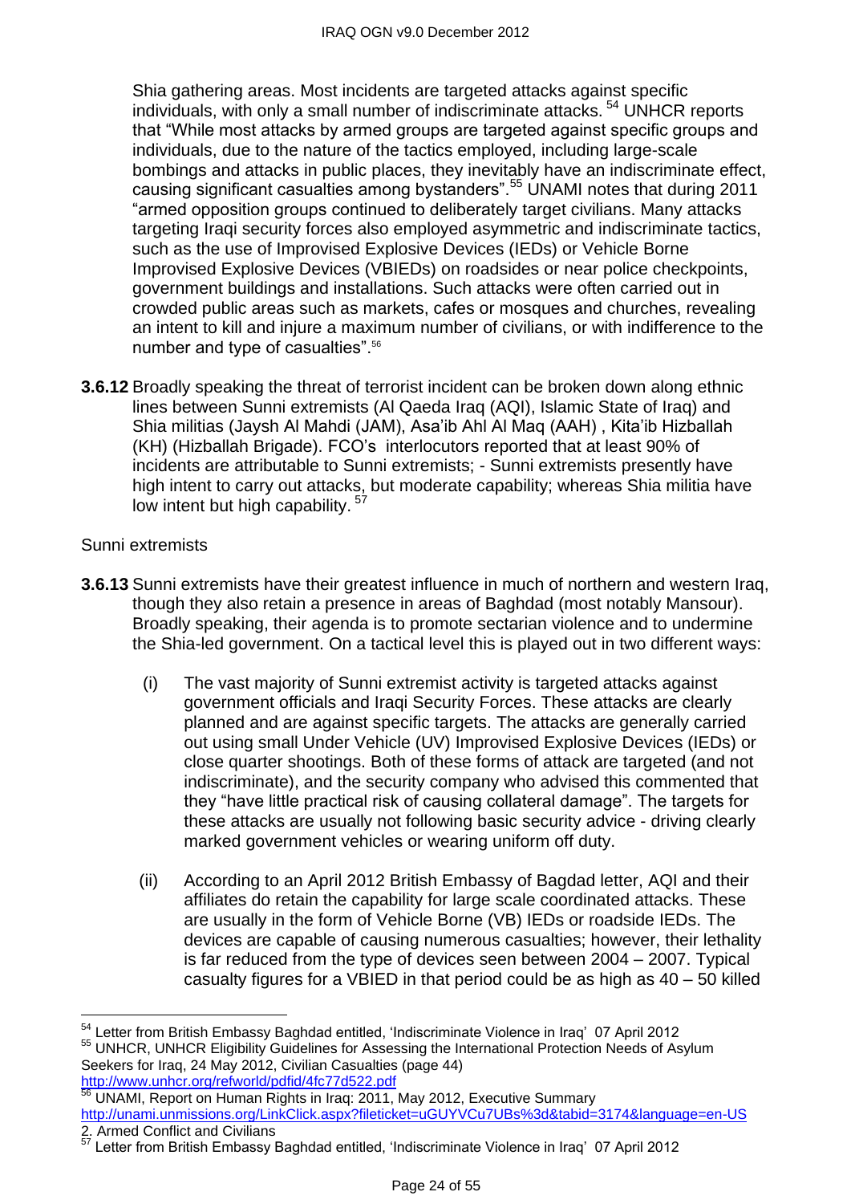Shia gathering areas. Most incidents are targeted attacks against specific individuals, with only a small number of indiscriminate attacks. [54] UNHCR reports that "While most attacks by armed groups are targeted against specific groups and individuals, due to the nature of the tactics employed, including large-scale bombings and attacks in public places, they inevitably have an indiscriminate effect, causing significant casualties among bystanders".[55] UNAMI notes that during 2011 "armed opposition groups continued to deliberately target civilians. Many attacks targeting Iraqi security forces also employed asymmetric and indiscriminate tactics, such as the use of Improvised Explosive Devices (IEDs) or Vehicle Borne Improvised Explosive Devices (VBIEDs) on roadsides or near police checkpoints, government buildings and installations. Such attacks were often carried out in crowded public areas such as markets, cafes or mosques and churches, revealing an intent to kill and injure a maximum number of civilians, or with indifference to the number and type of casualties".[56]

**3.6.12** Broadly speaking the threat of terrorist incident can be broken down along ethnic lines between Sunni extremists (Al Qaeda Iraq (AQI), Islamic State of Iraq) and Shia militias (Jaysh Al Mahdi (JAM), Asa'ib Ahl Al Maq (AAH) , Kita'ib Hizballah (KH) (Hizballah Brigade). FCO's interlocutors reported that at least 90% of incidents are attributable to Sunni extremists; - Sunni extremists presently have high intent to carry out attacks, but moderate capability; whereas Shia militia have low intent but high capability. [57]

Sunni extremists

**3.6.13** Sunni extremists have their greatest influence in much of northern and western Iraq, though they also retain a presence in areas of Baghdad (most notably Mansour). Broadly speaking, their agenda is to promote sectarian violence and to undermine the Shia-led government. On a tactical level this is played out in two different ways:

(i) The vast majority of Sunni extremist activity is targeted attacks against government officials and Iraqi Security Forces. These attacks are clearly planned and are against specific targets. The attacks are generally carried out using small Under Vehicle (UV) Improvised Explosive Devices (IEDs) or close quarter shootings. Both of these forms of attack are targeted (and not indiscriminate), and the security company who advised this commented that they "have little practical risk of causing collateral damage". The targets for these attacks are usually not following basic security advice - driving clearly marked government vehicles or wearing uniform off duty.

(ii) According to an April 2012 British Embassy of Bagdad letter, AQI and their affiliates do retain the capability for large scale coordinated attacks. These are usually in the form of Vehicle Borne (VB) IEDs or roadside IEDs. The devices are capable of causing numerous casualties; however, their lethality is far reduced from the type of devices seen between 2004 – 2007. Typical casualty figures for a VBIED in that period could be as high as 40 – 50 killed

---

[54] Letter from British Embassy Baghdad entitled, 'Indiscriminate Violence in Iraq' 07 April 2012

[55] UNHCR, UNHCR Eligibility Guidelines for Assessing the International Protection Needs of Asylum Seekers for Iraq, 24 May 2012, Civilian Casualties (page 44) http://www.unhcr.org/refworld/pdfid/4fc77d522.pdf

[56] UNAMI, Report on Human Rights in Iraq: 2011, May 2012, Executive Summary http://unami.unmissions.org/LinkClick.aspx?fileticket=uGUYVCu7UBs%3d&tabid=3174&language=en-US 2. Armed Conflict and Civilians

[57] Letter from British Embassy Baghdad entitled, 'Indiscriminate Violence in Iraq' 07 April 2012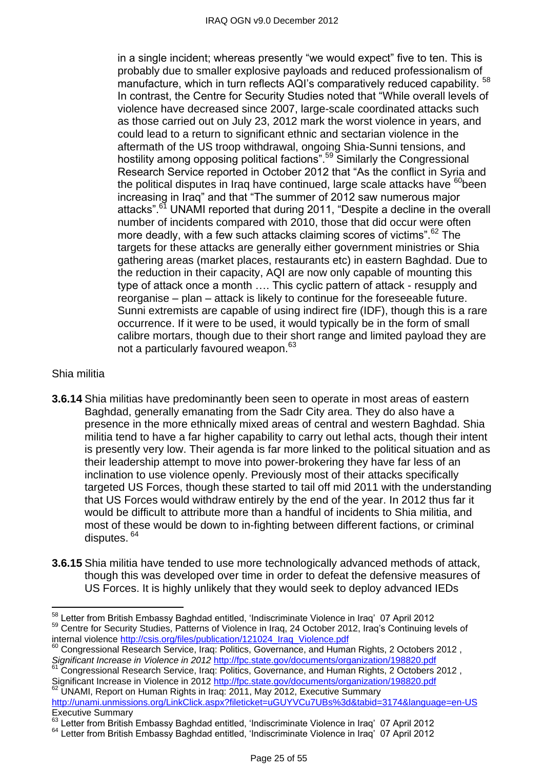in a single incident; whereas presently "we would expect" five to ten. This is probably due to smaller explosive payloads and reduced professionalism of manufacture, which in turn reflects AQI's comparatively reduced capability. [58] In contrast, the Centre for Security Studies noted that "While overall levels of violence have decreased since 2007, large-scale coordinated attacks such as those carried out on July 23, 2012 mark the worst violence in years, and could lead to a return to significant ethnic and sectarian violence in the aftermath of the US troop withdrawal, ongoing Shia-Sunni tensions, and hostility among opposing political factions".[59] Similarly the Congressional Research Service reported in October 2012 that "As the conflict in Syria and the political disputes in Iraq have continued, large scale attacks have [60]been increasing in Iraq" and that "The summer of 2012 saw numerous major attacks".[61] UNAMI reported that during 2011, "Despite a decline in the overall number of incidents compared with 2010, those that did occur were often more deadly, with a few such attacks claiming scores of victims".[62] The targets for these attacks are generally either government ministries or Shia gathering areas (market places, restaurants etc) in eastern Baghdad. Due to the reduction in their capacity, AQI are now only capable of mounting this type of attack once a month …. This cyclic pattern of attack - resupply and reorganise – plan – attack is likely to continue for the foreseeable future. Sunni extremists are capable of using indirect fire (IDF), though this is a rare occurrence. If it were to be used, it would typically be in the form of small calibre mortars, though due to their short range and limited payload they are not a particularly favoured weapon.[63]

Shia militia

**3.6.14** Shia militias have predominantly been seen to operate in most areas of eastern Baghdad, generally emanating from the Sadr City area. They do also have a presence in the more ethnically mixed areas of central and western Baghdad. Shia militia tend to have a far higher capability to carry out lethal acts, though their intent is presently very low. Their agenda is far more linked to the political situation and as their leadership attempt to move into power-brokering they have far less of an inclination to use violence openly. Previously most of their attacks specifically targeted US Forces, though these started to tail off mid 2011 with the understanding that US Forces would withdraw entirely by the end of the year. In 2012 thus far it would be difficult to attribute more than a handful of incidents to Shia militia, and most of these would be down to in-fighting between different factions, or criminal disputes. [64]

**3.6.15** Shia militia have tended to use more technologically advanced methods of attack, though this was developed over time in order to defeat the defensive measures of US Forces. It is highly unlikely that they would seek to deploy advanced IEDs

---

[58] Letter from British Embassy Baghdad entitled, 'Indiscriminate Violence in Iraq' 07 April 2012

[59] Centre for Security Studies, Patterns of Violence in Iraq, 24 October 2012, Iraq's Continuing levels of internal violence http://csis.org/files/publication/121024_Iraq_Violence.pdf

[60] Congressional Research Service, Iraq: Politics, Governance, and Human Rights, 2 Octobers 2012 , *Significant Increase in Violence in 2012* http://fpc.state.gov/documents/organization/198820.pdf

[61] Congressional Research Service, Iraq: Politics, Governance, and Human Rights, 2 Octobers 2012 , Significant Increase in Violence in 2012 http://fpc.state.gov/documents/organization/198820.pdf

[62] UNAMI, Report on Human Rights in Iraq: 2011, May 2012, Executive Summary http://unami.unmissions.org/LinkClick.aspx?fileticket=uGUYVCu7UBs%3d&tabid=3174&language=en-US Executive Summary

[63] Letter from British Embassy Baghdad entitled, 'Indiscriminate Violence in Iraq' 07 April 2012

[64] Letter from British Embassy Baghdad entitled, 'Indiscriminate Violence in Iraq' 07 April 2012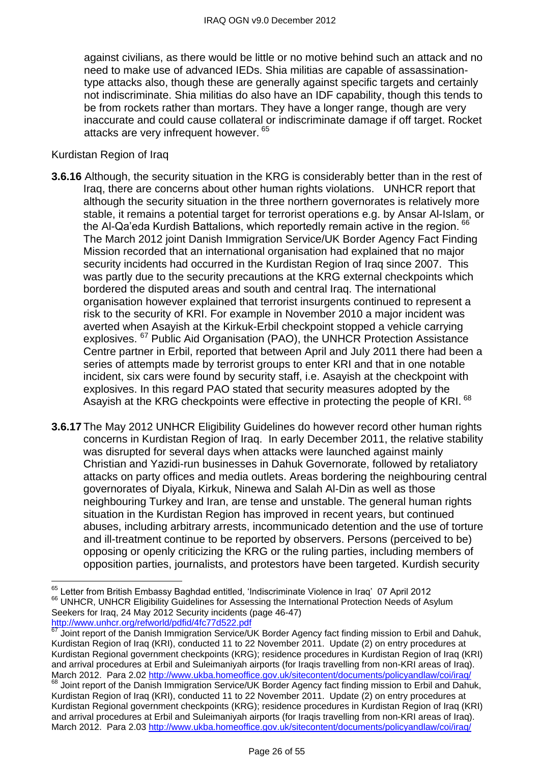against civilians, as there would be little or no motive behind such an attack and no need to make use of advanced IEDs. Shia militias are capable of assassination-type attacks also, though these are generally against specific targets and certainly not indiscriminate. Shia militias do also have an IDF capability, though this tends to be from rockets rather than mortars. They have a longer range, though are very inaccurate and could cause collateral or indiscriminate damage if off target. Rocket attacks are very infrequent however. [65]

Kurdistan Region of Iraq

**3.6.16** Although, the security situation in the KRG is considerably better than in the rest of Iraq, there are concerns about other human rights violations. UNHCR report that although the security situation in the three northern governorates is relatively more stable, it remains a potential target for terrorist operations e.g. by Ansar Al-Islam, or the Al-Qa'eda Kurdish Battalions, which reportedly remain active in the region. [66] The March 2012 joint Danish Immigration Service/UK Border Agency Fact Finding Mission recorded that an international organisation had explained that no major security incidents had occurred in the Kurdistan Region of Iraq since 2007. This was partly due to the security precautions at the KRG external checkpoints which bordered the disputed areas and south and central Iraq. The international organisation however explained that terrorist insurgents continued to represent a risk to the security of KRI. For example in November 2010 a major incident was averted when Asayish at the Kirkuk-Erbil checkpoint stopped a vehicle carrying explosives. [67] Public Aid Organisation (PAO), the UNHCR Protection Assistance Centre partner in Erbil, reported that between April and July 2011 there had been a series of attempts made by terrorist groups to enter KRI and that in one notable incident, six cars were found by security staff, i.e. Asayish at the checkpoint with explosives. In this regard PAO stated that security measures adopted by the Asayish at the KRG checkpoints were effective in protecting the people of KRI. [68]

**3.6.17** The May 2012 UNHCR Eligibility Guidelines do however record other human rights concerns in Kurdistan Region of Iraq. In early December 2011, the relative stability was disrupted for several days when attacks were launched against mainly Christian and Yazidi-run businesses in Dahuk Governorate, followed by retaliatory attacks on party offices and media outlets. Areas bordering the neighbouring central governorates of Diyala, Kirkuk, Ninewa and Salah Al-Din as well as those neighbouring Turkey and Iran, are tense and unstable. The general human rights situation in the Kurdistan Region has improved in recent years, but continued abuses, including arbitrary arrests, incommunicado detention and the use of torture and ill-treatment continue to be reported by observers. Persons (perceived to be) opposing or openly criticizing the KRG or the ruling parties, including members of opposition parties, journalists, and protestors have been targeted. Kurdish security

---

[65] Letter from British Embassy Baghdad entitled, 'Indiscriminate Violence in Iraq' 07 April 2012

[66] UNHCR, UNHCR Eligibility Guidelines for Assessing the International Protection Needs of Asylum Seekers for Iraq, 24 May 2012 Security incidents (page 46-47) http://www.unhcr.org/refworld/pdfid/4fc77d522.pdf

[67] Joint report of the Danish Immigration Service/UK Border Agency fact finding mission to Erbil and Dahuk, Kurdistan Region of Iraq (KRI), conducted 11 to 22 November 2011. Update (2) on entry procedures at Kurdistan Regional government checkpoints (KRG); residence procedures in Kurdistan Region of Iraq (KRI) and arrival procedures at Erbil and Suleimaniyah airports (for Iraqis travelling from non-KRI areas of Iraq). March 2012. Para 2.02 http://www.ukba.homeoffice.gov.uk/sitecontent/documents/policyandlaw/coi/iraq/

[68] Joint report of the Danish Immigration Service/UK Border Agency fact finding mission to Erbil and Dahuk, Kurdistan Region of Iraq (KRI), conducted 11 to 22 November 2011. Update (2) on entry procedures at Kurdistan Regional government checkpoints (KRG); residence procedures in Kurdistan Region of Iraq (KRI) and arrival procedures at Erbil and Suleimaniyah airports (for Iraqis travelling from non-KRI areas of Iraq). March 2012. Para 2.03 http://www.ukba.homeoffice.gov.uk/sitecontent/documents/policyandlaw/coi/iraq/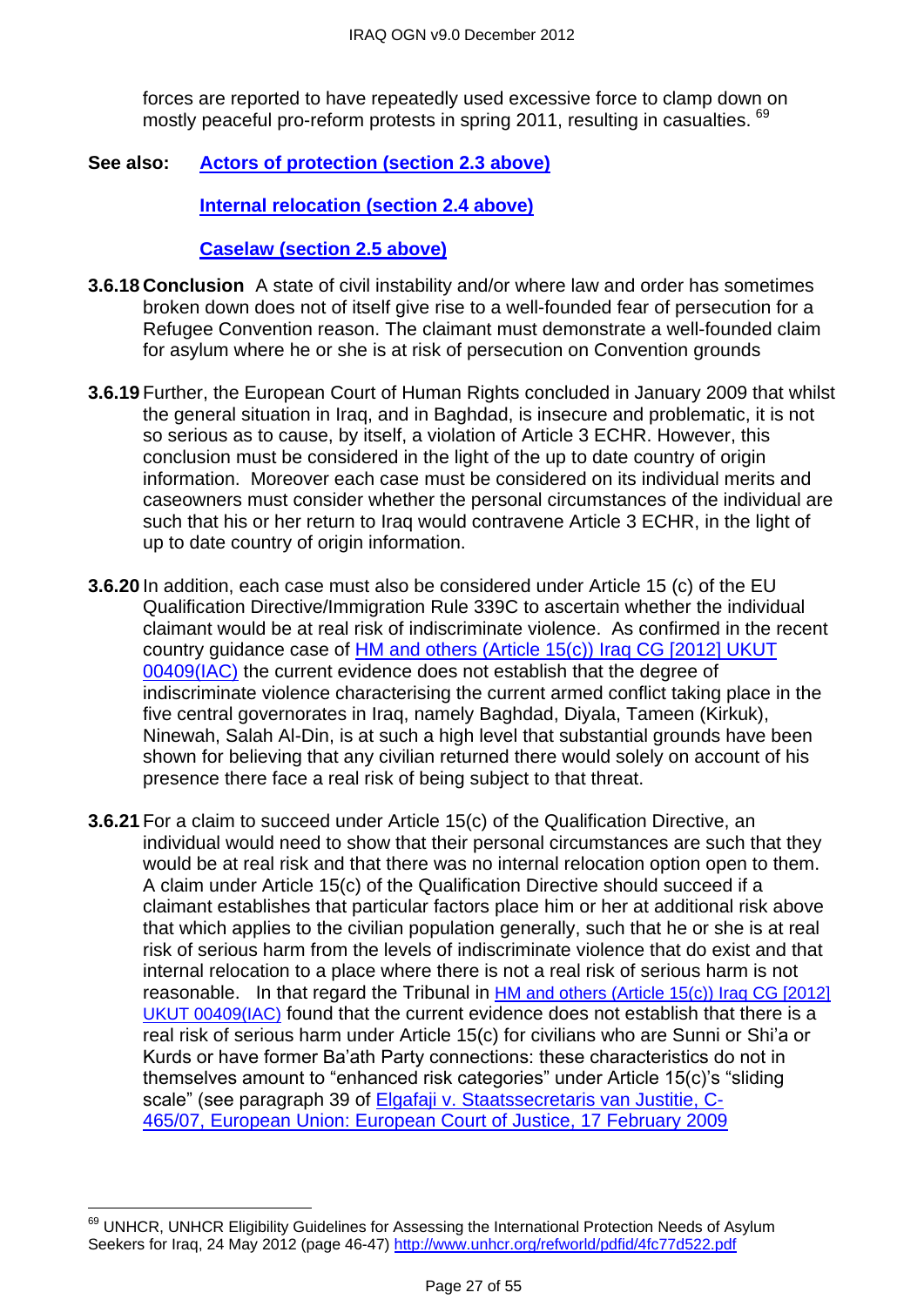forces are reported to have repeatedly used excessive force to clamp down on mostly peaceful pro-reform protests in spring 2011, resulting in casualties. [69]

**See also:** **Actors of protection (section 2.3 above)**

**Internal relocation (section 2.4 above)**

**Caselaw (section 2.5 above)**

**3.6.18 Conclusion** A state of civil instability and/or where law and order has sometimes broken down does not of itself give rise to a well-founded fear of persecution for a Refugee Convention reason. The claimant must demonstrate a well-founded claim for asylum where he or she is at risk of persecution on Convention grounds

**3.6.19** Further, the European Court of Human Rights concluded in January 2009 that whilst the general situation in Iraq, and in Baghdad, is insecure and problematic, it is not so serious as to cause, by itself, a violation of Article 3 ECHR. However, this conclusion must be considered in the light of the up to date country of origin information. Moreover each case must be considered on its individual merits and caseowners must consider whether the personal circumstances of the individual are such that his or her return to Iraq would contravene Article 3 ECHR, in the light of up to date country of origin information.

**3.6.20** In addition, each case must also be considered under Article 15 (c) of the EU Qualification Directive/Immigration Rule 339C to ascertain whether the individual claimant would be at real risk of indiscriminate violence. As confirmed in the recent country guidance case of HM and others (Article 15(c)) Iraq CG [2012] UKUT 00409(IAC) the current evidence does not establish that the degree of indiscriminate violence characterising the current armed conflict taking place in the five central governorates in Iraq, namely Baghdad, Diyala, Tameen (Kirkuk), Ninewah, Salah Al-Din, is at such a high level that substantial grounds have been shown for believing that any civilian returned there would solely on account of his presence there face a real risk of being subject to that threat.

**3.6.21** For a claim to succeed under Article 15(c) of the Qualification Directive, an individual would need to show that their personal circumstances are such that they would be at real risk and that there was no internal relocation option open to them. A claim under Article 15(c) of the Qualification Directive should succeed if a claimant establishes that particular factors place him or her at additional risk above that which applies to the civilian population generally, such that he or she is at real risk of serious harm from the levels of indiscriminate violence that do exist and that internal relocation to a place where there is not a real risk of serious harm is not reasonable. In that regard the Tribunal in HM and others (Article 15(c)) Iraq CG [2012] UKUT 00409(IAC) found that the current evidence does not establish that there is a real risk of serious harm under Article 15(c) for civilians who are Sunni or Shi'a or Kurds or have former Ba'ath Party connections: these characteristics do not in themselves amount to "enhanced risk categories" under Article 15(c)'s "sliding scale" (see paragraph 39 of Elgafaji v. Staatssecretaris van Justitie, C-465/07, European Union: European Court of Justice, 17 February 2009

---

[69] UNHCR, UNHCR Eligibility Guidelines for Assessing the International Protection Needs of Asylum Seekers for Iraq, 24 May 2012 (page 46-47) http://www.unhcr.org/refworld/pdfid/4fc77d522.pdf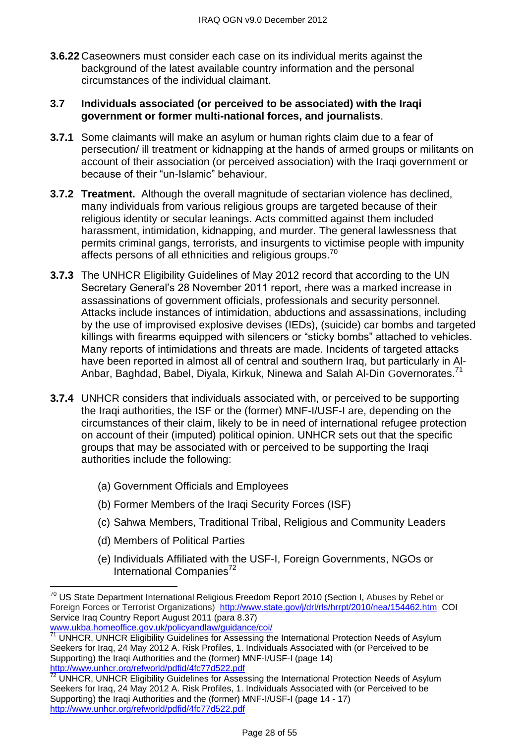**3.6.22** Caseowners must consider each case on its individual merits against the background of the latest available country information and the personal circumstances of the individual claimant.

### 3.7 Individuals associated (or perceived to be associated) with the Iraqi government or former multi-national forces, and journalists.

**3.7.1** Some claimants will make an asylum or human rights claim due to a fear of persecution/ ill treatment or kidnapping at the hands of armed groups or militants on account of their association (or perceived association) with the Iraqi government or because of their "un-Islamic" behaviour.

**3.7.2** **Treatment.** Although the overall magnitude of sectarian violence has declined, many individuals from various religious groups are targeted because of their religious identity or secular leanings. Acts committed against them included harassment, intimidation, kidnapping, and murder. The general lawlessness that permits criminal gangs, terrorists, and insurgents to victimise people with impunity affects persons of all ethnicities and religious groups.[70]

**3.7.3** The UNHCR Eligibility Guidelines of May 2012 record that according to the UN Secretary General's 28 November 2011 report, there was a marked increase in assassinations of government officials, professionals and security personnel*.* Attacks include instances of intimidation, abductions and assassinations, including by the use of improvised explosive devises (IEDs), (suicide) car bombs and targeted killings with firearms equipped with silencers or "sticky bombs" attached to vehicles. Many reports of intimidations and threats are made. Incidents of targeted attacks have been reported in almost all of central and southern Iraq, but particularly in Al-Anbar, Baghdad, Babel, Diyala, Kirkuk, Ninewa and Salah Al-Din Governorates.[71]

**3.7.4** UNHCR considers that individuals associated with, or perceived to be supporting the Iraqi authorities, the ISF or the (former) MNF-I/USF-I are, depending on the circumstances of their claim, likely to be in need of international refugee protection on account of their (imputed) political opinion. UNHCR sets out that the specific groups that may be associated with or perceived to be supporting the Iraqi authorities include the following:

(a) Government Officials and Employees

(b) Former Members of the Iraqi Security Forces (ISF)

(c) Sahwa Members, Traditional Tribal, Religious and Community Leaders

(d) Members of Political Parties

(e) Individuals Affiliated with the USF-I, Foreign Governments, NGOs or International Companies[72]

---

[70] US State Department International Religious Freedom Report 2010 (Section I, Abuses by Rebel or Foreign Forces or Terrorist Organizations) http://www.state.gov/j/drl/rls/hrrpt/2010/nea/154462.htm COI Service Iraq Country Report August 2011 (para 8.37) www.ukba.homeoffice.gov.uk/policyandlaw/guidance/coi/

[71] UNHCR, UNHCR Eligibility Guidelines for Assessing the International Protection Needs of Asylum Seekers for Iraq, 24 May 2012 A. Risk Profiles, 1. Individuals Associated with (or Perceived to be Supporting) the Iraqi Authorities and the (former) MNF-I/USF-I (page 14) http://www.unhcr.org/refworld/pdfid/4fc77d522.pdf

[72] UNHCR, UNHCR Eligibility Guidelines for Assessing the International Protection Needs of Asylum Seekers for Iraq, 24 May 2012 A. Risk Profiles, 1. Individuals Associated with (or Perceived to be Supporting) the Iraqi Authorities and the (former) MNF-I/USF-I (page 14 - 17) http://www.unhcr.org/refworld/pdfid/4fc77d522.pdf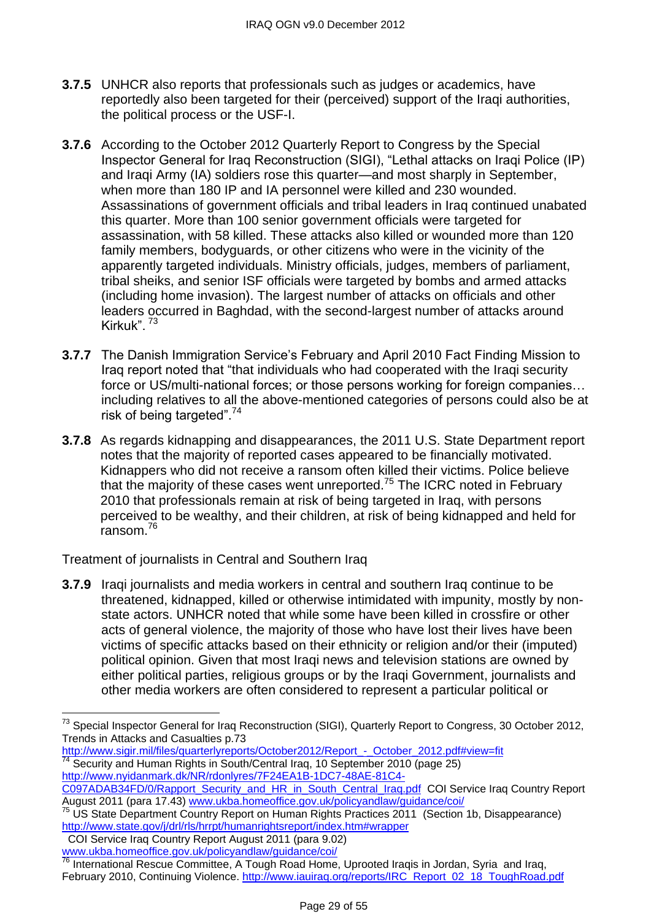**3.7.5** UNHCR also reports that professionals such as judges or academics, have reportedly also been targeted for their (perceived) support of the Iraqi authorities, the political process or the USF-I.

**3.7.6** According to the October 2012 Quarterly Report to Congress by the Special Inspector General for Iraq Reconstruction (SIGI), "Lethal attacks on Iraqi Police (IP) and Iraqi Army (IA) soldiers rose this quarter—and most sharply in September, when more than 180 IP and IA personnel were killed and 230 wounded. Assassinations of government officials and tribal leaders in Iraq continued unabated this quarter. More than 100 senior government officials were targeted for assassination, with 58 killed. These attacks also killed or wounded more than 120 family members, bodyguards, or other citizens who were in the vicinity of the apparently targeted individuals. Ministry officials, judges, members of parliament, tribal sheiks, and senior ISF officials were targeted by bombs and armed attacks (including home invasion). The largest number of attacks on officials and other leaders occurred in Baghdad, with the second-largest number of attacks around Kirkuk". [73]

**3.7.7** The Danish Immigration Service's February and April 2010 Fact Finding Mission to Iraq report noted that "that individuals who had cooperated with the Iraqi security force or US/multi-national forces; or those persons working for foreign companies… including relatives to all the above-mentioned categories of persons could also be at risk of being targeted".[74]

**3.7.8** As regards kidnapping and disappearances, the 2011 U.S. State Department report notes that the majority of reported cases appeared to be financially motivated. Kidnappers who did not receive a ransom often killed their victims. Police believe that the majority of these cases went unreported.[75] The ICRC noted in February 2010 that professionals remain at risk of being targeted in Iraq, with persons perceived to be wealthy, and their children, at risk of being kidnapped and held for ransom.[76]

Treatment of journalists in Central and Southern Iraq

**3.7.9** Iraqi journalists and media workers in central and southern Iraq continue to be threatened, kidnapped, killed or otherwise intimidated with impunity, mostly by non-state actors. UNHCR noted that while some have been killed in crossfire or other acts of general violence, the majority of those who have lost their lives have been victims of specific attacks based on their ethnicity or religion and/or their (imputed) political opinion. Given that most Iraqi news and television stations are owned by either political parties, religious groups or by the Iraqi Government, journalists and other media workers are often considered to represent a particular political or

---

[73] Special Inspector General for Iraq Reconstruction (SIGI), Quarterly Report to Congress, 30 October 2012, Trends in Attacks and Casualties p.73 http://www.sigir.mil/files/quarterlyreports/October2012/Report_-_October_2012.pdf#view=fit

[74] Security and Human Rights in South/Central Iraq, 10 September 2010 (page 25) http://www.nyidanmark.dk/NR/rdonlyres/7F24EA1B-1DC7-48AE-81C4-C097ADAB34FD/0/Rapport_Security_and_HR_in_South_Central_Iraq.pdf COI Service Iraq Country Report August 2011 (para 17.43) www.ukba.homeoffice.gov.uk/policyandlaw/guidance/coi/

[75] US State Department Country Report on Human Rights Practices 2011 (Section 1b, Disappearance) http://www.state.gov/j/drl/rls/hrrpt/humanrightsreport/index.htm#wrapper
COI Service Iraq Country Report August 2011 (para 9.02) www.ukba.homeoffice.gov.uk/policyandlaw/guidance/coi/

[76] International Rescue Committee, A Tough Road Home, Uprooted Iraqis in Jordan, Syria and Iraq, February 2010, Continuing Violence. http://www.iauiraq.org/reports/IRC_Report_02_18_ToughRoad.pdf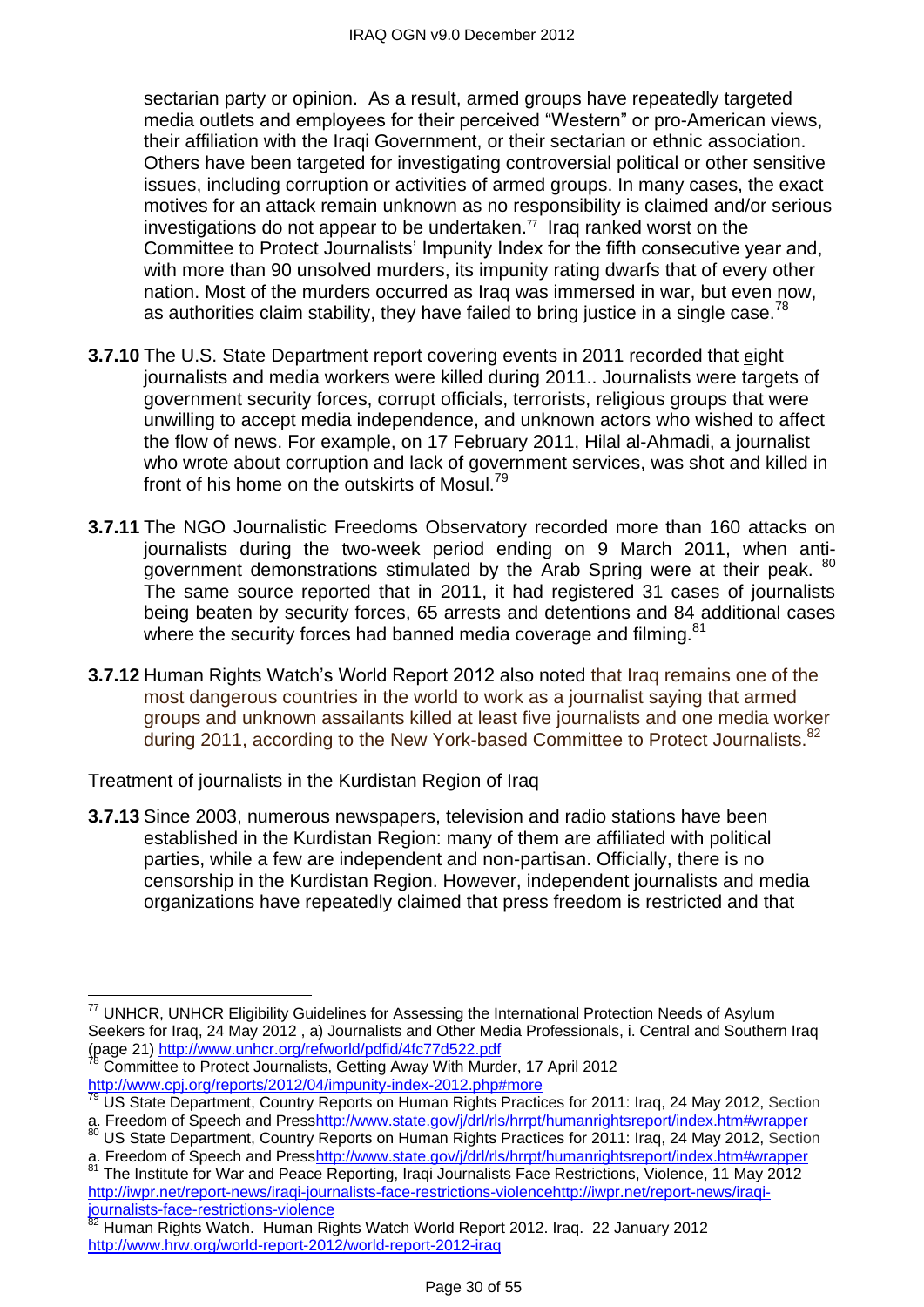sectarian party or opinion. As a result, armed groups have repeatedly targeted media outlets and employees for their perceived "Western" or pro-American views, their affiliation with the Iraqi Government, or their sectarian or ethnic association. Others have been targeted for investigating controversial political or other sensitive issues, including corruption or activities of armed groups. In many cases, the exact motives for an attack remain unknown as no responsibility is claimed and/or serious investigations do not appear to be undertaken.[77] Iraq ranked worst on the Committee to Protect Journalists' Impunity Index for the fifth consecutive year and, with more than 90 unsolved murders, its impunity rating dwarfs that of every other nation. Most of the murders occurred as Iraq was immersed in war, but even now, as authorities claim stability, they have failed to bring justice in a single case.[78]

**3.7.10** The U.S. State Department report covering events in 2011 recorded that eight journalists and media workers were killed during 2011.. Journalists were targets of government security forces, corrupt officials, terrorists, religious groups that were unwilling to accept media independence, and unknown actors who wished to affect the flow of news. For example, on 17 February 2011, Hilal al-Ahmadi, a journalist who wrote about corruption and lack of government services, was shot and killed in front of his home on the outskirts of Mosul.[79]

**3.7.11** The NGO Journalistic Freedoms Observatory recorded more than 160 attacks on journalists during the two-week period ending on 9 March 2011, when anti-government demonstrations stimulated by the Arab Spring were at their peak. [80] The same source reported that in 2011, it had registered 31 cases of journalists being beaten by security forces, 65 arrests and detentions and 84 additional cases where the security forces had banned media coverage and filming.[81]

**3.7.12** Human Rights Watch's World Report 2012 also noted that Iraq remains one of the most dangerous countries in the world to work as a journalist saying that armed groups and unknown assailants killed at least five journalists and one media worker during 2011, according to the New York-based Committee to Protect Journalists.[82]

Treatment of journalists in the Kurdistan Region of Iraq

**3.7.13** Since 2003, numerous newspapers, television and radio stations have been established in the Kurdistan Region: many of them are affiliated with political parties, while a few are independent and non-partisan. Officially, there is no censorship in the Kurdistan Region. However, independent journalists and media organizations have repeatedly claimed that press freedom is restricted and that

---

[77] UNHCR, UNHCR Eligibility Guidelines for Assessing the International Protection Needs of Asylum Seekers for Iraq, 24 May 2012 , a) Journalists and Other Media Professionals, i. Central and Southern Iraq (page 21) http://www.unhcr.org/refworld/pdfid/4fc77d522.pdf

[78] Committee to Protect Journalists, Getting Away With Murder, 17 April 2012 http://www.cpj.org/reports/2012/04/impunity-index-2012.php#more

[79] US State Department, Country Reports on Human Rights Practices for 2011: Iraq, 24 May 2012, Section a. Freedom of Speech and Presshttp://www.state.gov/j/drl/rls/hrrpt/humanrightsreport/index.htm#wrapper

[80] US State Department, Country Reports on Human Rights Practices for 2011: Iraq, 24 May 2012, Section a. Freedom of Speech and Presshttp://www.state.gov/j/drl/rls/hrrpt/humanrightsreport/index.htm#wrapper

[81] The Institute for War and Peace Reporting, Iraqi Journalists Face Restrictions, Violence, 11 May 2012 http://iwpr.net/report-news/iraqi-journalists-face-restrictions-violencehttp://iwpr.net/report-news/iraqi-journalists-face-restrictions-violence

[82] Human Rights Watch. Human Rights Watch World Report 2012. Iraq. 22 January 2012 http://www.hrw.org/world-report-2012/world-report-2012-iraq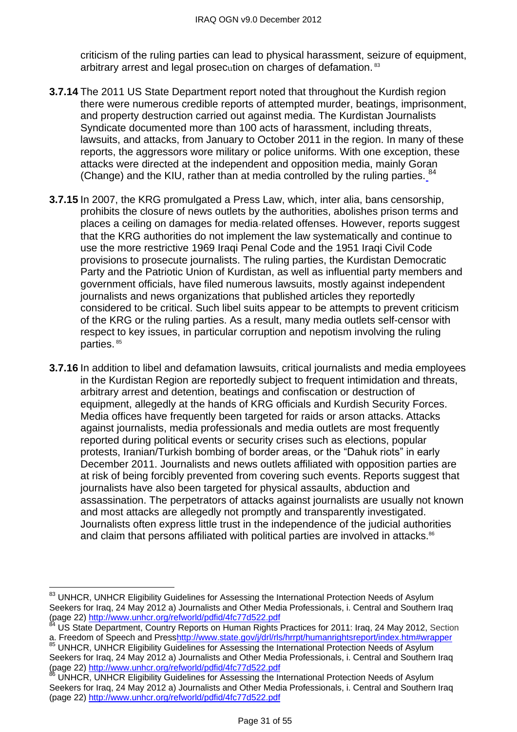criticism of the ruling parties can lead to physical harassment, seizure of equipment, arbitrary arrest and legal prosecution on charges of defamation. [83]

**3.7.14** The 2011 US State Department report noted that throughout the Kurdish region there were numerous credible reports of attempted murder, beatings, imprisonment, and property destruction carried out against media. The Kurdistan Journalists Syndicate documented more than 100 acts of harassment, including threats, lawsuits, and attacks, from January to October 2011 in the region. In many of these reports, the aggressors wore military or police uniforms. With one exception, these attacks were directed at the independent and opposition media, mainly Goran (Change) and the KIU, rather than at media controlled by the ruling parties. [84]

**3.7.15** In 2007, the KRG promulgated a Press Law, which, inter alia, bans censorship, prohibits the closure of news outlets by the authorities, abolishes prison terms and places a ceiling on damages for media-related offenses. However, reports suggest that the KRG authorities do not implement the law systematically and continue to use the more restrictive 1969 Iraqi Penal Code and the 1951 Iraqi Civil Code provisions to prosecute journalists. The ruling parties, the Kurdistan Democratic Party and the Patriotic Union of Kurdistan, as well as influential party members and government officials, have filed numerous lawsuits, mostly against independent journalists and news organizations that published articles they reportedly considered to be critical. Such libel suits appear to be attempts to prevent criticism of the KRG or the ruling parties. As a result, many media outlets self-censor with respect to key issues, in particular corruption and nepotism involving the ruling parties. [85]

**3.7.16** In addition to libel and defamation lawsuits, critical journalists and media employees in the Kurdistan Region are reportedly subject to frequent intimidation and threats, arbitrary arrest and detention, beatings and confiscation or destruction of equipment, allegedly at the hands of KRG officials and Kurdish Security Forces. Media offices have frequently been targeted for raids or arson attacks. Attacks against journalists, media professionals and media outlets are most frequently reported during political events or security crises such as elections, popular protests, Iranian/Turkish bombing of border areas, or the "Dahuk riots" in early December 2011. Journalists and news outlets affiliated with opposition parties are at risk of being forcibly prevented from covering such events. Reports suggest that journalists have also been targeted for physical assaults, abduction and assassination. The perpetrators of attacks against journalists are usually not known and most attacks are allegedly not promptly and transparently investigated. Journalists often express little trust in the independence of the judicial authorities and claim that persons affiliated with political parties are involved in attacks.[86]

---

[83] UNHCR, UNHCR Eligibility Guidelines for Assessing the International Protection Needs of Asylum Seekers for Iraq, 24 May 2012 a) Journalists and Other Media Professionals, i. Central and Southern Iraq (page 22) http://www.unhcr.org/refworld/pdfid/4fc77d522.pdf

[84] US State Department, Country Reports on Human Rights Practices for 2011: Iraq, 24 May 2012, Section a. Freedom of Speech and Press http://www.state.gov/j/drl/rls/hrrpt/humanrightsreport/index.htm#wrapper

[85] UNHCR, UNHCR Eligibility Guidelines for Assessing the International Protection Needs of Asylum Seekers for Iraq, 24 May 2012 a) Journalists and Other Media Professionals, i. Central and Southern Iraq (page 22) http://www.unhcr.org/refworld/pdfid/4fc77d522.pdf

[86] UNHCR, UNHCR Eligibility Guidelines for Assessing the International Protection Needs of Asylum Seekers for Iraq, 24 May 2012 a) Journalists and Other Media Professionals, i. Central and Southern Iraq (page 22) http://www.unhcr.org/refworld/pdfid/4fc77d522.pdf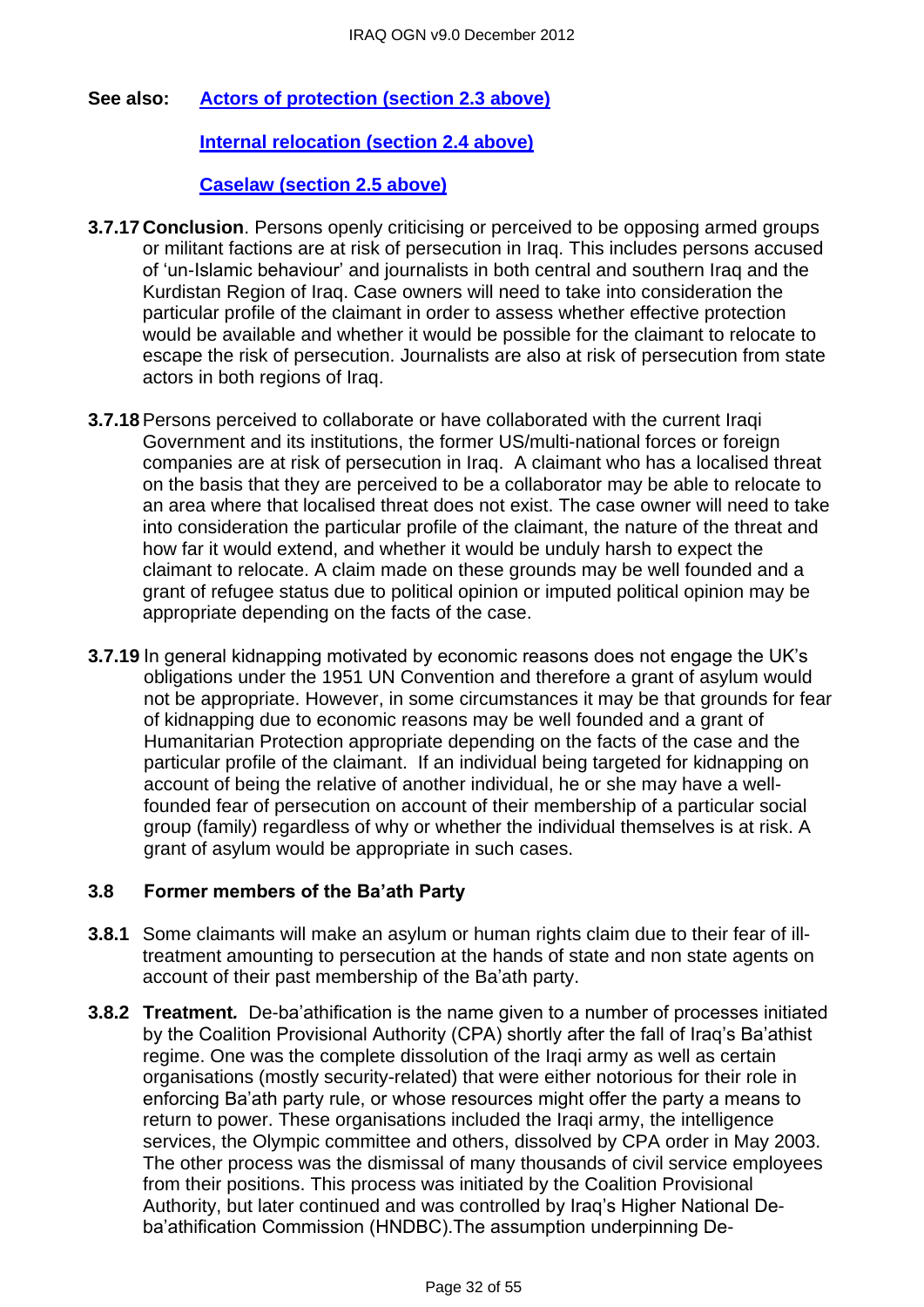**See also:** [Actors of protection (section 2.3 above)]

[Internal relocation (section 2.4 above)]

[Caselaw (section 2.5 above)]

**3.7.17 Conclusion**. Persons openly criticising or perceived to be opposing armed groups or militant factions are at risk of persecution in Iraq. This includes persons accused of 'un-Islamic behaviour' and journalists in both central and southern Iraq and the Kurdistan Region of Iraq. Case owners will need to take into consideration the particular profile of the claimant in order to assess whether effective protection would be available and whether it would be possible for the claimant to relocate to escape the risk of persecution. Journalists are also at risk of persecution from state actors in both regions of Iraq.

**3.7.18** Persons perceived to collaborate or have collaborated with the current Iraqi Government and its institutions, the former US/multi-national forces or foreign companies are at risk of persecution in Iraq. A claimant who has a localised threat on the basis that they are perceived to be a collaborator may be able to relocate to an area where that localised threat does not exist. The case owner will need to take into consideration the particular profile of the claimant, the nature of the threat and how far it would extend, and whether it would be unduly harsh to expect the claimant to relocate. A claim made on these grounds may be well founded and a grant of refugee status due to political opinion or imputed political opinion may be appropriate depending on the facts of the case.

**3.7.19** In general kidnapping motivated by economic reasons does not engage the UK's obligations under the 1951 UN Convention and therefore a grant of asylum would not be appropriate. However, in some circumstances it may be that grounds for fear of kidnapping due to economic reasons may be well founded and a grant of Humanitarian Protection appropriate depending on the facts of the case and the particular profile of the claimant. If an individual being targeted for kidnapping on account of being the relative of another individual, he or she may have a well-founded fear of persecution on account of their membership of a particular social group (family) regardless of why or whether the individual themselves is at risk. A grant of asylum would be appropriate in such cases.

### 3.8 Former members of the Ba'ath Party

**3.8.1** Some claimants will make an asylum or human rights claim due to their fear of ill-treatment amounting to persecution at the hands of state and non state agents on account of their past membership of the Ba'ath party.

**3.8.2 *Treatment.*** De-ba'athification is the name given to a number of processes initiated by the Coalition Provisional Authority (CPA) shortly after the fall of Iraq's Ba'athist regime. One was the complete dissolution of the Iraqi army as well as certain organisations (mostly security-related) that were either notorious for their role in enforcing Ba'ath party rule, or whose resources might offer the party a means to return to power. These organisations included the Iraqi army, the intelligence services, the Olympic committee and others, dissolved by CPA order in May 2003. The other process was the dismissal of many thousands of civil service employees from their positions. This process was initiated by the Coalition Provisional Authority, but later continued and was controlled by Iraq's Higher National De-ba'athification Commission (HNDBC).The assumption underpinning De-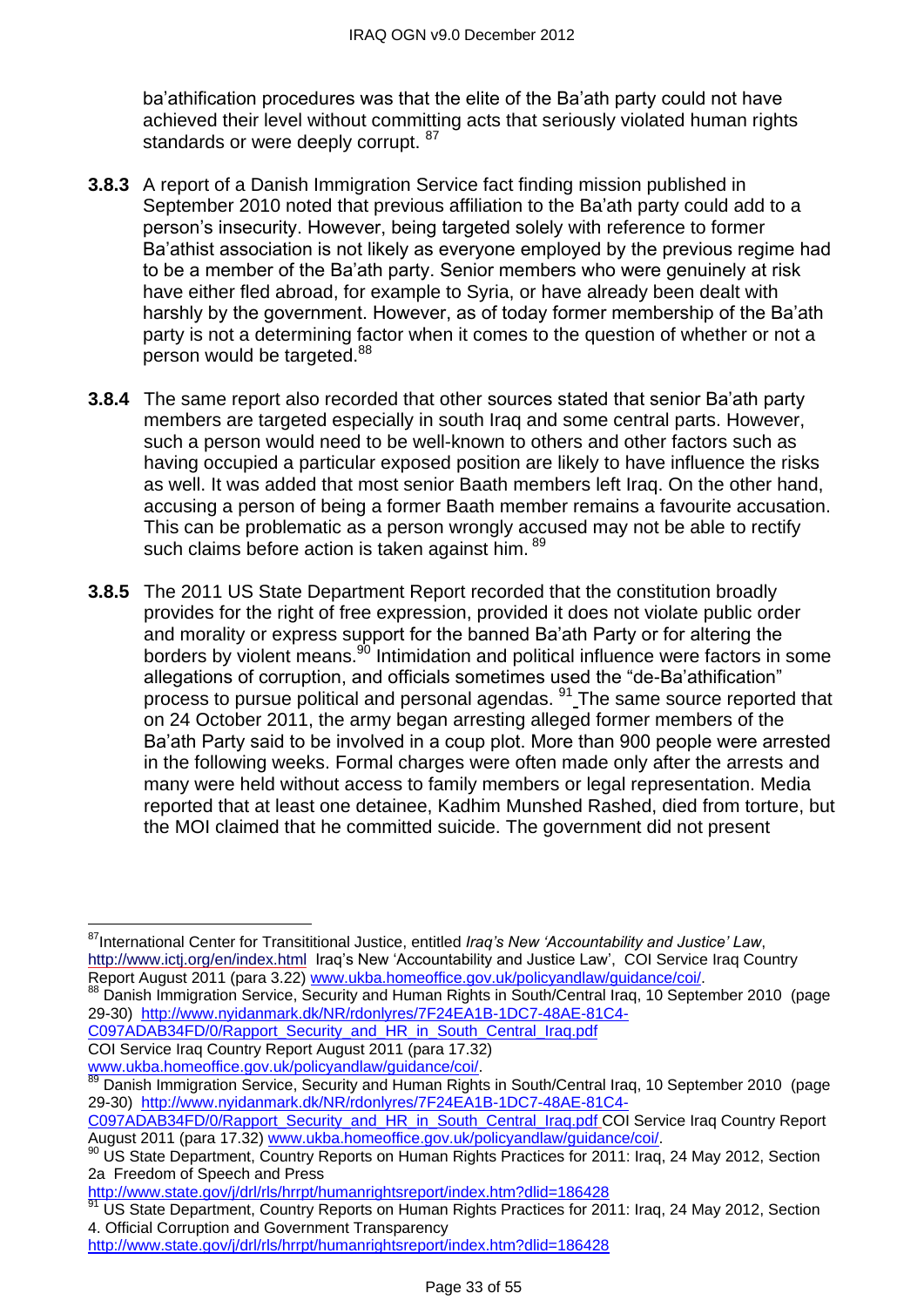ba'athification procedures was that the elite of the Ba'ath party could not have achieved their level without committing acts that seriously violated human rights standards or were deeply corrupt. [87]

**3.8.3** A report of a Danish Immigration Service fact finding mission published in September 2010 noted that previous affiliation to the Ba'ath party could add to a person's insecurity. However, being targeted solely with reference to former Ba'athist association is not likely as everyone employed by the previous regime had to be a member of the Ba'ath party. Senior members who were genuinely at risk have either fled abroad, for example to Syria, or have already been dealt with harshly by the government. However, as of today former membership of the Ba'ath party is not a determining factor when it comes to the question of whether or not a person would be targeted.[88]

**3.8.4** The same report also recorded that other sources stated that senior Ba'ath party members are targeted especially in south Iraq and some central parts. However, such a person would need to be well-known to others and other factors such as having occupied a particular exposed position are likely to have influence the risks as well. It was added that most senior Baath members left Iraq. On the other hand, accusing a person of being a former Baath member remains a favourite accusation. This can be problematic as a person wrongly accused may not be able to rectify such claims before action is taken against him. [89]

**3.8.5** The 2011 US State Department Report recorded that the constitution broadly provides for the right of free expression, provided it does not violate public order and morality or express support for the banned Ba'ath Party or for altering the borders by violent means.[90] Intimidation and political influence were factors in some allegations of corruption, and officials sometimes used the "de-Ba'athification" process to pursue political and personal agendas. [91] The same source reported that on 24 October 2011, the army began arresting alleged former members of the Ba'ath Party said to be involved in a coup plot. More than 900 people were arrested in the following weeks. Formal charges were often made only after the arrests and many were held without access to family members or legal representation. Media reported that at least one detainee, Kadhim Munshed Rashed, died from torture, but the MOI claimed that he committed suicide. The government did not present

---

[87] International Center for Transititional Justice, entitled *Iraq's New 'Accountability and Justice' Law*, http://www.ictj.org/en/index.html Iraq's New 'Accountability and Justice Law', COI Service Iraq Country Report August 2011 (para 3.22) www.ukba.homeoffice.gov.uk/policyandlaw/guidance/coi/.

[88] Danish Immigration Service, Security and Human Rights in South/Central Iraq, 10 September 2010 (page 29-30) http://www.nyidanmark.dk/NR/rdonlyres/7F24EA1B-1DC7-48AE-81C4-C097ADAB34FD/0/Rapport_Security_and_HR_in_South_Central_Iraq.pdf
COI Service Iraq Country Report August 2011 (para 17.32) www.ukba.homeoffice.gov.uk/policyandlaw/guidance/coi/.

[89] Danish Immigration Service, Security and Human Rights in South/Central Iraq, 10 September 2010 (page 29-30) http://www.nyidanmark.dk/NR/rdonlyres/7F24EA1B-1DC7-48AE-81C4-C097ADAB34FD/0/Rapport_Security_and_HR_in_South_Central_Iraq.pdf COI Service Iraq Country Report August 2011 (para 17.32) www.ukba.homeoffice.gov.uk/policyandlaw/guidance/coi/.

[90] US State Department, Country Reports on Human Rights Practices for 2011: Iraq, 24 May 2012, Section 2a Freedom of Speech and Press
http://www.state.gov/j/drl/rls/hrrpt/humanrightsreport/index.htm?dlid=186428

[91] US State Department, Country Reports on Human Rights Practices for 2011: Iraq, 24 May 2012, Section 4. Official Corruption and Government Transparency
http://www.state.gov/j/drl/rls/hrrpt/humanrightsreport/index.htm?dlid=186428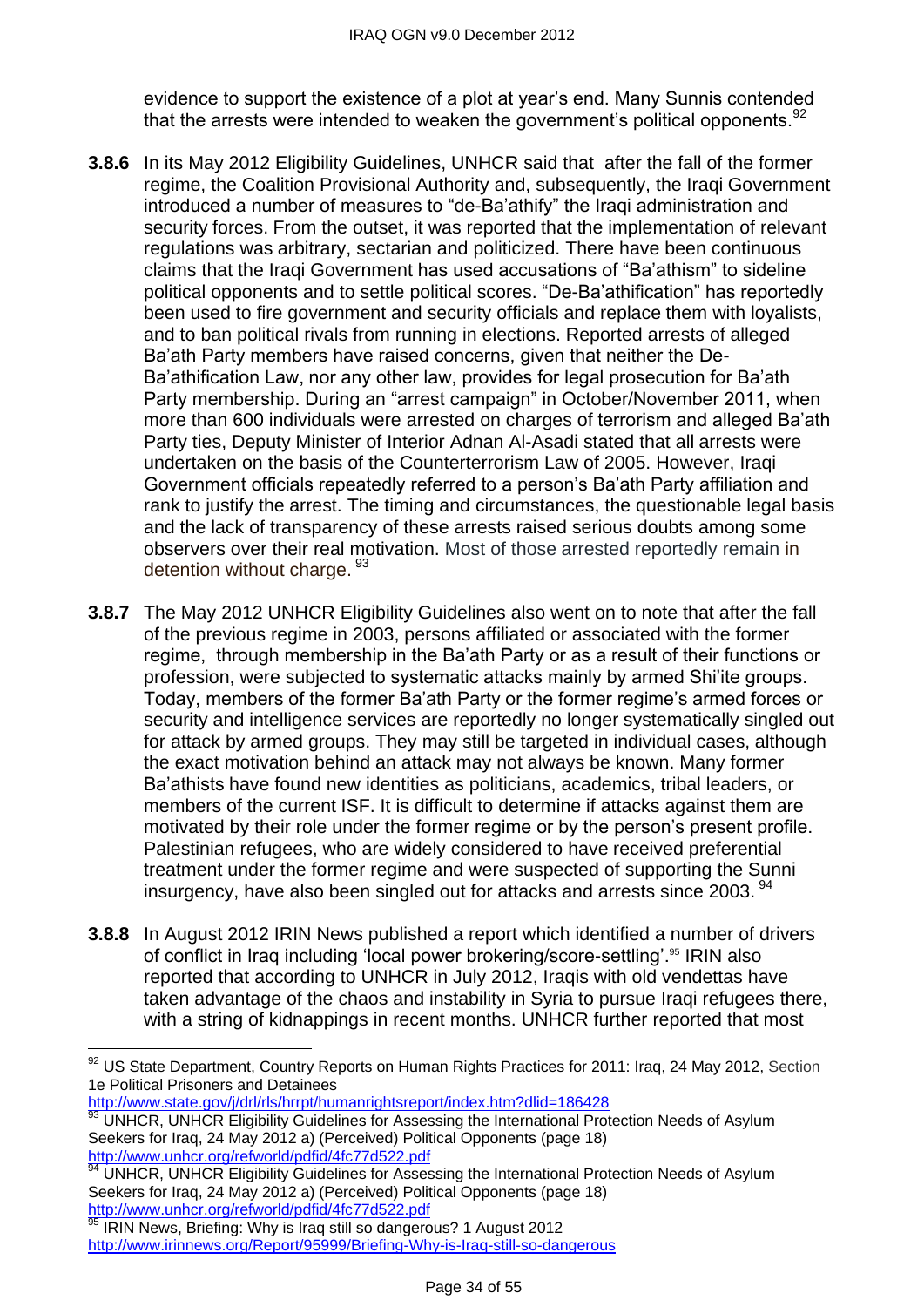evidence to support the existence of a plot at year's end. Many Sunnis contended that the arrests were intended to weaken the government's political opponents.[92]

**3.8.6** In its May 2012 Eligibility Guidelines, UNHCR said that after the fall of the former regime, the Coalition Provisional Authority and, subsequently, the Iraqi Government introduced a number of measures to "de-Ba'athify" the Iraqi administration and security forces. From the outset, it was reported that the implementation of relevant regulations was arbitrary, sectarian and politicized. There have been continuous claims that the Iraqi Government has used accusations of "Ba'athism" to sideline political opponents and to settle political scores. "De-Ba'athification" has reportedly been used to fire government and security officials and replace them with loyalists, and to ban political rivals from running in elections. Reported arrests of alleged Ba'ath Party members have raised concerns, given that neither the De-Ba'athification Law, nor any other law, provides for legal prosecution for Ba'ath Party membership. During an "arrest campaign" in October/November 2011, when more than 600 individuals were arrested on charges of terrorism and alleged Ba'ath Party ties, Deputy Minister of Interior Adnan Al-Asadi stated that all arrests were undertaken on the basis of the Counterterrorism Law of 2005. However, Iraqi Government officials repeatedly referred to a person's Ba'ath Party affiliation and rank to justify the arrest. The timing and circumstances, the questionable legal basis and the lack of transparency of these arrests raised serious doubts among some observers over their real motivation. Most of those arrested reportedly remain in detention without charge. [93]

**3.8.7** The May 2012 UNHCR Eligibility Guidelines also went on to note that after the fall of the previous regime in 2003, persons affiliated or associated with the former regime, through membership in the Ba'ath Party or as a result of their functions or profession, were subjected to systematic attacks mainly by armed Shi'ite groups. Today, members of the former Ba'ath Party or the former regime's armed forces or security and intelligence services are reportedly no longer systematically singled out for attack by armed groups. They may still be targeted in individual cases, although the exact motivation behind an attack may not always be known. Many former Ba'athists have found new identities as politicians, academics, tribal leaders, or members of the current ISF. It is difficult to determine if attacks against them are motivated by their role under the former regime or by the person's present profile. Palestinian refugees, who are widely considered to have received preferential treatment under the former regime and were suspected of supporting the Sunni insurgency, have also been singled out for attacks and arrests since 2003. [94]

**3.8.8** In August 2012 IRIN News published a report which identified a number of drivers of conflict in Iraq including 'local power brokering/score-settling'.[95] IRIN also reported that according to UNHCR in July 2012, Iraqis with old vendettas have taken advantage of the chaos and instability in Syria to pursue Iraqi refugees there, with a string of kidnappings in recent months. UNHCR further reported that most

---

[92] US State Department, Country Reports on Human Rights Practices for 2011: Iraq, 24 May 2012, Section 1e Political Prisoners and Detainees
http://www.state.gov/j/drl/rls/hrrpt/humanrightsreport/index.htm?dlid=186428

[93] UNHCR, UNHCR Eligibility Guidelines for Assessing the International Protection Needs of Asylum Seekers for Iraq, 24 May 2012 a) (Perceived) Political Opponents (page 18)
http://www.unhcr.org/refworld/pdfid/4fc77d522.pdf

[94] UNHCR, UNHCR Eligibility Guidelines for Assessing the International Protection Needs of Asylum Seekers for Iraq, 24 May 2012 a) (Perceived) Political Opponents (page 18)
http://www.unhcr.org/refworld/pdfid/4fc77d522.pdf

[95] IRIN News, Briefing: Why is Iraq still so dangerous? 1 August 2012
http://www.irinnews.org/Report/95999/Briefing-Why-is-Iraq-still-so-dangerous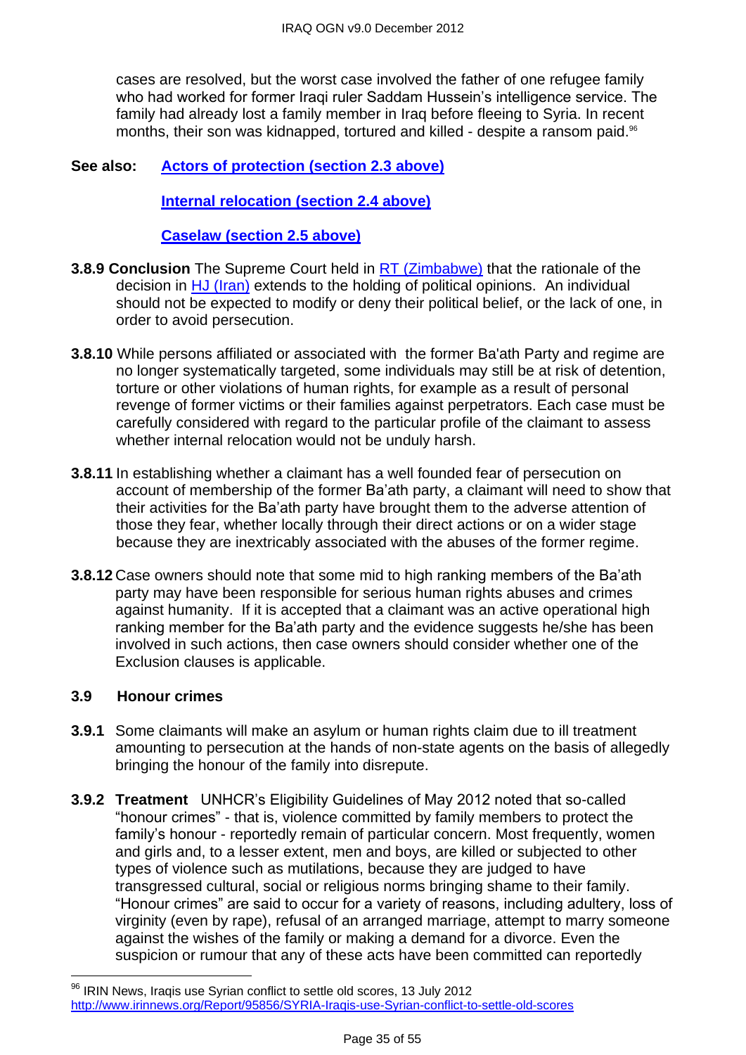cases are resolved, but the worst case involved the father of one refugee family who had worked for former Iraqi ruler Saddam Hussein's intelligence service. The family had already lost a family member in Iraq before fleeing to Syria. In recent months, their son was kidnapped, tortured and killed - despite a ransom paid.[96]

**See also:** **Actors of protection (section 2.3 above)**

**Internal relocation (section 2.4 above)**

**Caselaw (section 2.5 above)**

**3.8.9 Conclusion** The Supreme Court held in RT (Zimbabwe) that the rationale of the decision in HJ (Iran) extends to the holding of political opinions. An individual should not be expected to modify or deny their political belief, or the lack of one, in order to avoid persecution.

**3.8.10** While persons affiliated or associated with the former Ba'ath Party and regime are no longer systematically targeted, some individuals may still be at risk of detention, torture or other violations of human rights, for example as a result of personal revenge of former victims or their families against perpetrators. Each case must be carefully considered with regard to the particular profile of the claimant to assess whether internal relocation would not be unduly harsh.

**3.8.11** In establishing whether a claimant has a well founded fear of persecution on account of membership of the former Ba'ath party, a claimant will need to show that their activities for the Ba'ath party have brought them to the adverse attention of those they fear, whether locally through their direct actions or on a wider stage because they are inextricably associated with the abuses of the former regime.

**3.8.12** Case owners should note that some mid to high ranking members of the Ba'ath party may have been responsible for serious human rights abuses and crimes against humanity. If it is accepted that a claimant was an active operational high ranking member for the Ba'ath party and the evidence suggests he/she has been involved in such actions, then case owners should consider whether one of the Exclusion clauses is applicable.

### 3.9 Honour crimes

**3.9.1** Some claimants will make an asylum or human rights claim due to ill treatment amounting to persecution at the hands of non-state agents on the basis of allegedly bringing the honour of the family into disrepute.

**3.9.2 Treatment** UNHCR's Eligibility Guidelines of May 2012 noted that so-called "honour crimes" - that is, violence committed by family members to protect the family's honour - reportedly remain of particular concern. Most frequently, women and girls and, to a lesser extent, men and boys, are killed or subjected to other types of violence such as mutilations, because they are judged to have transgressed cultural, social or religious norms bringing shame to their family. "Honour crimes" are said to occur for a variety of reasons, including adultery, loss of virginity (even by rape), refusal of an arranged marriage, attempt to marry someone against the wishes of the family or making a demand for a divorce. Even the suspicion or rumour that any of these acts have been committed can reportedly

---

[96] IRIN News, Iraqis use Syrian conflict to settle old scores, 13 July 2012 http://www.irinnews.org/Report/95856/SYRIA-Iraqis-use-Syrian-conflict-to-settle-old-scores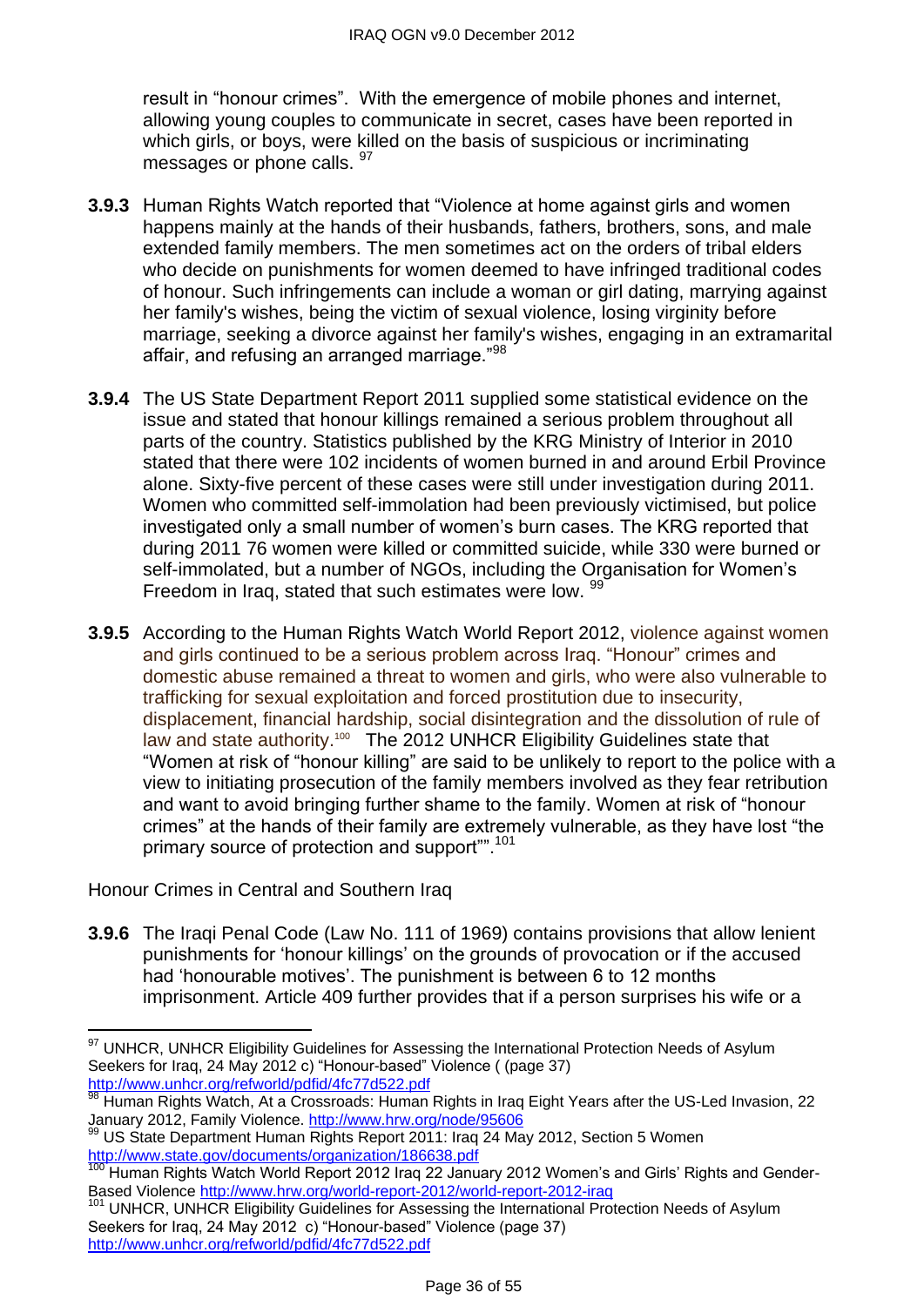result in "honour crimes". With the emergence of mobile phones and internet, allowing young couples to communicate in secret, cases have been reported in which girls, or boys, were killed on the basis of suspicious or incriminating messages or phone calls. [97]

**3.9.3** Human Rights Watch reported that "Violence at home against girls and women happens mainly at the hands of their husbands, fathers, brothers, sons, and male extended family members. The men sometimes act on the orders of tribal elders who decide on punishments for women deemed to have infringed traditional codes of honour. Such infringements can include a woman or girl dating, marrying against her family's wishes, being the victim of sexual violence, losing virginity before marriage, seeking a divorce against her family's wishes, engaging in an extramarital affair, and refusing an arranged marriage."[98]

**3.9.4** The US State Department Report 2011 supplied some statistical evidence on the issue and stated that honour killings remained a serious problem throughout all parts of the country. Statistics published by the KRG Ministry of Interior in 2010 stated that there were 102 incidents of women burned in and around Erbil Province alone. Sixty-five percent of these cases were still under investigation during 2011. Women who committed self-immolation had been previously victimised, but police investigated only a small number of women's burn cases. The KRG reported that during 2011 76 women were killed or committed suicide, while 330 were burned or self-immolated, but a number of NGOs, including the Organisation for Women's Freedom in Iraq, stated that such estimates were low. [99]

**3.9.5** According to the Human Rights Watch World Report 2012, violence against women and girls continued to be a serious problem across Iraq. "Honour" crimes and domestic abuse remained a threat to women and girls, who were also vulnerable to trafficking for sexual exploitation and forced prostitution due to insecurity, displacement, financial hardship, social disintegration and the dissolution of rule of law and state authority.[100] The 2012 UNHCR Eligibility Guidelines state that "Women at risk of "honour killing" are said to be unlikely to report to the police with a view to initiating prosecution of the family members involved as they fear retribution and want to avoid bringing further shame to the family. Women at risk of "honour crimes" at the hands of their family are extremely vulnerable, as they have lost "the primary source of protection and support"".[101]

Honour Crimes in Central and Southern Iraq

**3.9.6** The Iraqi Penal Code (Law No. 111 of 1969) contains provisions that allow lenient punishments for 'honour killings' on the grounds of provocation or if the accused had 'honourable motives'. The punishment is between 6 to 12 months imprisonment. Article 409 further provides that if a person surprises his wife or a

---

[97] UNHCR, UNHCR Eligibility Guidelines for Assessing the International Protection Needs of Asylum Seekers for Iraq, 24 May 2012 c) "Honour-based" Violence ( (page 37) http://www.unhcr.org/refworld/pdfid/4fc77d522.pdf

[98] Human Rights Watch, At a Crossroads: Human Rights in Iraq Eight Years after the US-Led Invasion, 22 January 2012, Family Violence. http://www.hrw.org/node/95606

[99] US State Department Human Rights Report 2011: Iraq 24 May 2012, Section 5 Women http://www.state.gov/documents/organization/186638.pdf

[100] Human Rights Watch World Report 2012 Iraq 22 January 2012 Women's and Girls' Rights and Gender-Based Violence http://www.hrw.org/world-report-2012/world-report-2012-iraq

[101] UNHCR, UNHCR Eligibility Guidelines for Assessing the International Protection Needs of Asylum Seekers for Iraq, 24 May 2012 c) "Honour-based" Violence (page 37) http://www.unhcr.org/refworld/pdfid/4fc77d522.pdf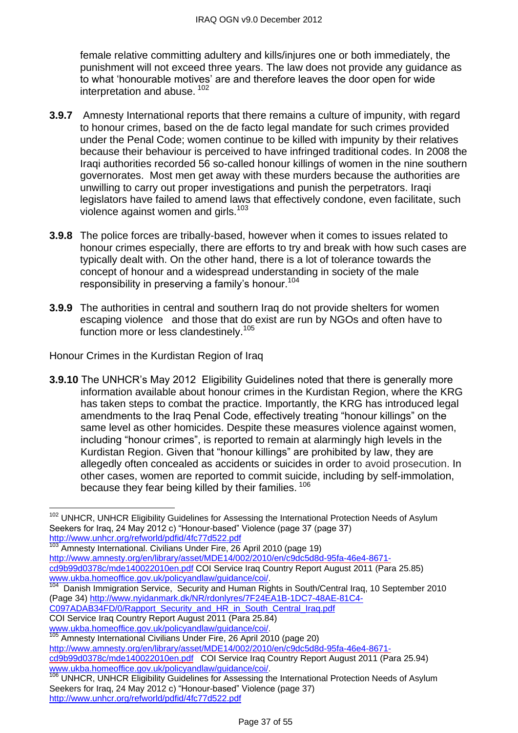female relative committing adultery and kills/injures one or both immediately, the punishment will not exceed three years. The law does not provide any guidance as to what 'honourable motives' are and therefore leaves the door open for wide interpretation and abuse. [102]

**3.9.7** Amnesty International reports that there remains a culture of impunity, with regard to honour crimes, based on the de facto legal mandate for such crimes provided under the Penal Code; women continue to be killed with impunity by their relatives because their behaviour is perceived to have infringed traditional codes. In 2008 the Iraqi authorities recorded 56 so-called honour killings of women in the nine southern governorates. Most men get away with these murders because the authorities are unwilling to carry out proper investigations and punish the perpetrators. Iraqi legislators have failed to amend laws that effectively condone, even facilitate, such violence against women and girls.[103]

**3.9.8** The police forces are tribally-based, however when it comes to issues related to honour crimes especially, there are efforts to try and break with how such cases are typically dealt with. On the other hand, there is a lot of tolerance towards the concept of honour and a widespread understanding in society of the male responsibility in preserving a family's honour.[104]

**3.9.9** The authorities in central and southern Iraq do not provide shelters for women escaping violence and those that do exist are run by NGOs and often have to function more or less clandestinely.[105]

Honour Crimes in the Kurdistan Region of Iraq

**3.9.10** The UNHCR's May 2012 Eligibility Guidelines noted that there is generally more information available about honour crimes in the Kurdistan Region, where the KRG has taken steps to combat the practice. Importantly, the KRG has introduced legal amendments to the Iraq Penal Code, effectively treating "honour killings" on the same level as other homicides. Despite these measures violence against women, including "honour crimes", is reported to remain at alarmingly high levels in the Kurdistan Region. Given that "honour killings" are prohibited by law, they are allegedly often concealed as accidents or suicides in order to avoid prosecution. In other cases, women are reported to commit suicide, including by self-immolation, because they fear being killed by their families. [106]

---

[102] UNHCR, UNHCR Eligibility Guidelines for Assessing the International Protection Needs of Asylum Seekers for Iraq, 24 May 2012 c) "Honour-based" Violence (page 37 (page 37) http://www.unhcr.org/refworld/pdfid/4fc77d522.pdf

[103] Amnesty International. Civilians Under Fire, 26 April 2010 (page 19) http://www.amnesty.org/en/library/asset/MDE14/002/2010/en/c9dc5d8d-95fa-46e4-8671-cd9b99d0378c/mde140022010en.pdf COI Service Iraq Country Report August 2011 (Para 25.85) www.ukba.homeoffice.gov.uk/policyandlaw/guidance/coi/.

[104] Danish Immigration Service, Security and Human Rights in South/Central Iraq, 10 September 2010 (Page 34) http://www.nyidanmark.dk/NR/rdonlyres/7F24EA1B-1DC7-48AE-81C4-C097ADAB34FD/0/Rapport_Security_and_HR_in_South_Central_Iraq.pdf
COI Service Iraq Country Report August 2011 (Para 25.84)
www.ukba.homeoffice.gov.uk/policyandlaw/guidance/coi/.

[105] Amnesty International Civilians Under Fire, 26 April 2010 (page 20) http://www.amnesty.org/en/library/asset/MDE14/002/2010/en/c9dc5d8d-95fa-46e4-8671-cd9b99d0378c/mde140022010en.pdf COI Service Iraq Country Report August 2011 (Para 25.94) www.ukba.homeoffice.gov.uk/policyandlaw/guidance/coi/.

[106] UNHCR, UNHCR Eligibility Guidelines for Assessing the International Protection Needs of Asylum Seekers for Iraq, 24 May 2012 c) "Honour-based" Violence (page 37) http://www.unhcr.org/refworld/pdfid/4fc77d522.pdf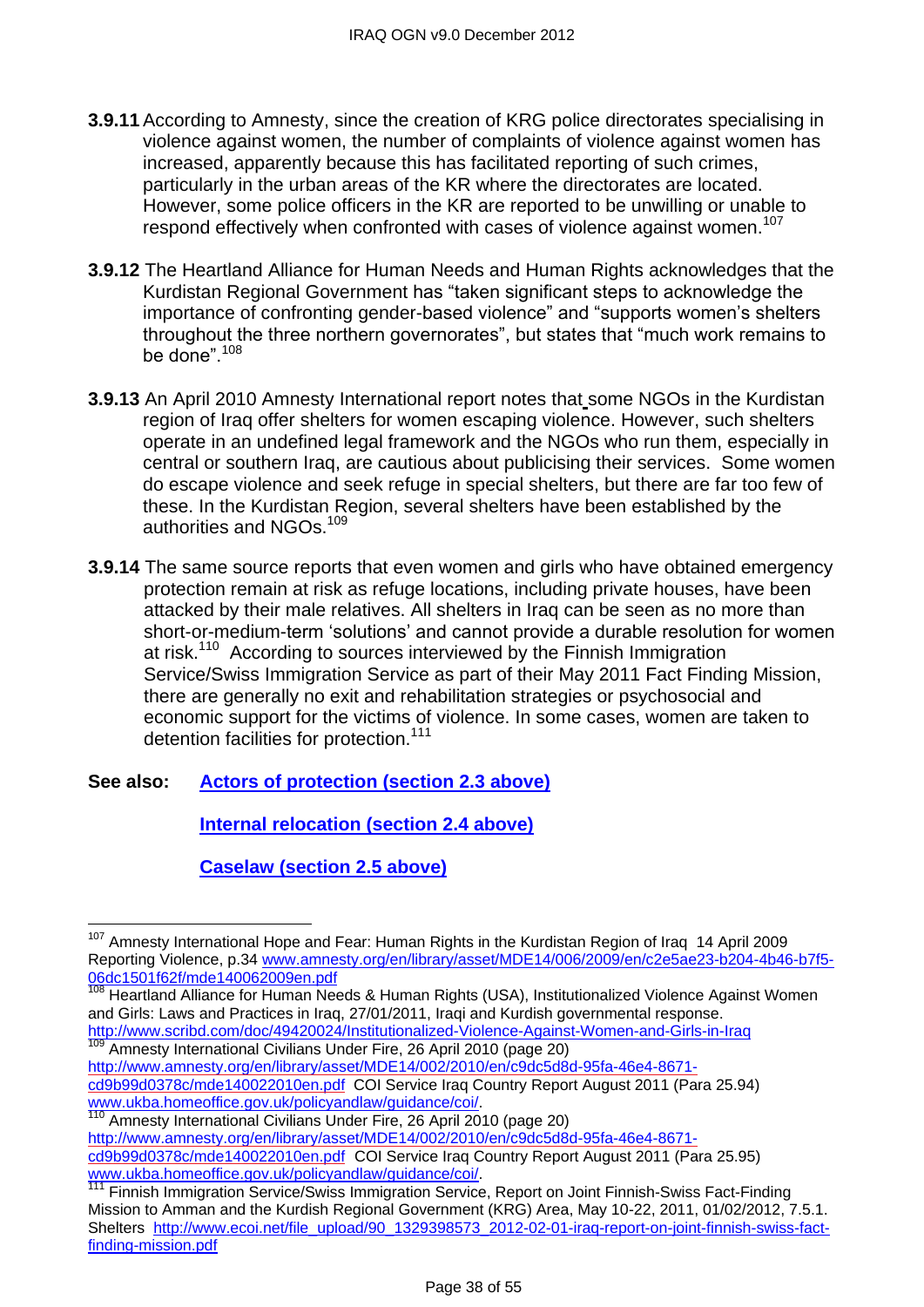**3.9.11** According to Amnesty, since the creation of KRG police directorates specialising in violence against women, the number of complaints of violence against women has increased, apparently because this has facilitated reporting of such crimes, particularly in the urban areas of the KR where the directorates are located. However, some police officers in the KR are reported to be unwilling or unable to respond effectively when confronted with cases of violence against women.[107]

**3.9.12** The Heartland Alliance for Human Needs and Human Rights acknowledges that the Kurdistan Regional Government has "taken significant steps to acknowledge the importance of confronting gender-based violence" and "supports women's shelters throughout the three northern governorates", but states that "much work remains to be done".[108]

**3.9.13** An April 2010 Amnesty International report notes that some NGOs in the Kurdistan region of Iraq offer shelters for women escaping violence. However, such shelters operate in an undefined legal framework and the NGOs who run them, especially in central or southern Iraq, are cautious about publicising their services. Some women do escape violence and seek refuge in special shelters, but there are far too few of these. In the Kurdistan Region, several shelters have been established by the authorities and NGOs.[109]

**3.9.14** The same source reports that even women and girls who have obtained emergency protection remain at risk as refuge locations, including private houses, have been attacked by their male relatives. All shelters in Iraq can be seen as no more than short-or-medium-term 'solutions' and cannot provide a durable resolution for women at risk.[110] According to sources interviewed by the Finnish Immigration Service/Swiss Immigration Service as part of their May 2011 Fact Finding Mission, there are generally no exit and rehabilitation strategies or psychosocial and economic support for the victims of violence. In some cases, women are taken to detention facilities for protection.[111]

**See also:** **Actors of protection (section 2.3 above)**

**Internal relocation (section 2.4 above)**

**Caselaw (section 2.5 above)**

---

[107] Amnesty International Hope and Fear: Human Rights in the Kurdistan Region of Iraq 14 April 2009 Reporting Violence, p.34 www.amnesty.org/en/library/asset/MDE14/006/2009/en/c2e5ae23-b204-4b46-b7f5-06dc1501f62f/mde140062009en.pdf

[108] Heartland Alliance for Human Needs & Human Rights (USA), Institutionalized Violence Against Women and Girls: Laws and Practices in Iraq, 27/01/2011, Iraqi and Kurdish governmental response. http://www.scribd.com/doc/49420024/Institutionalized-Violence-Against-Women-and-Girls-in-Iraq

[109] Amnesty International Civilians Under Fire, 26 April 2010 (page 20) http://www.amnesty.org/en/library/asset/MDE14/002/2010/en/c9dc5d8d-95fa-46e4-8671-cd9b99d0378c/mde140022010en.pdf COI Service Iraq Country Report August 2011 (Para 25.94) www.ukba.homeoffice.gov.uk/policyandlaw/guidance/coi/.

[110] Amnesty International Civilians Under Fire, 26 April 2010 (page 20) http://www.amnesty.org/en/library/asset/MDE14/002/2010/en/c9dc5d8d-95fa-46e4-8671-cd9b99d0378c/mde140022010en.pdf COI Service Iraq Country Report August 2011 (Para 25.95) www.ukba.homeoffice.gov.uk/policyandlaw/guidance/coi/.

[111] Finnish Immigration Service/Swiss Immigration Service, Report on Joint Finnish-Swiss Fact-Finding Mission to Amman and the Kurdish Regional Government (KRG) Area, May 10-22, 2011, 01/02/2012, 7.5.1. Shelters http://www.ecoi.net/file_upload/90_1329398573_2012-02-01-iraq-report-on-joint-finnish-swiss-fact-finding-mission.pdf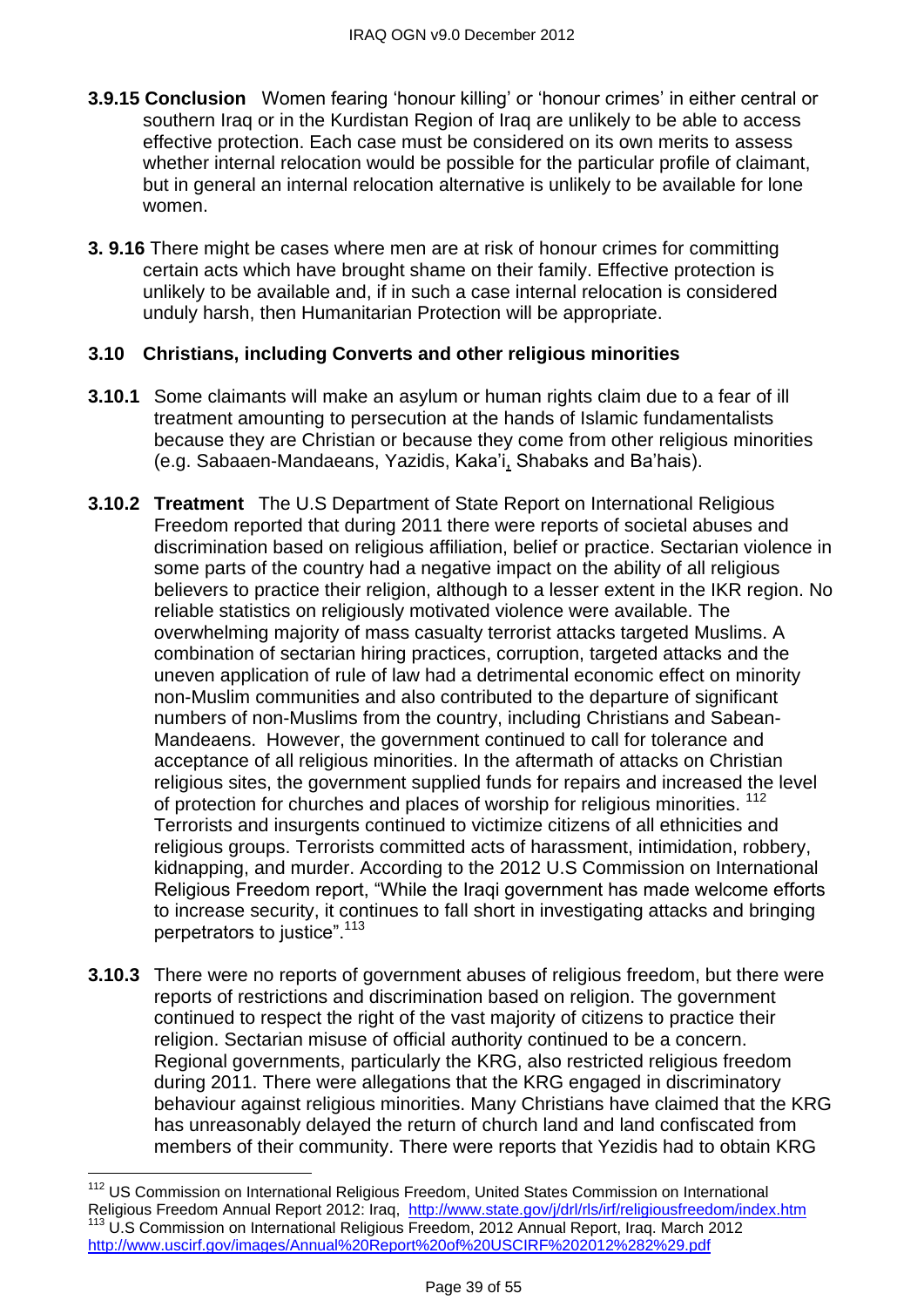**3.9.15 Conclusion** Women fearing 'honour killing' or 'honour crimes' in either central or southern Iraq or in the Kurdistan Region of Iraq are unlikely to be able to access effective protection. Each case must be considered on its own merits to assess whether internal relocation would be possible for the particular profile of claimant, but in general an internal relocation alternative is unlikely to be available for lone women.

**3. 9.16** There might be cases where men are at risk of honour crimes for committing certain acts which have brought shame on their family. Effective protection is unlikely to be available and, if in such a case internal relocation is considered unduly harsh, then Humanitarian Protection will be appropriate.

### 3.10 Christians, including Converts and other religious minorities

**3.10.1** Some claimants will make an asylum or human rights claim due to a fear of ill treatment amounting to persecution at the hands of Islamic fundamentalists because they are Christian or because they come from other religious minorities (e.g. Sabaaen-Mandaeans, Yazidis, Kaka'i, Shabaks and Ba'hais).

**3.10.2 Treatment** The U.S Department of State Report on International Religious Freedom reported that during 2011 there were reports of societal abuses and discrimination based on religious affiliation, belief or practice. Sectarian violence in some parts of the country had a negative impact on the ability of all religious believers to practice their religion, although to a lesser extent in the IKR region. No reliable statistics on religiously motivated violence were available. The overwhelming majority of mass casualty terrorist attacks targeted Muslims. A combination of sectarian hiring practices, corruption, targeted attacks and the uneven application of rule of law had a detrimental economic effect on minority non-Muslim communities and also contributed to the departure of significant numbers of non-Muslims from the country, including Christians and Sabean-Mandeaens. However, the government continued to call for tolerance and acceptance of all religious minorities. In the aftermath of attacks on Christian religious sites, the government supplied funds for repairs and increased the level of protection for churches and places of worship for religious minorities. [112] Terrorists and insurgents continued to victimize citizens of all ethnicities and religious groups. Terrorists committed acts of harassment, intimidation, robbery, kidnapping, and murder. According to the 2012 U.S Commission on International Religious Freedom report, "While the Iraqi government has made welcome efforts to increase security, it continues to fall short in investigating attacks and bringing perpetrators to justice".[113]

**3.10.3** There were no reports of government abuses of religious freedom, but there were reports of restrictions and discrimination based on religion. The government continued to respect the right of the vast majority of citizens to practice their religion. Sectarian misuse of official authority continued to be a concern. Regional governments, particularly the KRG, also restricted religious freedom during 2011. There were allegations that the KRG engaged in discriminatory behaviour against religious minorities. Many Christians have claimed that the KRG has unreasonably delayed the return of church land and land confiscated from members of their community. There were reports that Yezidis had to obtain KRG

---

[112] US Commission on International Religious Freedom, United States Commission on International Religious Freedom Annual Report 2012: Iraq, http://www.state.gov/j/drl/rls/irf/religiousfreedom/index.htm

[113] U.S Commission on International Religious Freedom, 2012 Annual Report, Iraq. March 2012 http://www.uscirf.gov/images/Annual%20Report%20of%20USCIRF%202012%282%29.pdf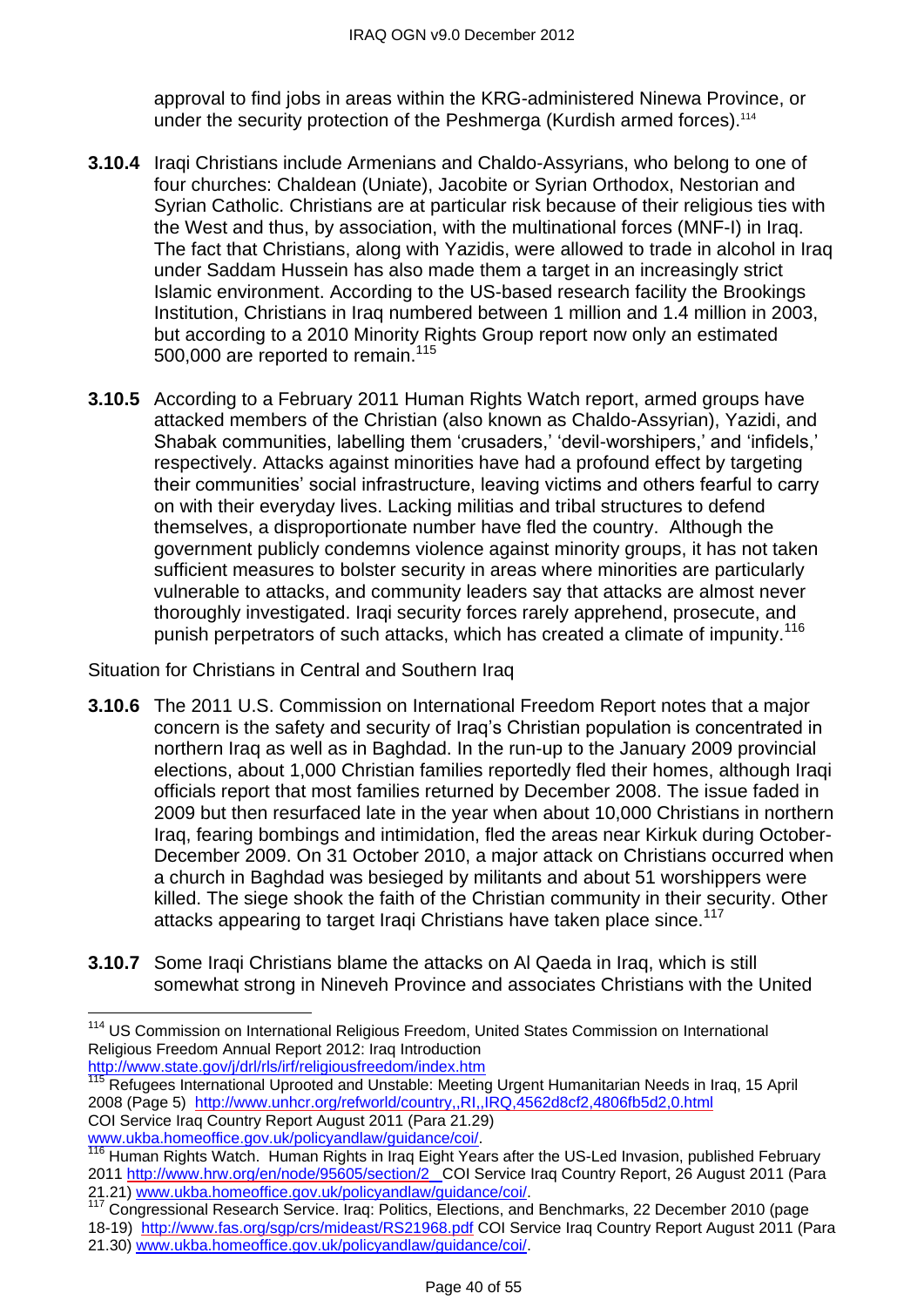approval to find jobs in areas within the KRG-administered Ninewa Province, or under the security protection of the Peshmerga (Kurdish armed forces).[114]

**3.10.4** Iraqi Christians include Armenians and Chaldo-Assyrians, who belong to one of four churches: Chaldean (Uniate), Jacobite or Syrian Orthodox, Nestorian and Syrian Catholic. Christians are at particular risk because of their religious ties with the West and thus, by association, with the multinational forces (MNF-I) in Iraq. The fact that Christians, along with Yazidis, were allowed to trade in alcohol in Iraq under Saddam Hussein has also made them a target in an increasingly strict Islamic environment. According to the US-based research facility the Brookings Institution, Christians in Iraq numbered between 1 million and 1.4 million in 2003, but according to a 2010 Minority Rights Group report now only an estimated 500,000 are reported to remain.[115]

**3.10.5** According to a February 2011 Human Rights Watch report, armed groups have attacked members of the Christian (also known as Chaldo-Assyrian), Yazidi, and Shabak communities, labelling them 'crusaders,' 'devil-worshipers,' and 'infidels,' respectively. Attacks against minorities have had a profound effect by targeting their communities' social infrastructure, leaving victims and others fearful to carry on with their everyday lives. Lacking militias and tribal structures to defend themselves, a disproportionate number have fled the country. Although the government publicly condemns violence against minority groups, it has not taken sufficient measures to bolster security in areas where minorities are particularly vulnerable to attacks, and community leaders say that attacks are almost never thoroughly investigated. Iraqi security forces rarely apprehend, prosecute, and punish perpetrators of such attacks, which has created a climate of impunity.[116]

Situation for Christians in Central and Southern Iraq

**3.10.6** The 2011 U.S. Commission on International Freedom Report notes that a major concern is the safety and security of Iraq's Christian population is concentrated in northern Iraq as well as in Baghdad. In the run-up to the January 2009 provincial elections, about 1,000 Christian families reportedly fled their homes, although Iraqi officials report that most families returned by December 2008. The issue faded in 2009 but then resurfaced late in the year when about 10,000 Christians in northern Iraq, fearing bombings and intimidation, fled the areas near Kirkuk during October-December 2009. On 31 October 2010, a major attack on Christians occurred when a church in Baghdad was besieged by militants and about 51 worshippers were killed. The siege shook the faith of the Christian community in their security. Other attacks appearing to target Iraqi Christians have taken place since.[117]

**3.10.7** Some Iraqi Christians blame the attacks on Al Qaeda in Iraq, which is still somewhat strong in Nineveh Province and associates Christians with the United

---

[114] US Commission on International Religious Freedom, United States Commission on International Religious Freedom Annual Report 2012: Iraq Introduction http://www.state.gov/j/drl/rls/irf/religiousfreedom/index.htm

[115] Refugees International Uprooted and Unstable: Meeting Urgent Humanitarian Needs in Iraq, 15 April 2008 (Page 5) http://www.unhcr.org/refworld/country,,RI,,IRQ,4562d8cf2,4806fb5d2,0.html COI Service Iraq Country Report August 2011 (Para 21.29) www.ukba.homeoffice.gov.uk/policyandlaw/guidance/coi/.

[116] Human Rights Watch. Human Rights in Iraq Eight Years after the US-Led Invasion, published February 2011 http://www.hrw.org/en/node/95605/section/2 COI Service Iraq Country Report, 26 August 2011 (Para 21.21) www.ukba.homeoffice.gov.uk/policyandlaw/guidance/coi/.

[117] Congressional Research Service. Iraq: Politics, Elections, and Benchmarks, 22 December 2010 (page 18-19) http://www.fas.org/sgp/crs/mideast/RS21968.pdf COI Service Iraq Country Report August 2011 (Para 21.30) www.ukba.homeoffice.gov.uk/policyandlaw/guidance/coi/.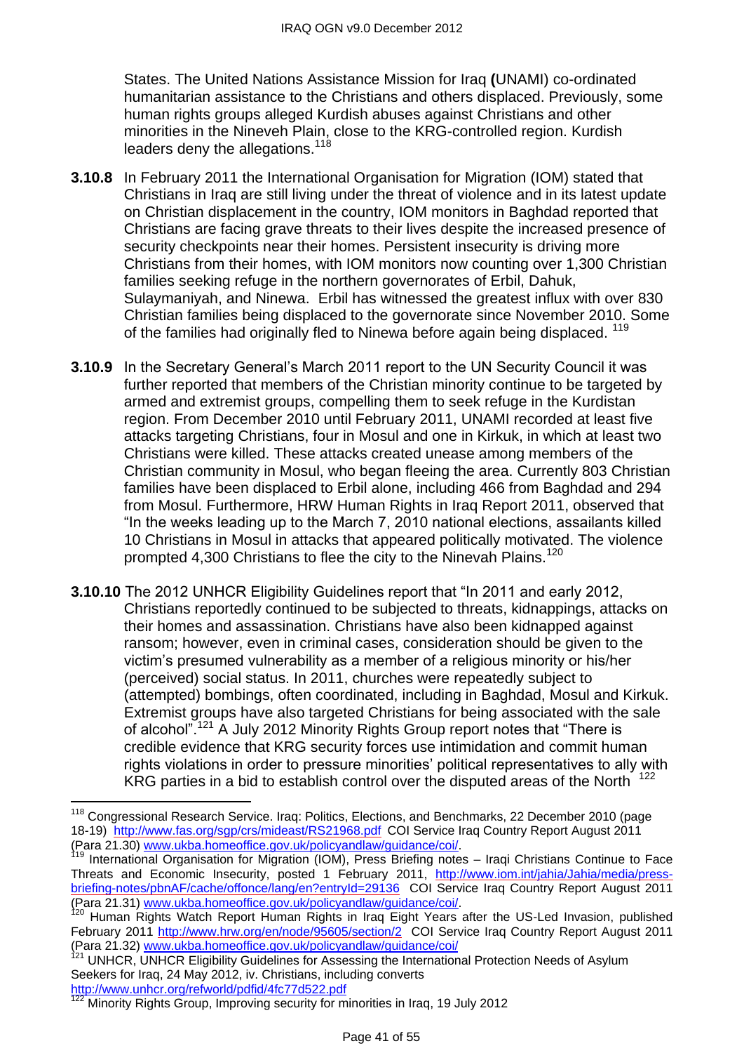States. The United Nations Assistance Mission for Iraq **(**UNAMI) co-ordinated humanitarian assistance to the Christians and others displaced. Previously, some human rights groups alleged Kurdish abuses against Christians and other minorities in the Nineveh Plain, close to the KRG-controlled region. Kurdish leaders deny the allegations.[118]

**3.10.8** In February 2011 the International Organisation for Migration (IOM) stated that Christians in Iraq are still living under the threat of violence and in its latest update on Christian displacement in the country, IOM monitors in Baghdad reported that Christians are facing grave threats to their lives despite the increased presence of security checkpoints near their homes. Persistent insecurity is driving more Christians from their homes, with IOM monitors now counting over 1,300 Christian families seeking refuge in the northern governorates of Erbil, Dahuk, Sulaymaniyah, and Ninewa. Erbil has witnessed the greatest influx with over 830 Christian families being displaced to the governorate since November 2010. Some of the families had originally fled to Ninewa before again being displaced. [119]

**3.10.9** In the Secretary General's March 2011 report to the UN Security Council it was further reported that members of the Christian minority continue to be targeted by armed and extremist groups, compelling them to seek refuge in the Kurdistan region. From December 2010 until February 2011, UNAMI recorded at least five attacks targeting Christians, four in Mosul and one in Kirkuk, in which at least two Christians were killed. These attacks created unease among members of the Christian community in Mosul, who began fleeing the area. Currently 803 Christian families have been displaced to Erbil alone, including 466 from Baghdad and 294 from Mosul. Furthermore, HRW Human Rights in Iraq Report 2011, observed that "In the weeks leading up to the March 7, 2010 national elections, assailants killed 10 Christians in Mosul in attacks that appeared politically motivated. The violence prompted 4,300 Christians to flee the city to the Ninevah Plains.[120]

**3.10.10** The 2012 UNHCR Eligibility Guidelines report that "In 2011 and early 2012, Christians reportedly continued to be subjected to threats, kidnappings, attacks on their homes and assassination. Christians have also been kidnapped against ransom; however, even in criminal cases, consideration should be given to the victim's presumed vulnerability as a member of a religious minority or his/her (perceived) social status. In 2011, churches were repeatedly subject to (attempted) bombings, often coordinated, including in Baghdad, Mosul and Kirkuk. Extremist groups have also targeted Christians for being associated with the sale of alcohol".[121] A July 2012 Minority Rights Group report notes that "There is credible evidence that KRG security forces use intimidation and commit human rights violations in order to pressure minorities' political representatives to ally with KRG parties in a bid to establish control over the disputed areas of the North [122]

---

[118] Congressional Research Service. Iraq: Politics, Elections, and Benchmarks, 22 December 2010 (page 18-19) http://www.fas.org/sgp/crs/mideast/RS21968.pdf COI Service Iraq Country Report August 2011 (Para 21.30) www.ukba.homeoffice.gov.uk/policyandlaw/guidance/coi/.

[119] International Organisation for Migration (IOM), Press Briefing notes – Iraqi Christians Continue to Face Threats and Economic Insecurity, posted 1 February 2011, http://www.iom.int/jahia/Jahia/media/press-briefing-notes/pbnAF/cache/offonce/lang/en?entryId=29136 COI Service Iraq Country Report August 2011 (Para 21.31) www.ukba.homeoffice.gov.uk/policyandlaw/guidance/coi/.

[120] Human Rights Watch Report Human Rights in Iraq Eight Years after the US-Led Invasion, published February 2011 http://www.hrw.org/en/node/95605/section/2 COI Service Iraq Country Report August 2011 (Para 21.32) www.ukba.homeoffice.gov.uk/policyandlaw/guidance/coi/

[121] UNHCR, UNHCR Eligibility Guidelines for Assessing the International Protection Needs of Asylum Seekers for Iraq, 24 May 2012, iv. Christians, including converts http://www.unhcr.org/refworld/pdfid/4fc77d522.pdf

[122] Minority Rights Group, Improving security for minorities in Iraq, 19 July 2012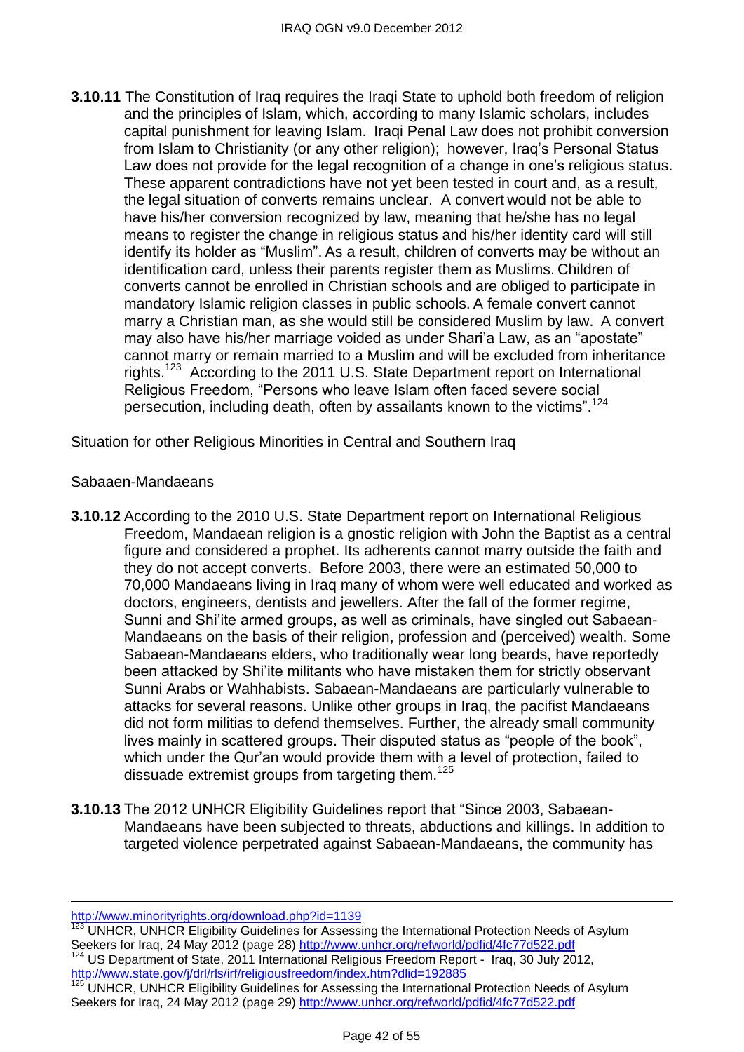**3.10.11** The Constitution of Iraq requires the Iraqi State to uphold both freedom of religion and the principles of Islam, which, according to many Islamic scholars, includes capital punishment for leaving Islam. Iraqi Penal Law does not prohibit conversion from Islam to Christianity (or any other religion); however, Iraq's Personal Status Law does not provide for the legal recognition of a change in one's religious status. These apparent contradictions have not yet been tested in court and, as a result, the legal situation of converts remains unclear. A convert would not be able to have his/her conversion recognized by law, meaning that he/she has no legal means to register the change in religious status and his/her identity card will still identify its holder as "Muslim". As a result, children of converts may be without an identification card, unless their parents register them as Muslims. Children of converts cannot be enrolled in Christian schools and are obliged to participate in mandatory Islamic religion classes in public schools. A female convert cannot marry a Christian man, as she would still be considered Muslim by law. A convert may also have his/her marriage voided as under Shari'a Law, as an "apostate" cannot marry or remain married to a Muslim and will be excluded from inheritance rights.[123] According to the 2011 U.S. State Department report on International Religious Freedom, "Persons who leave Islam often faced severe social persecution, including death, often by assailants known to the victims".[124]

Situation for other Religious Minorities in Central and Southern Iraq

Sabaaen-Mandaeans

**3.10.12** According to the 2010 U.S. State Department report on International Religious Freedom, Mandaean religion is a gnostic religion with John the Baptist as a central figure and considered a prophet. Its adherents cannot marry outside the faith and they do not accept converts. Before 2003, there were an estimated 50,000 to 70,000 Mandaeans living in Iraq many of whom were well educated and worked as doctors, engineers, dentists and jewellers. After the fall of the former regime, Sunni and Shi'ite armed groups, as well as criminals, have singled out Sabaean-Mandaeans on the basis of their religion, profession and (perceived) wealth. Some Sabaean-Mandaeans elders, who traditionally wear long beards, have reportedly been attacked by Shi'ite militants who have mistaken them for strictly observant Sunni Arabs or Wahhabists. Sabaean-Mandaeans are particularly vulnerable to attacks for several reasons. Unlike other groups in Iraq, the pacifist Mandaeans did not form militias to defend themselves. Further, the already small community lives mainly in scattered groups. Their disputed status as "people of the book", which under the Qur'an would provide them with a level of protection, failed to dissuade extremist groups from targeting them.[125]

**3.10.13** The 2012 UNHCR Eligibility Guidelines report that "Since 2003, Sabaean-Mandaeans have been subjected to threats, abductions and killings. In addition to targeted violence perpetrated against Sabaean-Mandaeans, the community has

---

http://www.minorityrights.org/download.php?id=1139

[123] UNHCR, UNHCR Eligibility Guidelines for Assessing the International Protection Needs of Asylum Seekers for Iraq, 24 May 2012 (page 28) http://www.unhcr.org/refworld/pdfid/4fc77d522.pdf

[124] US Department of State, 2011 International Religious Freedom Report - Iraq, 30 July 2012, http://www.state.gov/j/drl/rls/irf/religiousfreedom/index.htm?dlid=192885

[125] UNHCR, UNHCR Eligibility Guidelines for Assessing the International Protection Needs of Asylum Seekers for Iraq, 24 May 2012 (page 29) http://www.unhcr.org/refworld/pdfid/4fc77d522.pdf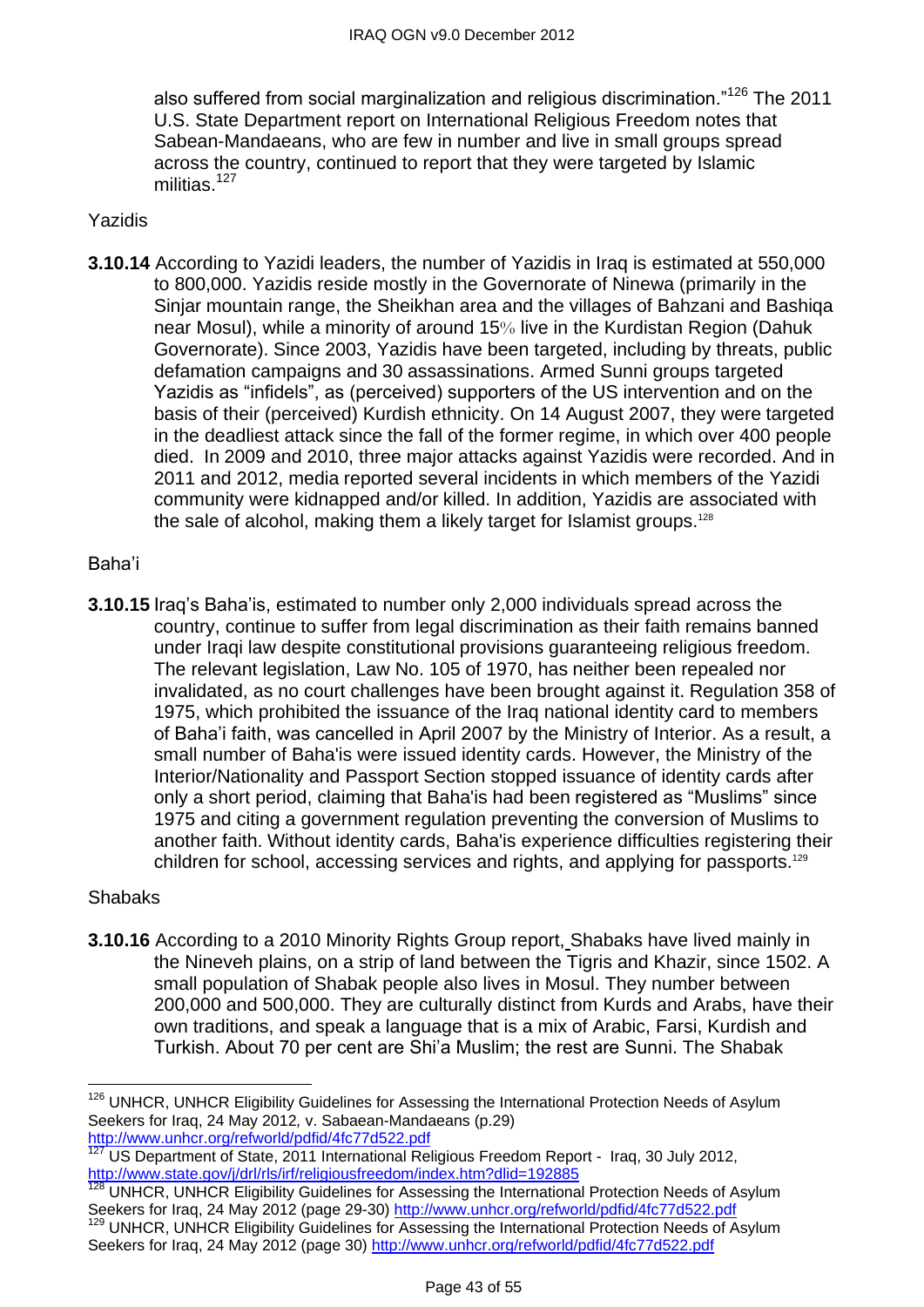also suffered from social marginalization and religious discrimination."[126] The 2011 U.S. State Department report on International Religious Freedom notes that Sabean-Mandaeans, who are few in number and live in small groups spread across the country, continued to report that they were targeted by Islamic militias.[127]

Yazidis

**3.10.14** According to Yazidi leaders, the number of Yazidis in Iraq is estimated at 550,000 to 800,000. Yazidis reside mostly in the Governorate of Ninewa (primarily in the Sinjar mountain range, the Sheikhan area and the villages of Bahzani and Bashiqa near Mosul), while a minority of around 15% live in the Kurdistan Region (Dahuk Governorate). Since 2003, Yazidis have been targeted, including by threats, public defamation campaigns and 30 assassinations. Armed Sunni groups targeted Yazidis as "infidels", as (perceived) supporters of the US intervention and on the basis of their (perceived) Kurdish ethnicity. On 14 August 2007, they were targeted in the deadliest attack since the fall of the former regime, in which over 400 people died. In 2009 and 2010, three major attacks against Yazidis were recorded. And in 2011 and 2012, media reported several incidents in which members of the Yazidi community were kidnapped and/or killed. In addition, Yazidis are associated with the sale of alcohol, making them a likely target for Islamist groups.[128]

Baha'i

**3.10.15** Iraq's Baha'is, estimated to number only 2,000 individuals spread across the country, continue to suffer from legal discrimination as their faith remains banned under Iraqi law despite constitutional provisions guaranteeing religious freedom. The relevant legislation, Law No. 105 of 1970, has neither been repealed nor invalidated, as no court challenges have been brought against it. Regulation 358 of 1975, which prohibited the issuance of the Iraq national identity card to members of Baha'i faith, was cancelled in April 2007 by the Ministry of Interior. As a result, a small number of Baha'is were issued identity cards. However, the Ministry of the Interior/Nationality and Passport Section stopped issuance of identity cards after only a short period, claiming that Baha'is had been registered as "Muslims" since 1975 and citing a government regulation preventing the conversion of Muslims to another faith. Without identity cards, Baha'is experience difficulties registering their children for school, accessing services and rights, and applying for passports.[129]

Shabaks

**3.10.16** According to a 2010 Minority Rights Group report, Shabaks have lived mainly in the Nineveh plains, on a strip of land between the Tigris and Khazir, since 1502. A small population of Shabak people also lives in Mosul. They number between 200,000 and 500,000. They are culturally distinct from Kurds and Arabs, have their own traditions, and speak a language that is a mix of Arabic, Farsi, Kurdish and Turkish. About 70 per cent are Shi'a Muslim; the rest are Sunni. The Shabak

---

[126] UNHCR, UNHCR Eligibility Guidelines for Assessing the International Protection Needs of Asylum Seekers for Iraq, 24 May 2012, v. Sabaean-Mandaeans (p.29) http://www.unhcr.org/refworld/pdfid/4fc77d522.pdf

[127] US Department of State, 2011 International Religious Freedom Report - Iraq, 30 July 2012, http://www.state.gov/j/drl/rls/irf/religiousfreedom/index.htm?dlid=192885

[128] UNHCR, UNHCR Eligibility Guidelines for Assessing the International Protection Needs of Asylum Seekers for Iraq, 24 May 2012 (page 29-30) http://www.unhcr.org/refworld/pdfid/4fc77d522.pdf

[129] UNHCR, UNHCR Eligibility Guidelines for Assessing the International Protection Needs of Asylum Seekers for Iraq, 24 May 2012 (page 30) http://www.unhcr.org/refworld/pdfid/4fc77d522.pdf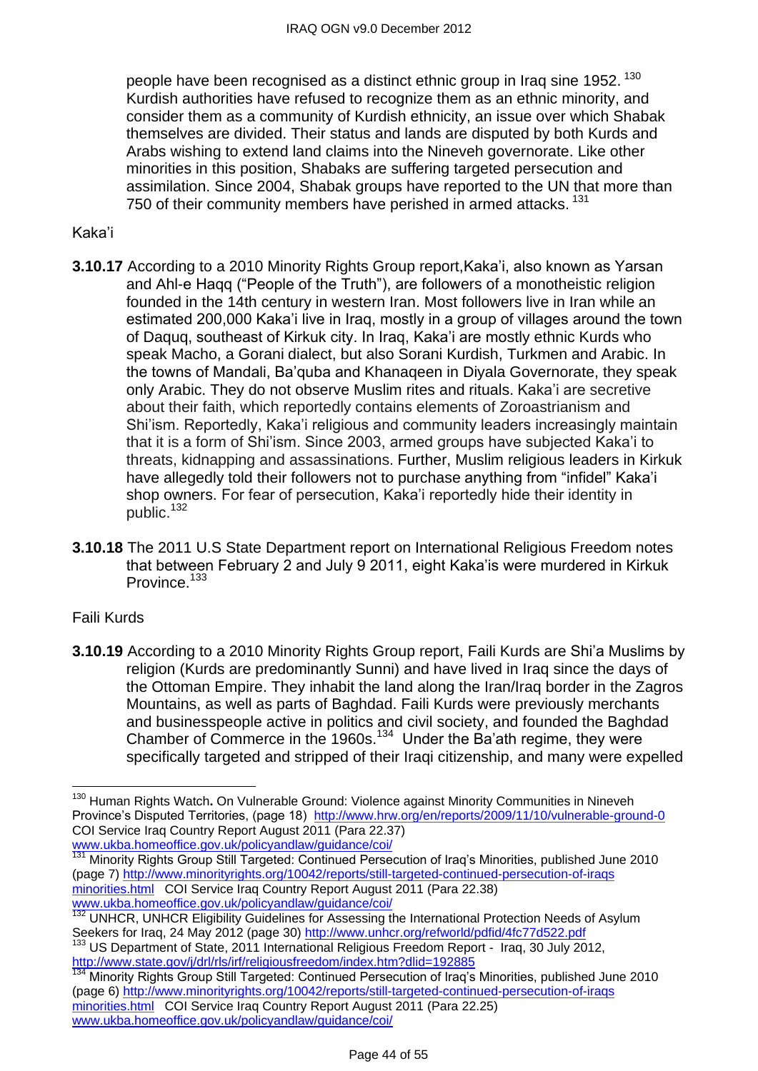people have been recognised as a distinct ethnic group in Iraq sine 1952. [130] Kurdish authorities have refused to recognize them as an ethnic minority, and consider them as a community of Kurdish ethnicity, an issue over which Shabak themselves are divided. Their status and lands are disputed by both Kurds and Arabs wishing to extend land claims into the Nineveh governorate. Like other minorities in this position, Shabaks are suffering targeted persecution and assimilation. Since 2004, Shabak groups have reported to the UN that more than 750 of their community members have perished in armed attacks. [131]

Kaka'i

**3.10.17** According to a 2010 Minority Rights Group report,Kaka'i, also known as Yarsan and Ahl-e Haqq ("People of the Truth"), are followers of a monotheistic religion founded in the 14th century in western Iran. Most followers live in Iran while an estimated 200,000 Kaka'i live in Iraq, mostly in a group of villages around the town of Daquq, southeast of Kirkuk city. In Iraq, Kaka'i are mostly ethnic Kurds who speak Macho, a Gorani dialect, but also Sorani Kurdish, Turkmen and Arabic. In the towns of Mandali, Ba'quba and Khanaqeen in Diyala Governorate, they speak only Arabic. They do not observe Muslim rites and rituals. Kaka'i are secretive about their faith, which reportedly contains elements of Zoroastrianism and Shi'ism. Reportedly, Kaka'i religious and community leaders increasingly maintain that it is a form of Shi'ism. Since 2003, armed groups have subjected Kaka'i to threats, kidnapping and assassinations. Further, Muslim religious leaders in Kirkuk have allegedly told their followers not to purchase anything from "infidel" Kaka'i shop owners. For fear of persecution, Kaka'i reportedly hide their identity in public.[132]

**3.10.18** The 2011 U.S State Department report on International Religious Freedom notes that between February 2 and July 9 2011, eight Kaka'is were murdered in Kirkuk Province.[133]

Faili Kurds

**3.10.19** According to a 2010 Minority Rights Group report, Faili Kurds are Shi'a Muslims by religion (Kurds are predominantly Sunni) and have lived in Iraq since the days of the Ottoman Empire. They inhabit the land along the Iran/Iraq border in the Zagros Mountains, as well as parts of Baghdad. Faili Kurds were previously merchants and businesspeople active in politics and civil society, and founded the Baghdad Chamber of Commerce in the 1960s.[134] Under the Ba'ath regime, they were specifically targeted and stripped of their Iraqi citizenship, and many were expelled

---

[130] Human Rights Watch**.** On Vulnerable Ground: Violence against Minority Communities in Nineveh Province's Disputed Territories, (page 18) http://www.hrw.org/en/reports/2009/11/10/vulnerable-ground-0 COI Service Iraq Country Report August 2011 (Para 22.37) www.ukba.homeoffice.gov.uk/policyandlaw/guidance/coi/

[131] Minority Rights Group Still Targeted: Continued Persecution of Iraq's Minorities, published June 2010 (page 7) http://www.minorityrights.org/10042/reports/still-targeted-continued-persecution-of-iraqs minorities.html COI Service Iraq Country Report August 2011 (Para 22.38) www.ukba.homeoffice.gov.uk/policyandlaw/guidance/coi/

[132] UNHCR, UNHCR Eligibility Guidelines for Assessing the International Protection Needs of Asylum Seekers for Iraq, 24 May 2012 (page 30) http://www.unhcr.org/refworld/pdfid/4fc77d522.pdf

[133] US Department of State, 2011 International Religious Freedom Report - Iraq, 30 July 2012, http://www.state.gov/j/drl/rls/irf/religiousfreedom/index.htm?dlid=192885

[134] Minority Rights Group Still Targeted: Continued Persecution of Iraq's Minorities, published June 2010 (page 6) http://www.minorityrights.org/10042/reports/still-targeted-continued-persecution-of-iraqs minorities.html COI Service Iraq Country Report August 2011 (Para 22.25) www.ukba.homeoffice.gov.uk/policyandlaw/guidance/coi/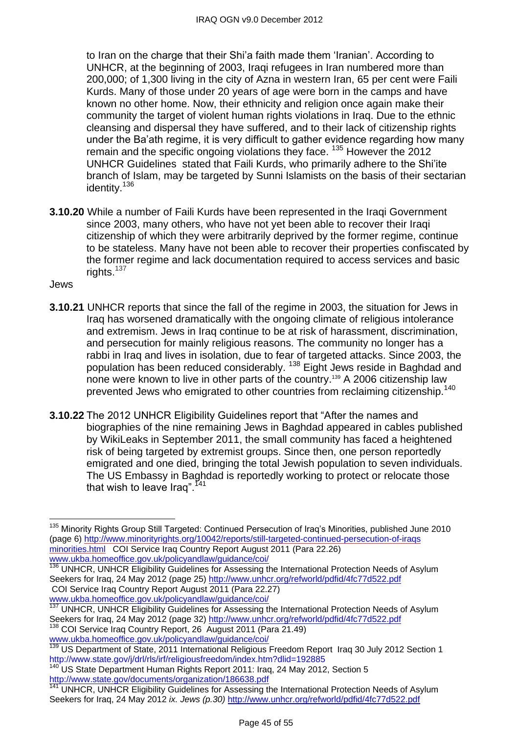to Iran on the charge that their Shi'a faith made them 'Iranian'. According to UNHCR, at the beginning of 2003, Iraqi refugees in Iran numbered more than 200,000; of 1,300 living in the city of Azna in western Iran, 65 per cent were Faili Kurds. Many of those under 20 years of age were born in the camps and have known no other home. Now, their ethnicity and religion once again make their community the target of violent human rights violations in Iraq. Due to the ethnic cleansing and dispersal they have suffered, and to their lack of citizenship rights under the Ba'ath regime, it is very difficult to gather evidence regarding how many remain and the specific ongoing violations they face. [135] However the 2012 UNHCR Guidelines stated that Faili Kurds, who primarily adhere to the Shi'ite branch of Islam, may be targeted by Sunni Islamists on the basis of their sectarian identity.[136]

**3.10.20** While a number of Faili Kurds have been represented in the Iraqi Government since 2003, many others, who have not yet been able to recover their Iraqi citizenship of which they were arbitrarily deprived by the former regime, continue to be stateless. Many have not been able to recover their properties confiscated by the former regime and lack documentation required to access services and basic rights.[137]

Jews

**3.10.21** UNHCR reports that since the fall of the regime in 2003, the situation for Jews in Iraq has worsened dramatically with the ongoing climate of religious intolerance and extremism. Jews in Iraq continue to be at risk of harassment, discrimination, and persecution for mainly religious reasons. The community no longer has a rabbi in Iraq and lives in isolation, due to fear of targeted attacks. Since 2003, the population has been reduced considerably. [138] Eight Jews reside in Baghdad and none were known to live in other parts of the country.[139] A 2006 citizenship law prevented Jews who emigrated to other countries from reclaiming citizenship.[140]

**3.10.22** The 2012 UNHCR Eligibility Guidelines report that "After the names and biographies of the nine remaining Jews in Baghdad appeared in cables published by WikiLeaks in September 2011, the small community has faced a heightened risk of being targeted by extremist groups. Since then, one person reportedly emigrated and one died, bringing the total Jewish population to seven individuals. The US Embassy in Baghdad is reportedly working to protect or relocate those that wish to leave Iraq".[141]

---

[135] Minority Rights Group Still Targeted: Continued Persecution of Iraq's Minorities, published June 2010 (page 6) http://www.minorityrights.org/10042/reports/still-targeted-continued-persecution-of-iraqs minorities.html COI Service Iraq Country Report August 2011 (Para 22.26) www.ukba.homeoffice.gov.uk/policyandlaw/guidance/coi/

[136] UNHCR, UNHCR Eligibility Guidelines for Assessing the International Protection Needs of Asylum Seekers for Iraq, 24 May 2012 (page 25) http://www.unhcr.org/refworld/pdfid/4fc77d522.pdf COI Service Iraq Country Report August 2011 (Para 22.27) www.ukba.homeoffice.gov.uk/policyandlaw/guidance/coi/

[137] UNHCR, UNHCR Eligibility Guidelines for Assessing the International Protection Needs of Asylum Seekers for Iraq, 24 May 2012 (page 32) http://www.unhcr.org/refworld/pdfid/4fc77d522.pdf

[138] COI Service Iraq Country Report, 26 August 2011 (Para 21.49) www.ukba.homeoffice.gov.uk/policyandlaw/guidance/coi/

[139] US Department of State, 2011 International Religious Freedom Report Iraq 30 July 2012 Section 1 http://www.state.gov/j/drl/rls/irf/religiousfreedom/index.htm?dlid=192885

[140] US State Department Human Rights Report 2011: Iraq, 24 May 2012, Section 5 http://www.state.gov/documents/organization/186638.pdf

[141] UNHCR, UNHCR Eligibility Guidelines for Assessing the International Protection Needs of Asylum Seekers for Iraq, 24 May 2012 *ix. Jews (p.30)* http://www.unhcr.org/refworld/pdfid/4fc77d522.pdf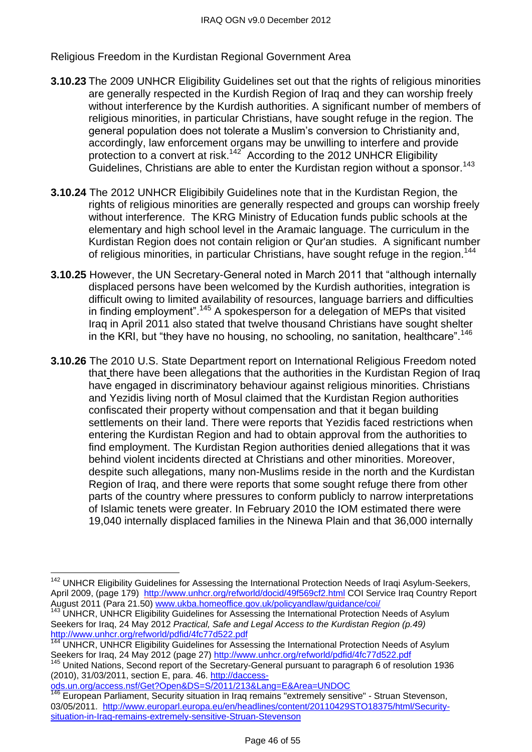Religious Freedom in the Kurdistan Regional Government Area

**3.10.23** The 2009 UNHCR Eligibility Guidelines set out that the rights of religious minorities are generally respected in the Kurdish Region of Iraq and they can worship freely without interference by the Kurdish authorities. A significant number of members of religious minorities, in particular Christians, have sought refuge in the region. The general population does not tolerate a Muslim's conversion to Christianity and, accordingly, law enforcement organs may be unwilling to interfere and provide protection to a convert at risk.[142] According to the 2012 UNHCR Eligibility Guidelines, Christians are able to enter the Kurdistan region without a sponsor.[143]

**3.10.24** The 2012 UNHCR Eligibibily Guidelines note that in the Kurdistan Region, the rights of religious minorities are generally respected and groups can worship freely without interference. The KRG Ministry of Education funds public schools at the elementary and high school level in the Aramaic language. The curriculum in the Kurdistan Region does not contain religion or Qur'an studies. A significant number of religious minorities, in particular Christians, have sought refuge in the region.[144]

**3.10.25** However, the UN Secretary-General noted in March 2011 that "although internally displaced persons have been welcomed by the Kurdish authorities, integration is difficult owing to limited availability of resources, language barriers and difficulties in finding employment".[145] A spokesperson for a delegation of MEPs that visited Iraq in April 2011 also stated that twelve thousand Christians have sought shelter in the KRI, but "they have no housing, no schooling, no sanitation, healthcare".[146]

**3.10.26** The 2010 U.S. State Department report on International Religious Freedom noted that there have been allegations that the authorities in the Kurdistan Region of Iraq have engaged in discriminatory behaviour against religious minorities. Christians and Yezidis living north of Mosul claimed that the Kurdistan Region authorities confiscated their property without compensation and that it began building settlements on their land. There were reports that Yezidis faced restrictions when entering the Kurdistan Region and had to obtain approval from the authorities to find employment. The Kurdistan Region authorities denied allegations that it was behind violent incidents directed at Christians and other minorities. Moreover, despite such allegations, many non-Muslims reside in the north and the Kurdistan Region of Iraq, and there were reports that some sought refuge there from other parts of the country where pressures to conform publicly to narrow interpretations of Islamic tenets were greater. In February 2010 the IOM estimated there were 19,040 internally displaced families in the Ninewa Plain and that 36,000 internally

---

[142] UNHCR Eligibility Guidelines for Assessing the International Protection Needs of Iraqi Asylum-Seekers, April 2009, (page 179) http://www.unhcr.org/refworld/docid/49f569cf2.html COI Service Iraq Country Report August 2011 (Para 21.50) www.ukba.homeoffice.gov.uk/policyandlaw/guidance/coi/

[143] UNHCR, UNHCR Eligibility Guidelines for Assessing the International Protection Needs of Asylum Seekers for Iraq, 24 May 2012 *Practical, Safe and Legal Access to the Kurdistan Region (p.49)* http://www.unhcr.org/refworld/pdfid/4fc77d522.pdf

[144] UNHCR, UNHCR Eligibility Guidelines for Assessing the International Protection Needs of Asylum Seekers for Iraq, 24 May 2012 (page 27) http://www.unhcr.org/refworld/pdfid/4fc77d522.pdf

[145] United Nations, Second report of the Secretary-General pursuant to paragraph 6 of resolution 1936 (2010), 31/03/2011, section E, para. 46. http://daccess-ods.un.org/access.nsf/Get?Open&DS=S/2011/213&Lang=E&Area=UNDOC

[146] European Parliament, Security situation in Iraq remains "extremely sensitive" - Struan Stevenson, 03/05/2011. http://www.europarl.europa.eu/en/headlines/content/20110429STO18375/html/Security-situation-in-Iraq-remains-extremely-sensitive-Struan-Stevenson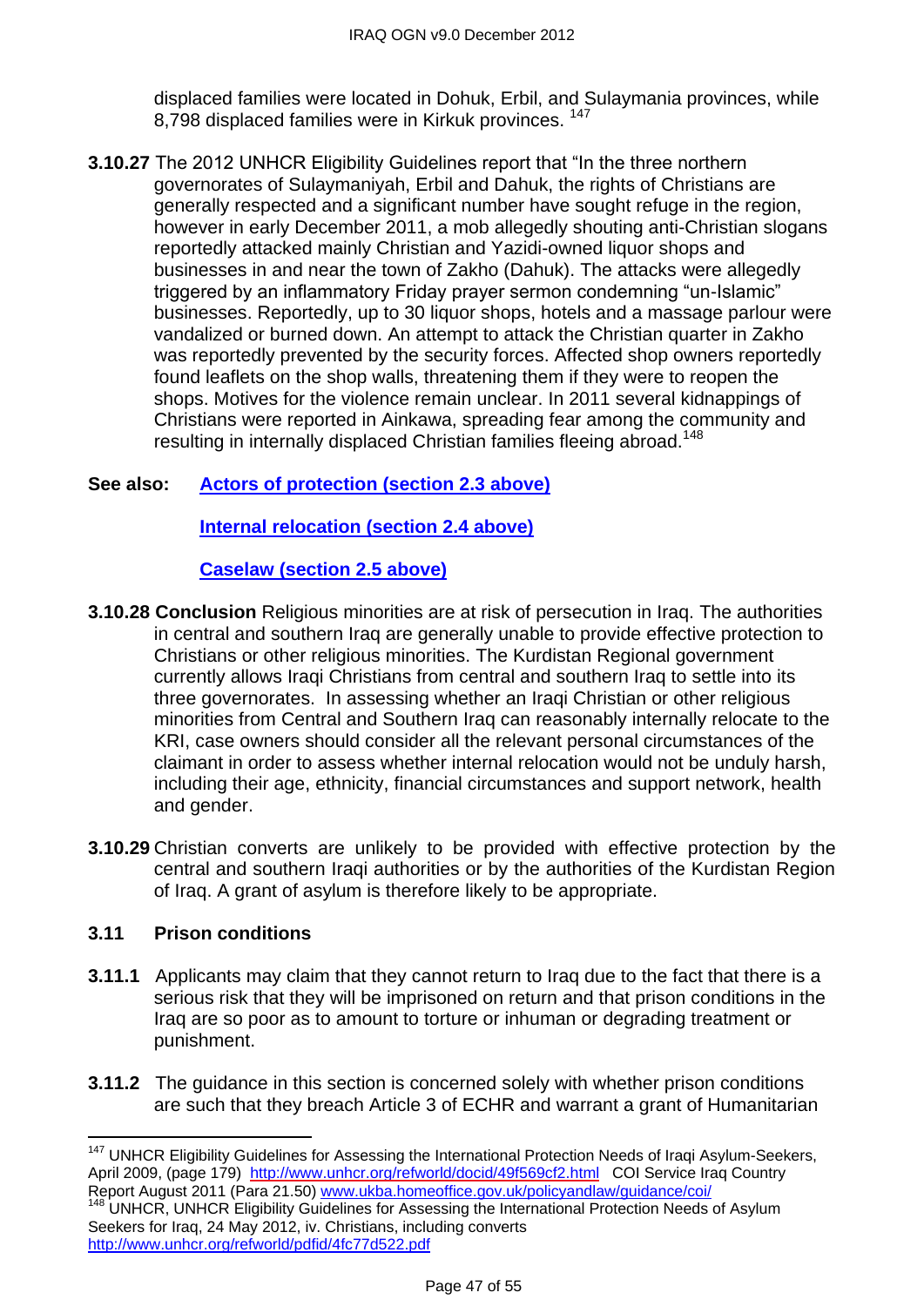displaced families were located in Dohuk, Erbil, and Sulaymania provinces, while 8,798 displaced families were in Kirkuk provinces. [147]

**3.10.27** The 2012 UNHCR Eligibility Guidelines report that "In the three northern governorates of Sulaymaniyah, Erbil and Dahuk, the rights of Christians are generally respected and a significant number have sought refuge in the region, however in early December 2011, a mob allegedly shouting anti-Christian slogans reportedly attacked mainly Christian and Yazidi-owned liquor shops and businesses in and near the town of Zakho (Dahuk). The attacks were allegedly triggered by an inflammatory Friday prayer sermon condemning "un-Islamic" businesses. Reportedly, up to 30 liquor shops, hotels and a massage parlour were vandalized or burned down. An attempt to attack the Christian quarter in Zakho was reportedly prevented by the security forces. Affected shop owners reportedly found leaflets on the shop walls, threatening them if they were to reopen the shops. Motives for the violence remain unclear. In 2011 several kidnappings of Christians were reported in Ainkawa, spreading fear among the community and resulting in internally displaced Christian families fleeing abroad.[148]

**See also:** **Actors of protection (section 2.3 above)**

**Internal relocation (section 2.4 above)**

**Caselaw (section 2.5 above)**

**3.10.28 Conclusion** Religious minorities are at risk of persecution in Iraq. The authorities in central and southern Iraq are generally unable to provide effective protection to Christians or other religious minorities. The Kurdistan Regional government currently allows Iraqi Christians from central and southern Iraq to settle into its three governorates. In assessing whether an Iraqi Christian or other religious minorities from Central and Southern Iraq can reasonably internally relocate to the KRI, case owners should consider all the relevant personal circumstances of the claimant in order to assess whether internal relocation would not be unduly harsh, including their age, ethnicity, financial circumstances and support network, health and gender.

**3.10.29** Christian converts are unlikely to be provided with effective protection by the central and southern Iraqi authorities or by the authorities of the Kurdistan Region of Iraq. A grant of asylum is therefore likely to be appropriate.

### 3.11 Prison conditions

**3.11.1** Applicants may claim that they cannot return to Iraq due to the fact that there is a serious risk that they will be imprisoned on return and that prison conditions in the Iraq are so poor as to amount to torture or inhuman or degrading treatment or punishment.

**3.11.2** The guidance in this section is concerned solely with whether prison conditions are such that they breach Article 3 of ECHR and warrant a grant of Humanitarian

---

[147] UNHCR Eligibility Guidelines for Assessing the International Protection Needs of Iraqi Asylum-Seekers, April 2009, (page 179) http://www.unhcr.org/refworld/docid/49f569cf2.html COI Service Iraq Country Report August 2011 (Para 21.50) www.ukba.homeoffice.gov.uk/policyandlaw/guidance/coi/

[148] UNHCR, UNHCR Eligibility Guidelines for Assessing the International Protection Needs of Asylum Seekers for Iraq, 24 May 2012, iv. Christians, including converts http://www.unhcr.org/refworld/pdfid/4fc77d522.pdf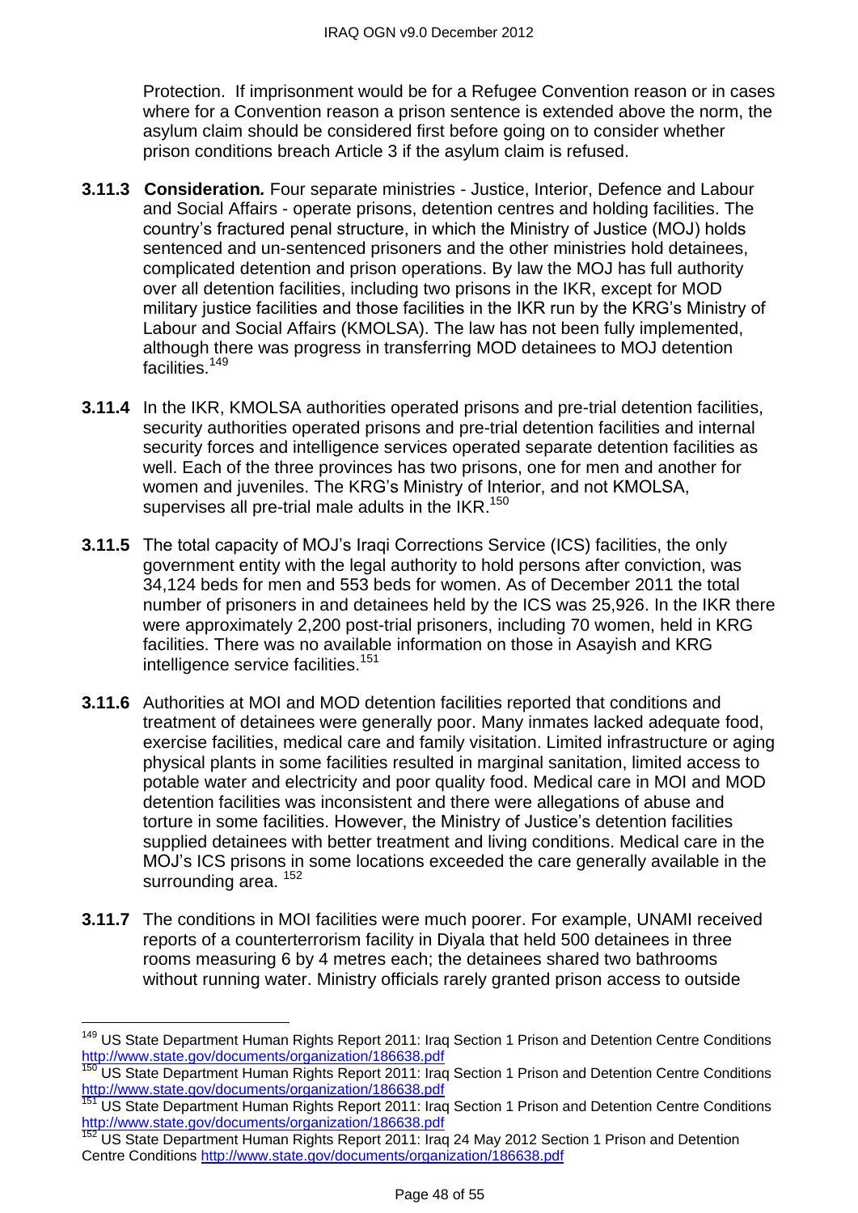Protection. If imprisonment would be for a Refugee Convention reason or in cases where for a Convention reason a prison sentence is extended above the norm, the asylum claim should be considered first before going on to consider whether prison conditions breach Article 3 if the asylum claim is refused.

**3.11.3** ***Consideration.*** Four separate ministries - Justice, Interior, Defence and Labour and Social Affairs - operate prisons, detention centres and holding facilities. The country's fractured penal structure, in which the Ministry of Justice (MOJ) holds sentenced and un-sentenced prisoners and the other ministries hold detainees, complicated detention and prison operations. By law the MOJ has full authority over all detention facilities, including two prisons in the IKR, except for MOD military justice facilities and those facilities in the IKR run by the KRG's Ministry of Labour and Social Affairs (KMOLSA). The law has not been fully implemented, although there was progress in transferring MOD detainees to MOJ detention facilities.[149]

**3.11.4** In the IKR, KMOLSA authorities operated prisons and pre-trial detention facilities, security authorities operated prisons and pre-trial detention facilities and internal security forces and intelligence services operated separate detention facilities as well. Each of the three provinces has two prisons, one for men and another for women and juveniles. The KRG's Ministry of Interior, and not KMOLSA, supervises all pre-trial male adults in the IKR.[150]

**3.11.5** The total capacity of MOJ's Iraqi Corrections Service (ICS) facilities, the only government entity with the legal authority to hold persons after conviction, was 34,124 beds for men and 553 beds for women. As of December 2011 the total number of prisoners in and detainees held by the ICS was 25,926. In the IKR there were approximately 2,200 post-trial prisoners, including 70 women, held in KRG facilities. There was no available information on those in Asayish and KRG intelligence service facilities.[151]

**3.11.6** Authorities at MOI and MOD detention facilities reported that conditions and treatment of detainees were generally poor. Many inmates lacked adequate food, exercise facilities, medical care and family visitation. Limited infrastructure or aging physical plants in some facilities resulted in marginal sanitation, limited access to potable water and electricity and poor quality food. Medical care in MOI and MOD detention facilities was inconsistent and there were allegations of abuse and torture in some facilities. However, the Ministry of Justice's detention facilities supplied detainees with better treatment and living conditions. Medical care in the MOJ's ICS prisons in some locations exceeded the care generally available in the surrounding area. [152]

**3.11.7** The conditions in MOI facilities were much poorer. For example, UNAMI received reports of a counterterrorism facility in Diyala that held 500 detainees in three rooms measuring 6 by 4 metres each; the detainees shared two bathrooms without running water. Ministry officials rarely granted prison access to outside

---

[149] US State Department Human Rights Report 2011: Iraq Section 1 Prison and Detention Centre Conditions http://www.state.gov/documents/organization/186638.pdf

[150] US State Department Human Rights Report 2011: Iraq Section 1 Prison and Detention Centre Conditions http://www.state.gov/documents/organization/186638.pdf

[151] US State Department Human Rights Report 2011: Iraq Section 1 Prison and Detention Centre Conditions http://www.state.gov/documents/organization/186638.pdf

[152] US State Department Human Rights Report 2011: Iraq 24 May 2012 Section 1 Prison and Detention Centre Conditions http://www.state.gov/documents/organization/186638.pdf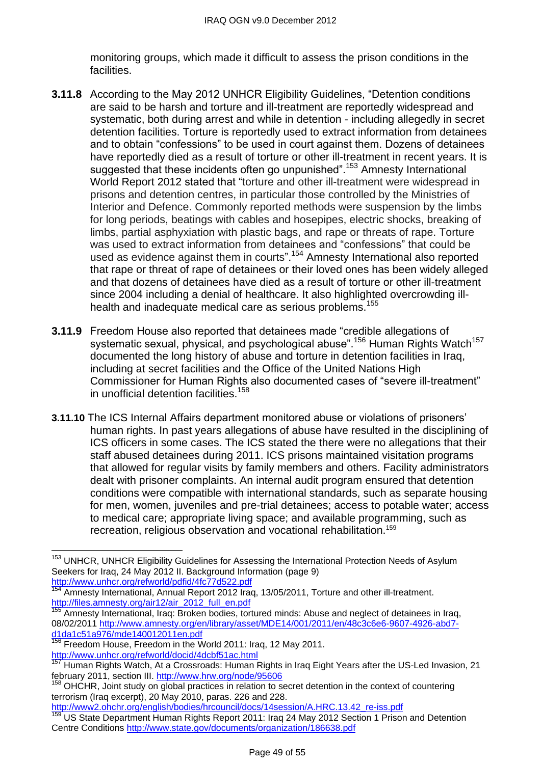monitoring groups, which made it difficult to assess the prison conditions in the facilities.

**3.11.8** According to the May 2012 UNHCR Eligibility Guidelines, "Detention conditions are said to be harsh and torture and ill-treatment are reportedly widespread and systematic, both during arrest and while in detention - including allegedly in secret detention facilities. Torture is reportedly used to extract information from detainees and to obtain "confessions" to be used in court against them. Dozens of detainees have reportedly died as a result of torture or other ill-treatment in recent years. It is suggested that these incidents often go unpunished".[153] Amnesty International World Report 2012 stated that "torture and other ill-treatment were widespread in prisons and detention centres, in particular those controlled by the Ministries of Interior and Defence. Commonly reported methods were suspension by the limbs for long periods, beatings with cables and hosepipes, electric shocks, breaking of limbs, partial asphyxiation with plastic bags, and rape or threats of rape. Torture was used to extract information from detainees and "confessions" that could be used as evidence against them in courts".[154] Amnesty International also reported that rape or threat of rape of detainees or their loved ones has been widely alleged and that dozens of detainees have died as a result of torture or other ill-treatment since 2004 including a denial of healthcare. It also highlighted overcrowding ill-health and inadequate medical care as serious problems.[155]

**3.11.9** Freedom House also reported that detainees made "credible allegations of systematic sexual, physical, and psychological abuse".[156] Human Rights Watch[157] documented the long history of abuse and torture in detention facilities in Iraq, including at secret facilities and the Office of the United Nations High Commissioner for Human Rights also documented cases of "severe ill-treatment" in unofficial detention facilities.[158]

**3.11.10** The ICS Internal Affairs department monitored abuse or violations of prisoners' human rights. In past years allegations of abuse have resulted in the disciplining of ICS officers in some cases. The ICS stated the there were no allegations that their staff abused detainees during 2011. ICS prisons maintained visitation programs that allowed for regular visits by family members and others. Facility administrators dealt with prisoner complaints. An internal audit program ensured that detention conditions were compatible with international standards, such as separate housing for men, women, juveniles and pre-trial detainees; access to potable water; access to medical care; appropriate living space; and available programming, such as recreation, religious observation and vocational rehabilitation.[159]

---

[153] UNHCR, UNHCR Eligibility Guidelines for Assessing the International Protection Needs of Asylum Seekers for Iraq, 24 May 2012 II. Background Information (page 9) http://www.unhcr.org/refworld/pdfid/4fc77d522.pdf

[154] Amnesty International, Annual Report 2012 Iraq, 13/05/2011, Torture and other ill-treatment. http://files.amnesty.org/air12/air_2012_full_en.pdf

[155] Amnesty International, Iraq: Broken bodies, tortured minds: Abuse and neglect of detainees in Iraq, 08/02/2011 http://www.amnesty.org/en/library/asset/MDE14/001/2011/en/48c3c6e6-9607-4926-abd7-d1da1c51a976/mde140012011en.pdf

[156] Freedom House, Freedom in the World 2011: Iraq, 12 May 2011. http://www.unhcr.org/refworld/docid/4dcbf51ac.html

[157] Human Rights Watch, At a Crossroads: Human Rights in Iraq Eight Years after the US-Led Invasion, 21 february 2011, section III. http://www.hrw.org/node/95606

[158] OHCHR, Joint study on global practices in relation to secret detention in the context of countering terrorism (Iraq excerpt), 20 May 2010, paras. 226 and 228. http://www2.ohchr.org/english/bodies/hrcouncil/docs/14session/A.HRC.13.42_re-iss.pdf

[159] US State Department Human Rights Report 2011: Iraq 24 May 2012 Section 1 Prison and Detention Centre Conditions http://www.state.gov/documents/organization/186638.pdf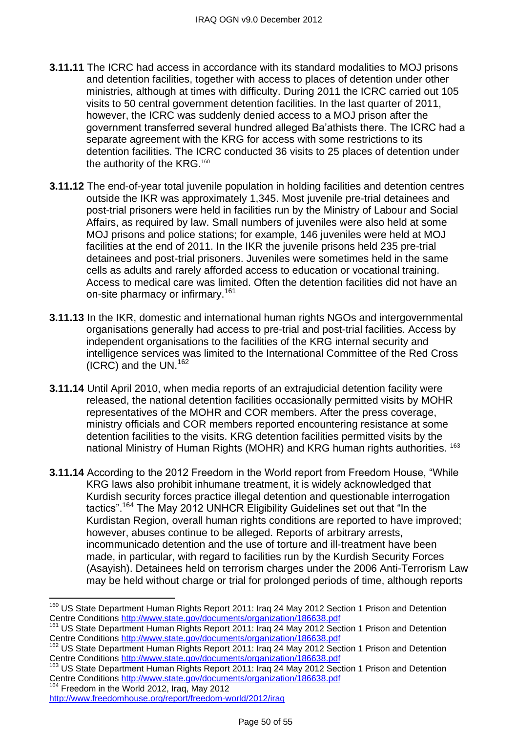**3.11.11** The ICRC had access in accordance with its standard modalities to MOJ prisons and detention facilities, together with access to places of detention under other ministries, although at times with difficulty. During 2011 the ICRC carried out 105 visits to 50 central government detention facilities. In the last quarter of 2011, however, the ICRC was suddenly denied access to a MOJ prison after the government transferred several hundred alleged Ba'athists there. The ICRC had a separate agreement with the KRG for access with some restrictions to its detention facilities. The ICRC conducted 36 visits to 25 places of detention under the authority of the KRG.[160]

**3.11.12** The end-of-year total juvenile population in holding facilities and detention centres outside the IKR was approximately 1,345. Most juvenile pre-trial detainees and post-trial prisoners were held in facilities run by the Ministry of Labour and Social Affairs, as required by law. Small numbers of juveniles were also held at some MOJ prisons and police stations; for example, 146 juveniles were held at MOJ facilities at the end of 2011. In the IKR the juvenile prisons held 235 pre-trial detainees and post-trial prisoners. Juveniles were sometimes held in the same cells as adults and rarely afforded access to education or vocational training. Access to medical care was limited. Often the detention facilities did not have an on-site pharmacy or infirmary.[161]

**3.11.13** In the IKR, domestic and international human rights NGOs and intergovernmental organisations generally had access to pre-trial and post-trial facilities. Access by independent organisations to the facilities of the KRG internal security and intelligence services was limited to the International Committee of the Red Cross (ICRC) and the UN.[162]

**3.11.14** Until April 2010, when media reports of an extrajudicial detention facility were released, the national detention facilities occasionally permitted visits by MOHR representatives of the MOHR and COR members. After the press coverage, ministry officials and COR members reported encountering resistance at some detention facilities to the visits. KRG detention facilities permitted visits by the national Ministry of Human Rights (MOHR) and KRG human rights authorities. [163]

**3.11.14** According to the 2012 Freedom in the World report from Freedom House, "While KRG laws also prohibit inhumane treatment, it is widely acknowledged that Kurdish security forces practice illegal detention and questionable interrogation tactics".[164] The May 2012 UNHCR Eligibility Guidelines set out that "In the Kurdistan Region, overall human rights conditions are reported to have improved; however, abuses continue to be alleged. Reports of arbitrary arrests, incommunicado detention and the use of torture and ill-treatment have been made, in particular, with regard to facilities run by the Kurdish Security Forces (Asayish). Detainees held on terrorism charges under the 2006 Anti-Terrorism Law may be held without charge or trial for prolonged periods of time, although reports

---

[160] US State Department Human Rights Report 2011: Iraq 24 May 2012 Section 1 Prison and Detention Centre Conditions http://www.state.gov/documents/organization/186638.pdf

[161] US State Department Human Rights Report 2011: Iraq 24 May 2012 Section 1 Prison and Detention Centre Conditions http://www.state.gov/documents/organization/186638.pdf

[162] US State Department Human Rights Report 2011: Iraq 24 May 2012 Section 1 Prison and Detention Centre Conditions http://www.state.gov/documents/organization/186638.pdf

[163] US State Department Human Rights Report 2011: Iraq 24 May 2012 Section 1 Prison and Detention Centre Conditions http://www.state.gov/documents/organization/186638.pdf

[164] Freedom in the World 2012, Iraq, May 2012 http://www.freedomhouse.org/report/freedom-world/2012/iraq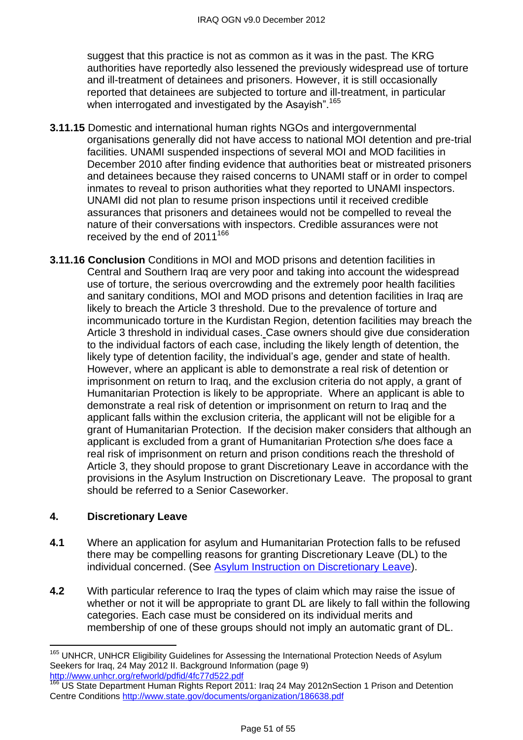suggest that this practice is not as common as it was in the past. The KRG authorities have reportedly also lessened the previously widespread use of torture and ill-treatment of detainees and prisoners. However, it is still occasionally reported that detainees are subjected to torture and ill-treatment, in particular when interrogated and investigated by the Asayish".[165]

**3.11.15** Domestic and international human rights NGOs and intergovernmental organisations generally did not have access to national MOI detention and pre-trial facilities. UNAMI suspended inspections of several MOI and MOD facilities in December 2010 after finding evidence that authorities beat or mistreated prisoners and detainees because they raised concerns to UNAMI staff or in order to compel inmates to reveal to prison authorities what they reported to UNAMI inspectors. UNAMI did not plan to resume prison inspections until it received credible assurances that prisoners and detainees would not be compelled to reveal the nature of their conversations with inspectors. Credible assurances were not received by the end of 2011[166]

**3.11.16 Conclusion** Conditions in MOI and MOD prisons and detention facilities in Central and Southern Iraq are very poor and taking into account the widespread use of torture, the serious overcrowding and the extremely poor health facilities and sanitary conditions, MOI and MOD prisons and detention facilities in Iraq are likely to breach the Article 3 threshold. Due to the prevalence of torture and incommunicado torture in the Kurdistan Region, detention facilities may breach the Article 3 threshold in individual cases. Case owners should give due consideration to the individual factors of each case, including the likely length of detention, the likely type of detention facility, the individual's age, gender and state of health. However, where an applicant is able to demonstrate a real risk of detention or imprisonment on return to Iraq, and the exclusion criteria do not apply, a grant of Humanitarian Protection is likely to be appropriate. Where an applicant is able to demonstrate a real risk of detention or imprisonment on return to Iraq and the applicant falls within the exclusion criteria, the applicant will not be eligible for a grant of Humanitarian Protection. If the decision maker considers that although an applicant is excluded from a grant of Humanitarian Protection s/he does face a real risk of imprisonment on return and prison conditions reach the threshold of Article 3, they should propose to grant Discretionary Leave in accordance with the provisions in the Asylum Instruction on Discretionary Leave. The proposal to grant should be referred to a Senior Caseworker.

## 4. Discretionary Leave

**4.1** Where an application for asylum and Humanitarian Protection falls to be refused there may be compelling reasons for granting Discretionary Leave (DL) to the individual concerned. (See [Asylum Instruction on Discretionary Leave](#)).

**4.2** With particular reference to Iraq the types of claim which may raise the issue of whether or not it will be appropriate to grant DL are likely to fall within the following categories. Each case must be considered on its individual merits and membership of one of these groups should not imply an automatic grant of DL.

---

[165] UNHCR, UNHCR Eligibility Guidelines for Assessing the International Protection Needs of Asylum Seekers for Iraq, 24 May 2012 II. Background Information (page 9) http://www.unhcr.org/refworld/pdfid/4fc77d522.pdf

[166] US State Department Human Rights Report 2011: Iraq 24 May 2012nSection 1 Prison and Detention Centre Conditions http://www.state.gov/documents/organization/186638.pdf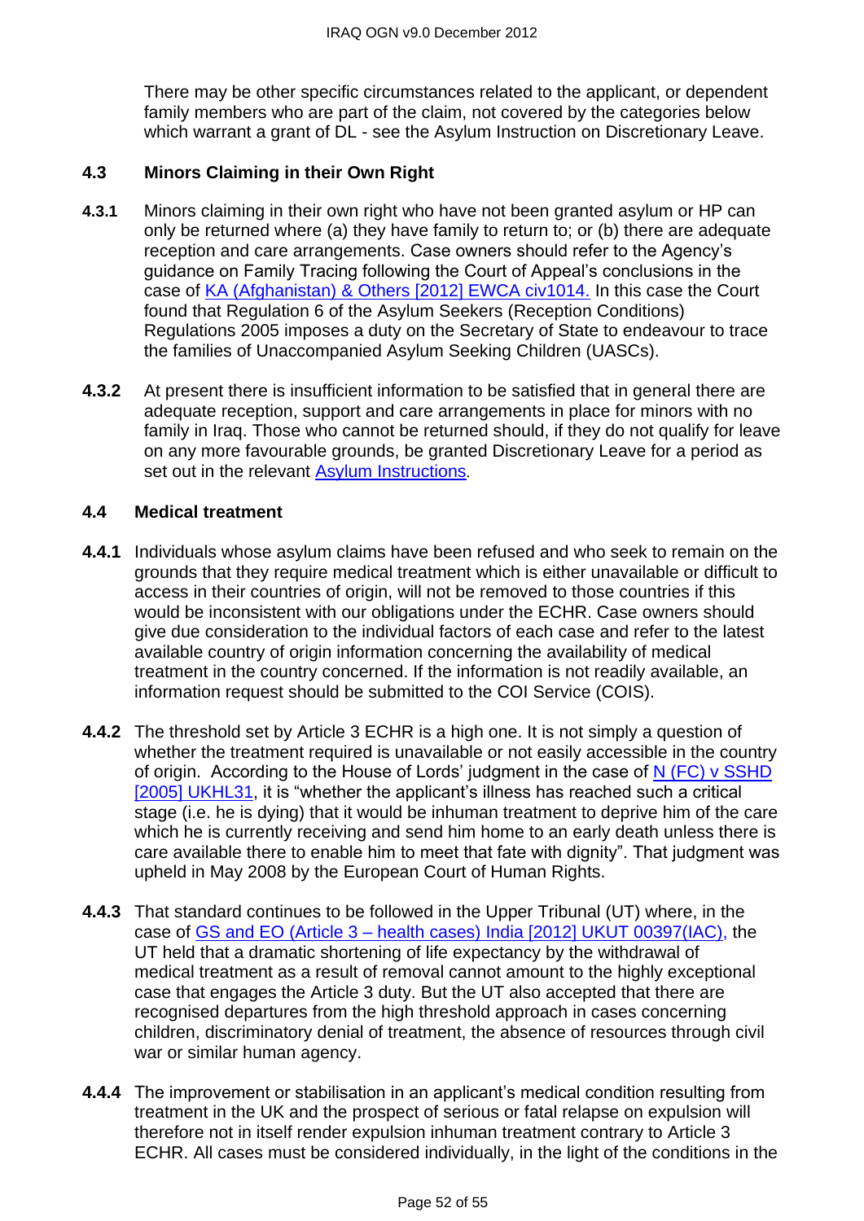There may be other specific circumstances related to the applicant, or dependent family members who are part of the claim, not covered by the categories below which warrant a grant of DL - see the Asylum Instruction on Discretionary Leave.

### 4.3 Minors Claiming in their Own Right

**4.3.1** Minors claiming in their own right who have not been granted asylum or HP can only be returned where (a) they have family to return to; or (b) there are adequate reception and care arrangements. Case owners should refer to the Agency's guidance on Family Tracing following the Court of Appeal's conclusions in the case of KA (Afghanistan) & Others [2012] EWCA civ1014. In this case the Court found that Regulation 6 of the Asylum Seekers (Reception Conditions) Regulations 2005 imposes a duty on the Secretary of State to endeavour to trace the families of Unaccompanied Asylum Seeking Children (UASCs).

**4.3.2** At present there is insufficient information to be satisfied that in general there are adequate reception, support and care arrangements in place for minors with no family in Iraq. Those who cannot be returned should, if they do not qualify for leave on any more favourable grounds, be granted Discretionary Leave for a period as set out in the relevant Asylum Instructions.

### 4.4 Medical treatment

**4.4.1** Individuals whose asylum claims have been refused and who seek to remain on the grounds that they require medical treatment which is either unavailable or difficult to access in their countries of origin, will not be removed to those countries if this would be inconsistent with our obligations under the ECHR. Case owners should give due consideration to the individual factors of each case and refer to the latest available country of origin information concerning the availability of medical treatment in the country concerned. If the information is not readily available, an information request should be submitted to the COI Service (COIS).

**4.4.2** The threshold set by Article 3 ECHR is a high one. It is not simply a question of whether the treatment required is unavailable or not easily accessible in the country of origin. According to the House of Lords' judgment in the case of N (FC) v SSHD [2005] UKHL31, it is "whether the applicant's illness has reached such a critical stage (i.e. he is dying) that it would be inhuman treatment to deprive him of the care which he is currently receiving and send him home to an early death unless there is care available there to enable him to meet that fate with dignity". That judgment was upheld in May 2008 by the European Court of Human Rights.

**4.4.3** That standard continues to be followed in the Upper Tribunal (UT) where, in the case of GS and EO (Article 3 – health cases) India [2012] UKUT 00397(IAC), the UT held that a dramatic shortening of life expectancy by the withdrawal of medical treatment as a result of removal cannot amount to the highly exceptional case that engages the Article 3 duty. But the UT also accepted that there are recognised departures from the high threshold approach in cases concerning children, discriminatory denial of treatment, the absence of resources through civil war or similar human agency.

**4.4.4** The improvement or stabilisation in an applicant's medical condition resulting from treatment in the UK and the prospect of serious or fatal relapse on expulsion will therefore not in itself render expulsion inhuman treatment contrary to Article 3 ECHR. All cases must be considered individually, in the light of the conditions in the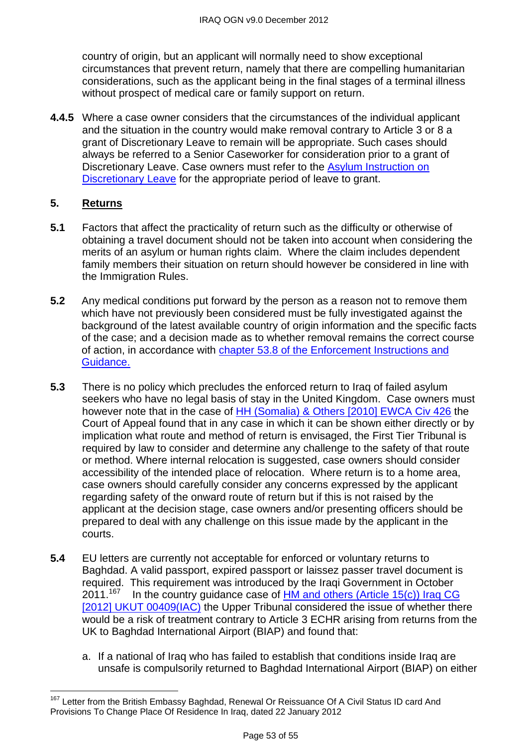country of origin, but an applicant will normally need to show exceptional circumstances that prevent return, namely that there are compelling humanitarian considerations, such as the applicant being in the final stages of a terminal illness without prospect of medical care or family support on return.

**4.4.5** Where a case owner considers that the circumstances of the individual applicant and the situation in the country would make removal contrary to Article 3 or 8 a grant of Discretionary Leave to remain will be appropriate. Such cases should always be referred to a Senior Caseworker for consideration prior to a grant of Discretionary Leave. Case owners must refer to the Asylum Instruction on Discretionary Leave for the appropriate period of leave to grant.

## 5. Returns

**5.1** Factors that affect the practicality of return such as the difficulty or otherwise of obtaining a travel document should not be taken into account when considering the merits of an asylum or human rights claim. Where the claim includes dependent family members their situation on return should however be considered in line with the Immigration Rules.

**5.2** Any medical conditions put forward by the person as a reason not to remove them which have not previously been considered must be fully investigated against the background of the latest available country of origin information and the specific facts of the case; and a decision made as to whether removal remains the correct course of action, in accordance with chapter 53.8 of the Enforcement Instructions and Guidance.

**5.3** There is no policy which precludes the enforced return to Iraq of failed asylum seekers who have no legal basis of stay in the United Kingdom. Case owners must however note that in the case of HH (Somalia) & Others [2010] EWCA Civ 426 the Court of Appeal found that in any case in which it can be shown either directly or by implication what route and method of return is envisaged, the First Tier Tribunal is required by law to consider and determine any challenge to the safety of that route or method. Where internal relocation is suggested, case owners should consider accessibility of the intended place of relocation. Where return is to a home area, case owners should carefully consider any concerns expressed by the applicant regarding safety of the onward route of return but if this is not raised by the applicant at the decision stage, case owners and/or presenting officers should be prepared to deal with any challenge on this issue made by the applicant in the courts.

**5.4** EU letters are currently not acceptable for enforced or voluntary returns to Baghdad. A valid passport, expired passport or laissez passer travel document is required. This requirement was introduced by the Iraqi Government in October 2011.[167] In the country guidance case of HM and others (Article 15(c)) Iraq CG [2012] UKUT 00409(IAC) the Upper Tribunal considered the issue of whether there would be a risk of treatment contrary to Article 3 ECHR arising from returns from the UK to Baghdad International Airport (BIAP) and found that:

a. If a national of Iraq who has failed to establish that conditions inside Iraq are unsafe is compulsorily returned to Baghdad International Airport (BIAP) on either

---

[167] Letter from the British Embassy Baghdad, Renewal Or Reissuance Of A Civil Status ID card And Provisions To Change Place Of Residence In Iraq, dated 22 January 2012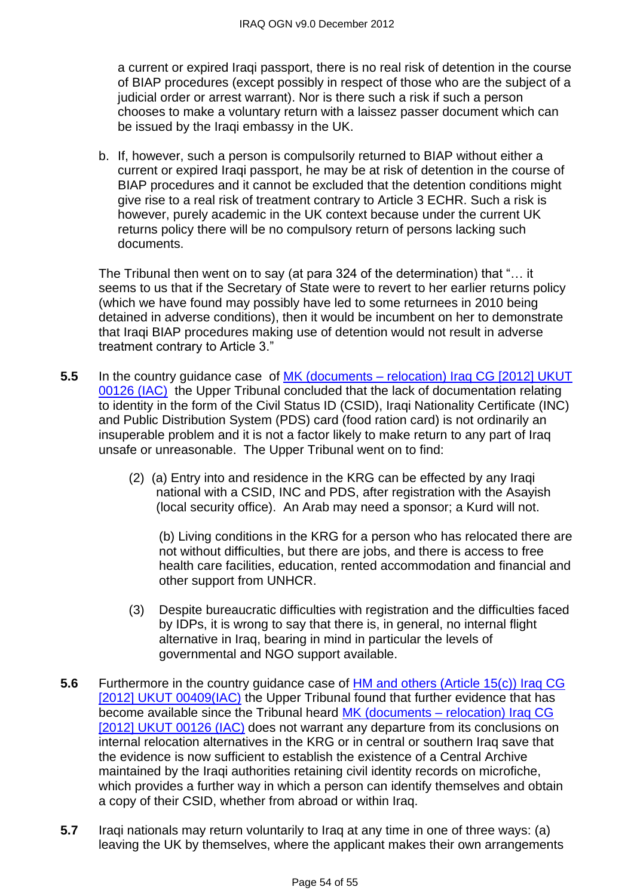a current or expired Iraqi passport, there is no real risk of detention in the course of BIAP procedures (except possibly in respect of those who are the subject of a judicial order or arrest warrant). Nor is there such a risk if such a person chooses to make a voluntary return with a laissez passer document which can be issued by the Iraqi embassy in the UK.

b. If, however, such a person is compulsorily returned to BIAP without either a current or expired Iraqi passport, he may be at risk of detention in the course of BIAP procedures and it cannot be excluded that the detention conditions might give rise to a real risk of treatment contrary to Article 3 ECHR. Such a risk is however, purely academic in the UK context because under the current UK returns policy there will be no compulsory return of persons lacking such documents.

The Tribunal then went on to say (at para 324 of the determination) that "… it seems to us that if the Secretary of State were to revert to her earlier returns policy (which we have found may possibly have led to some returnees in 2010 being detained in adverse conditions), then it would be incumbent on her to demonstrate that Iraqi BIAP procedures making use of detention would not result in adverse treatment contrary to Article 3."

**5.5** In the country guidance case of [MK (documents – relocation) Iraq CG [2012] UKUT 00126 (IAC)]() the Upper Tribunal concluded that the lack of documentation relating to identity in the form of the Civil Status ID (CSID), Iraqi Nationality Certificate (INC) and Public Distribution System (PDS) card (food ration card) is not ordinarily an insuperable problem and it is not a factor likely to make return to any part of Iraq unsafe or unreasonable. The Upper Tribunal went on to find:

(2) (a) Entry into and residence in the KRG can be effected by any Iraqi national with a CSID, INC and PDS, after registration with the Asayish (local security office). An Arab may need a sponsor; a Kurd will not.

(b) Living conditions in the KRG for a person who has relocated there are not without difficulties, but there are jobs, and there is access to free health care facilities, education, rented accommodation and financial and other support from UNHCR.

(3) Despite bureaucratic difficulties with registration and the difficulties faced by IDPs, it is wrong to say that there is, in general, no internal flight alternative in Iraq, bearing in mind in particular the levels of governmental and NGO support available.

**5.6** Furthermore in the country guidance case of [HM and others (Article 15(c)) Iraq CG [2012] UKUT 00409(IAC)]() the Upper Tribunal found that further evidence that has become available since the Tribunal heard [MK (documents – relocation) Iraq CG [2012] UKUT 00126 (IAC)]() does not warrant any departure from its conclusions on internal relocation alternatives in the KRG or in central or southern Iraq save that the evidence is now sufficient to establish the existence of a Central Archive maintained by the Iraqi authorities retaining civil identity records on microfiche, which provides a further way in which a person can identify themselves and obtain a copy of their CSID, whether from abroad or within Iraq.

**5.7** Iraqi nationals may return voluntarily to Iraq at any time in one of three ways: (a) leaving the UK by themselves, where the applicant makes their own arrangements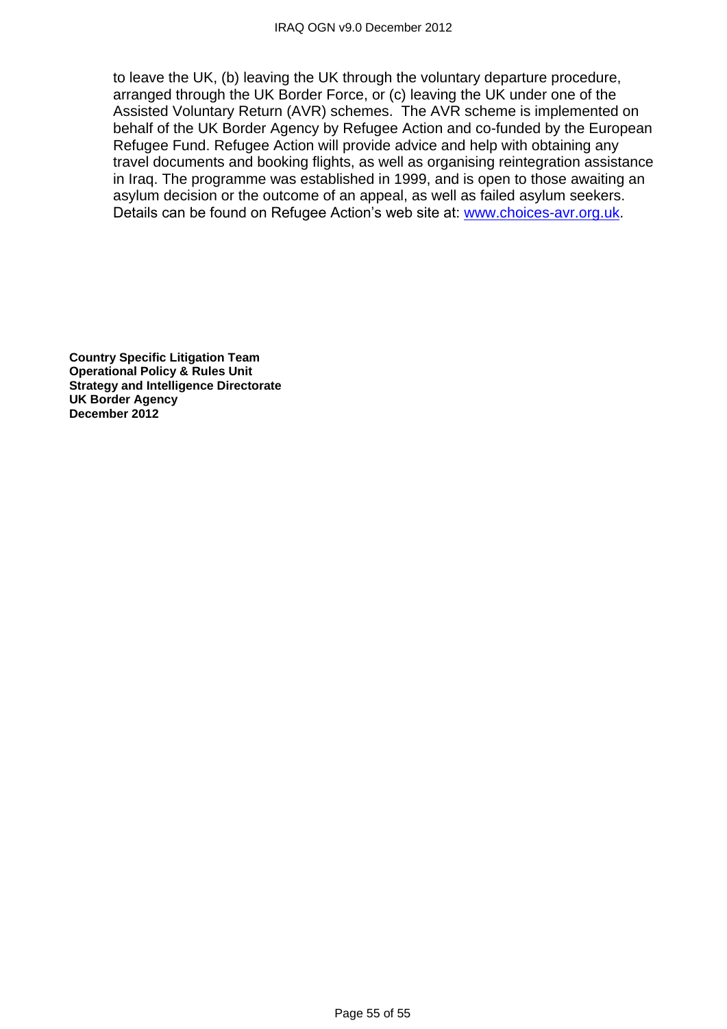to leave the UK, (b) leaving the UK through the voluntary departure procedure, arranged through the UK Border Force, or (c) leaving the UK under one of the Assisted Voluntary Return (AVR) schemes. The AVR scheme is implemented on behalf of the UK Border Agency by Refugee Action and co-funded by the European Refugee Fund. Refugee Action will provide advice and help with obtaining any travel documents and booking flights, as well as organising reintegration assistance in Iraq. The programme was established in 1999, and is open to those awaiting an asylum decision or the outcome of an appeal, as well as failed asylum seekers. Details can be found on Refugee Action's web site at: [www.choices-avr.org.uk](http://www.choices-avr.org.uk).

**Country Specific Litigation Team**
**Operational Policy & Rules Unit**
**Strategy and Intelligence Directorate**
**UK Border Agency**
**December 2012**